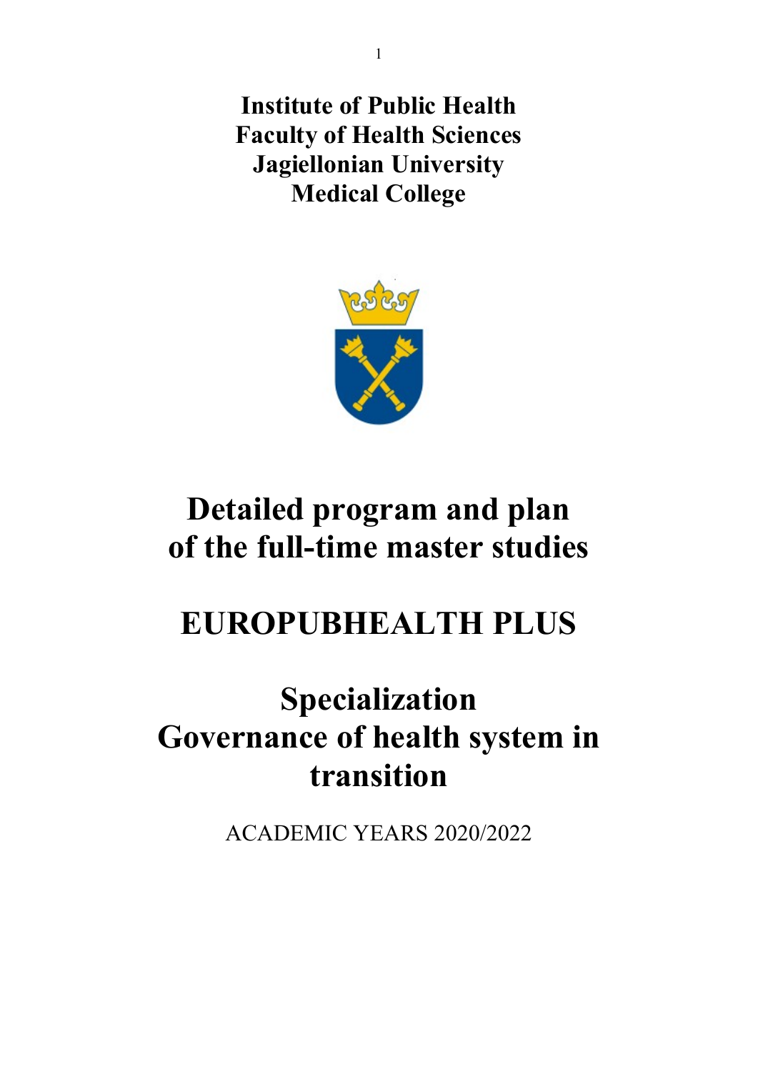**Institute of Public Health**
**Faculty of Health Sciences**
**Jagiellonian University**
**Medical College**

# Detailed program and plan of the full-time master studies

# EUROPUBHEALTH PLUS

# Specialization Governance of health system in transition

ACADEMIC YEARS 2020/2022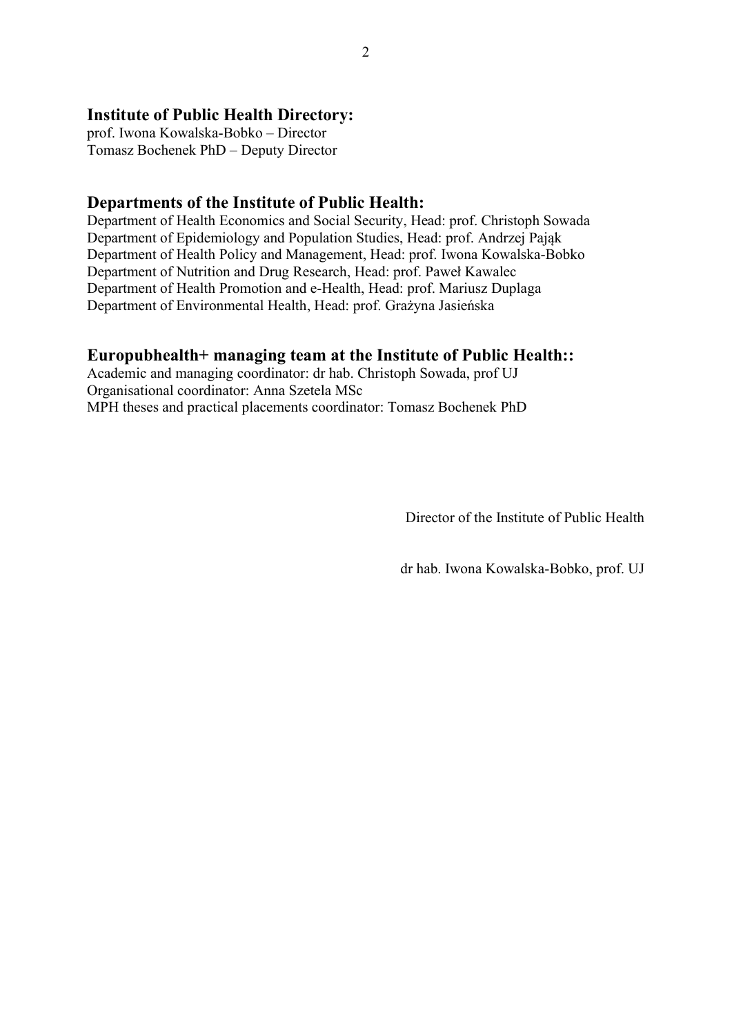## Institute of Public Health Directory:

prof. Iwona Kowalska-Bobko – Director
Tomasz Bochenek PhD – Deputy Director

## Departments of the Institute of Public Health:

Department of Health Economics and Social Security, Head: prof. Christoph Sowada
Department of Epidemiology and Population Studies, Head: prof. Andrzej Pająk
Department of Health Policy and Management, Head: prof. Iwona Kowalska-Bobko
Department of Nutrition and Drug Research, Head: prof. Paweł Kawalec
Department of Health Promotion and e-Health, Head: prof. Mariusz Duplaga
Department of Environmental Health, Head: prof. Grażyna Jasieńska

## Europubhealth+ managing team at the Institute of Public Health::

Academic and managing coordinator: dr hab. Christoph Sowada, prof UJ
Organisational coordinator: Anna Szetela MSc
MPH theses and practical placements coordinator: Tomasz Bochenek PhD

Director of the Institute of Public Health

dr hab. Iwona Kowalska-Bobko, prof. UJ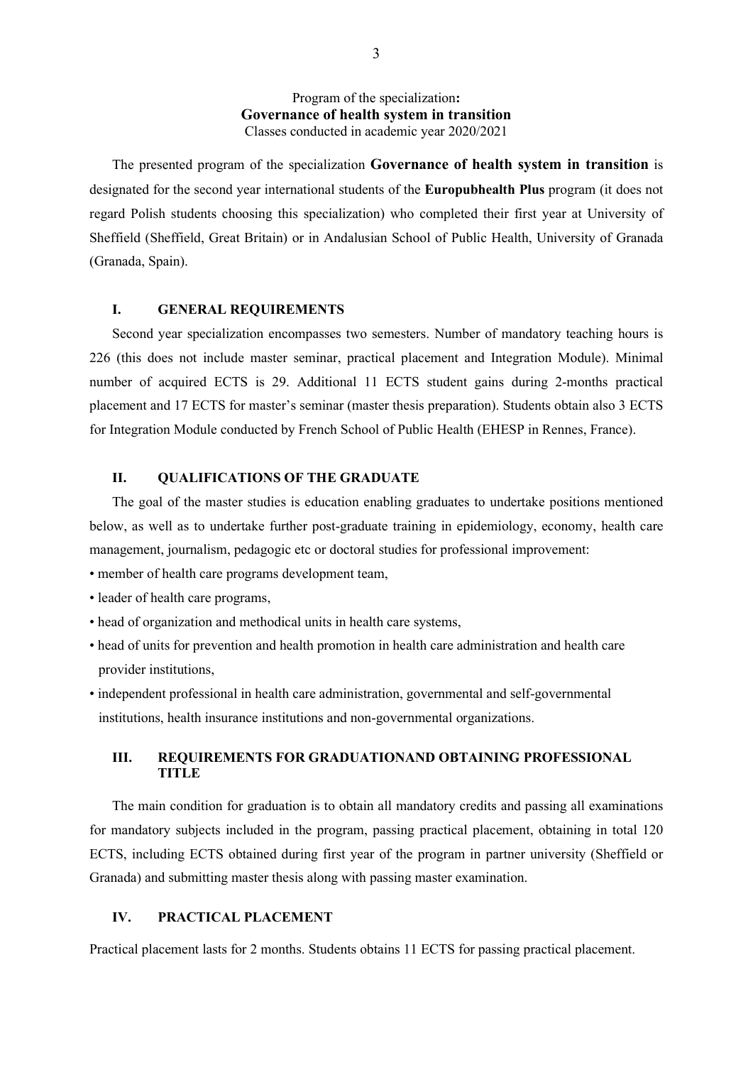Program of the specialization**:**

## Governance of health system in transition

Classes conducted in academic year 2020/2021

The presented program of the specialization **Governance of health system in transition** is designated for the second year international students of the **Europubhealth Plus** program (it does not regard Polish students choosing this specialization) who completed their first year at University of Sheffield (Sheffield, Great Britain) or in Andalusian School of Public Health, University of Granada (Granada, Spain).

### I. GENERAL REQUIREMENTS

Second year specialization encompasses two semesters. Number of mandatory teaching hours is 226 (this does not include master seminar, practical placement and Integration Module). Minimal number of acquired ECTS is 29. Additional 11 ECTS student gains during 2-months practical placement and 17 ECTS for master's seminar (master thesis preparation). Students obtain also 3 ECTS for Integration Module conducted by French School of Public Health (EHESP in Rennes, France).

### II. QUALIFICATIONS OF THE GRADUATE

The goal of the master studies is education enabling graduates to undertake positions mentioned below, as well as to undertake further post-graduate training in epidemiology, economy, health care management, journalism, pedagogic etc or doctoral studies for professional improvement:

- member of health care programs development team,
- leader of health care programs,
- head of organization and methodical units in health care systems,
- head of units for prevention and health promotion in health care administration and health care provider institutions,
- independent professional in health care administration, governmental and self-governmental institutions, health insurance institutions and non-governmental organizations.

### III. REQUIREMENTS FOR GRADUATIONAND OBTAINING PROFESSIONAL TITLE

The main condition for graduation is to obtain all mandatory credits and passing all examinations for mandatory subjects included in the program, passing practical placement, obtaining in total 120 ECTS, including ECTS obtained during first year of the program in partner university (Sheffield or Granada) and submitting master thesis along with passing master examination.

### IV. PRACTICAL PLACEMENT

Practical placement lasts for 2 months. Students obtains 11 ECTS for passing practical placement.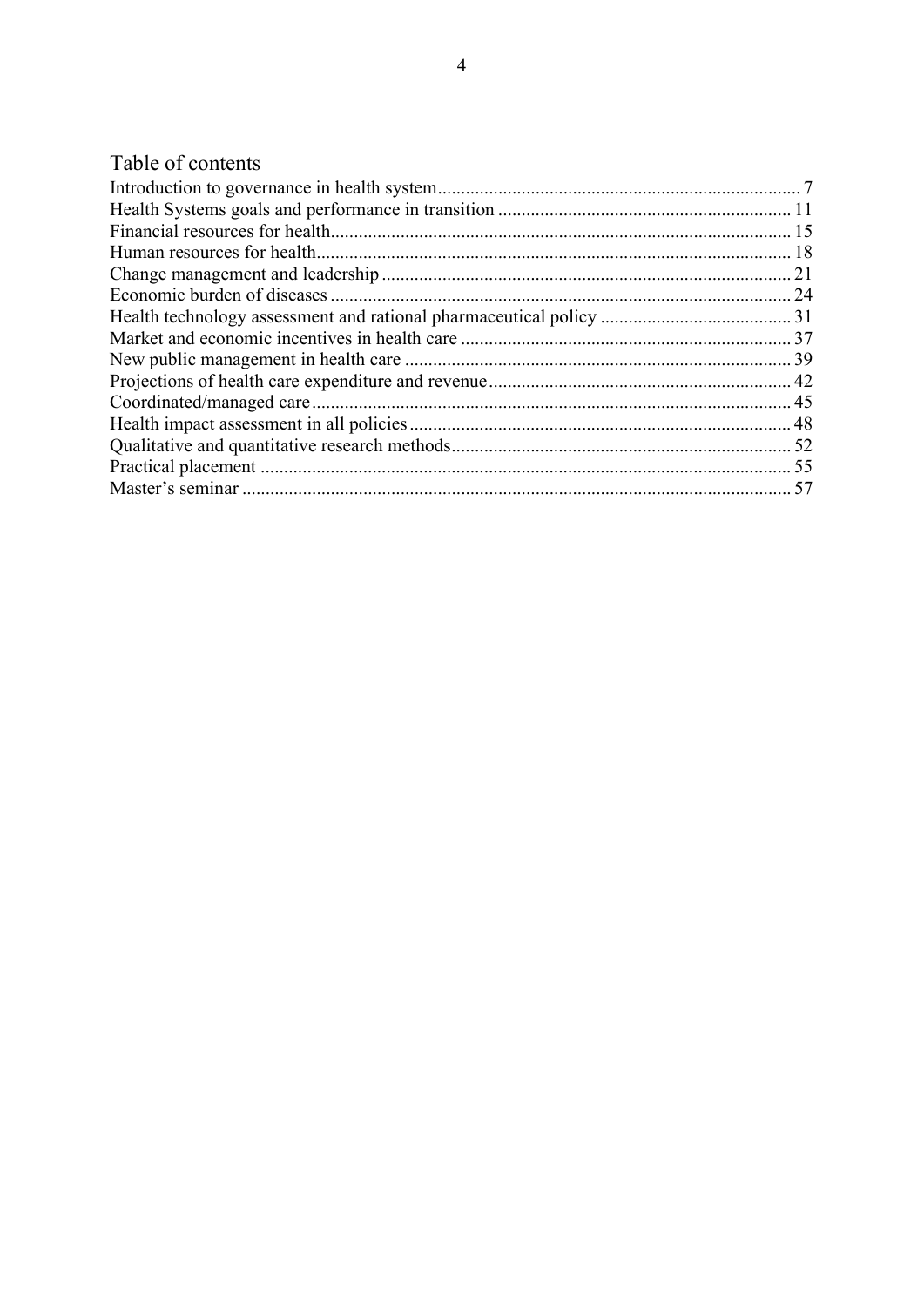# Table of contents

Introduction to governance in health system ..... 7
Health Systems goals and performance in transition ..... 11
Financial resources for health ..... 15
Human resources for health ..... 18
Change management and leadership ..... 21
Economic burden of diseases ..... 24
Health technology assessment and rational pharmaceutical policy ..... 31
Market and economic incentives in health care ..... 37
New public management in health care ..... 39
Projections of health care expenditure and revenue ..... 42
Coordinated/managed care ..... 45
Health impact assessment in all policies ..... 48
Qualitative and quantitative research methods ..... 52
Practical placement ..... 55
Master's seminar ..... 57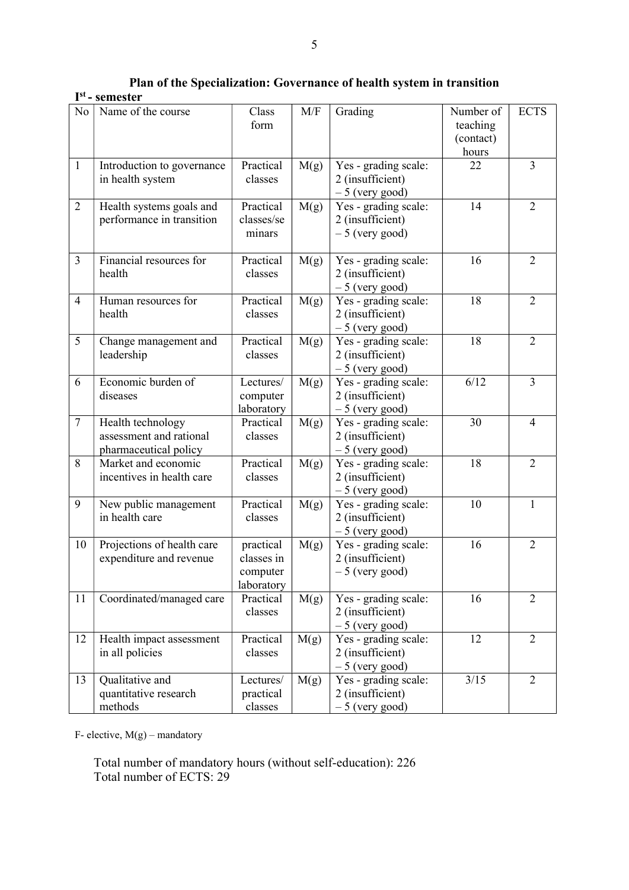**Plan of the Specialization: Governance of health system in transition**

**I[st] - semester**

| No | Name of the course | Class form | M/F | Grading | Number of teaching (contact) hours | ECTS |
|---|---|---|---|---|---|---|
| 1 | Introduction to governance in health system | Practical classes | M(g) | Yes - grading scale: 2 (insufficient) – 5 (very good) | 22 | 3 |
| 2 | Health systems goals and performance in transition | Practical classes/seminars | M(g) | Yes - grading scale: 2 (insufficient) – 5 (very good) | 14 | 2 |
| 3 | Financial resources for health | Practical classes | M(g) | Yes - grading scale: 2 (insufficient) – 5 (very good) | 16 | 2 |
| 4 | Human resources for health | Practical classes | M(g) | Yes - grading scale: 2 (insufficient) – 5 (very good) | 18 | 2 |
| 5 | Change management and leadership | Practical classes | M(g) | Yes - grading scale: 2 (insufficient) – 5 (very good) | 18 | 2 |
| 6 | Economic burden of diseases | Lectures/ computer laboratory | M(g) | Yes - grading scale: 2 (insufficient) – 5 (very good) | 6/12 | 3 |
| 7 | Health technology assessment and rational pharmaceutical policy | Practical classes | M(g) | Yes - grading scale: 2 (insufficient) – 5 (very good) | 30 | 4 |
| 8 | Market and economic incentives in health care | Practical classes | M(g) | Yes - grading scale: 2 (insufficient) – 5 (very good) | 18 | 2 |
| 9 | New public management in health care | Practical classes | M(g) | Yes - grading scale: 2 (insufficient) – 5 (very good) | 10 | 1 |
| 10 | Projections of health care expenditure and revenue | practical classes in computer laboratory | M(g) | Yes - grading scale: 2 (insufficient) – 5 (very good) | 16 | 2 |
| 11 | Coordinated/managed care | Practical classes | M(g) | Yes - grading scale: 2 (insufficient) – 5 (very good) | 16 | 2 |
| 12 | Health impact assessment in all policies | Practical classes | M(g) | Yes - grading scale: 2 (insufficient) – 5 (very good) | 12 | 2 |
| 13 | Qualitative and quantitative research methods | Lectures/ practical classes | M(g) | Yes - grading scale: 2 (insufficient) – 5 (very good) | 3/15 | 2 |

F- elective, M(g) – mandatory

Total number of mandatory hours (without self-education): 226
Total number of ECTS: 29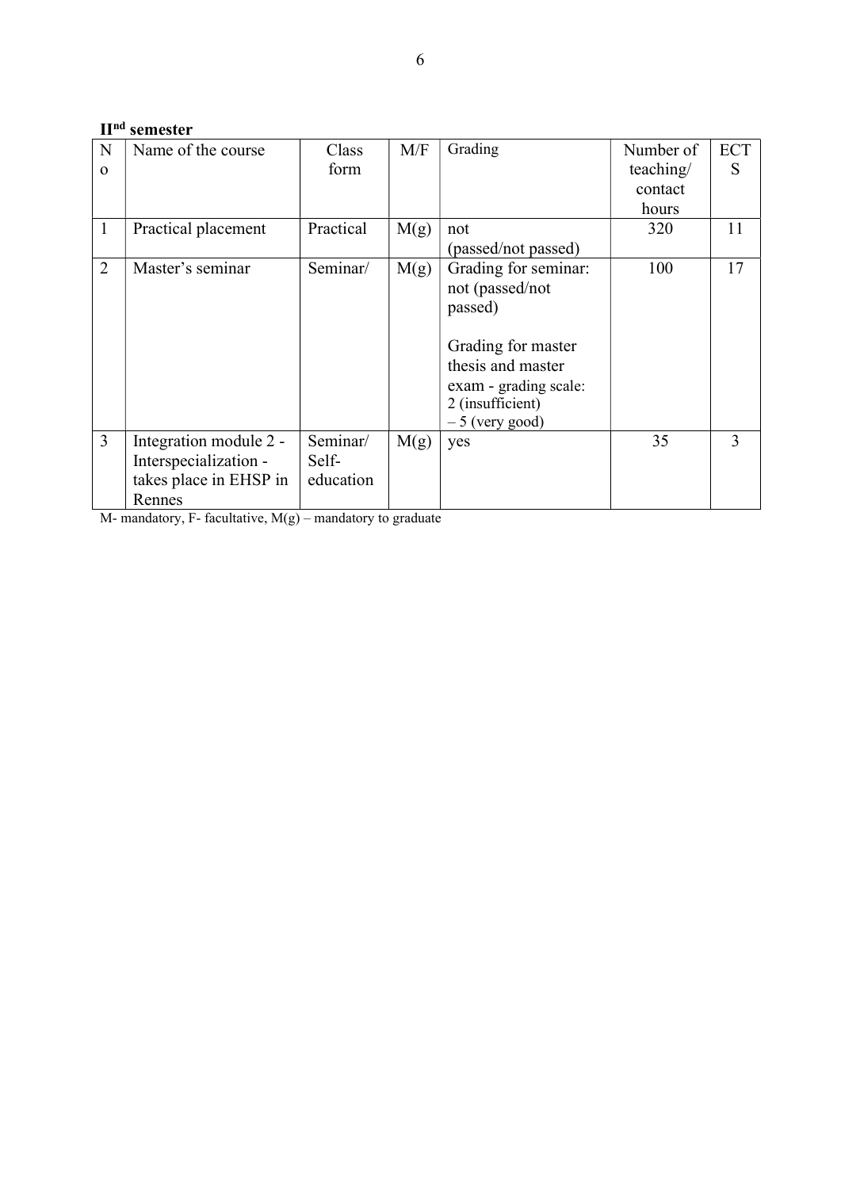**II<sup>nd</sup> semester**

| No | Name of the course | Class form | M/F | Grading | Number of teaching/ contact hours | ECTS |
|---|---|---|---|---|---|---|
| 1 | Practical placement | Practical | M(g) | not (passed/not passed) | 320 | 11 |
| 2 | Master's seminar | Seminar/ | M(g) | Grading for seminar: not (passed/not passed)<br><br>Grading for master thesis and master exam - grading scale: 2 (insufficient) – 5 (very good) | 100 | 17 |
| 3 | Integration module 2 - Interspecialization - takes place in EHSP in Rennes | Seminar/ Self-education | M(g) | yes | 35 | 3 |

M- mandatory, F- facultative, M(g) – mandatory to graduate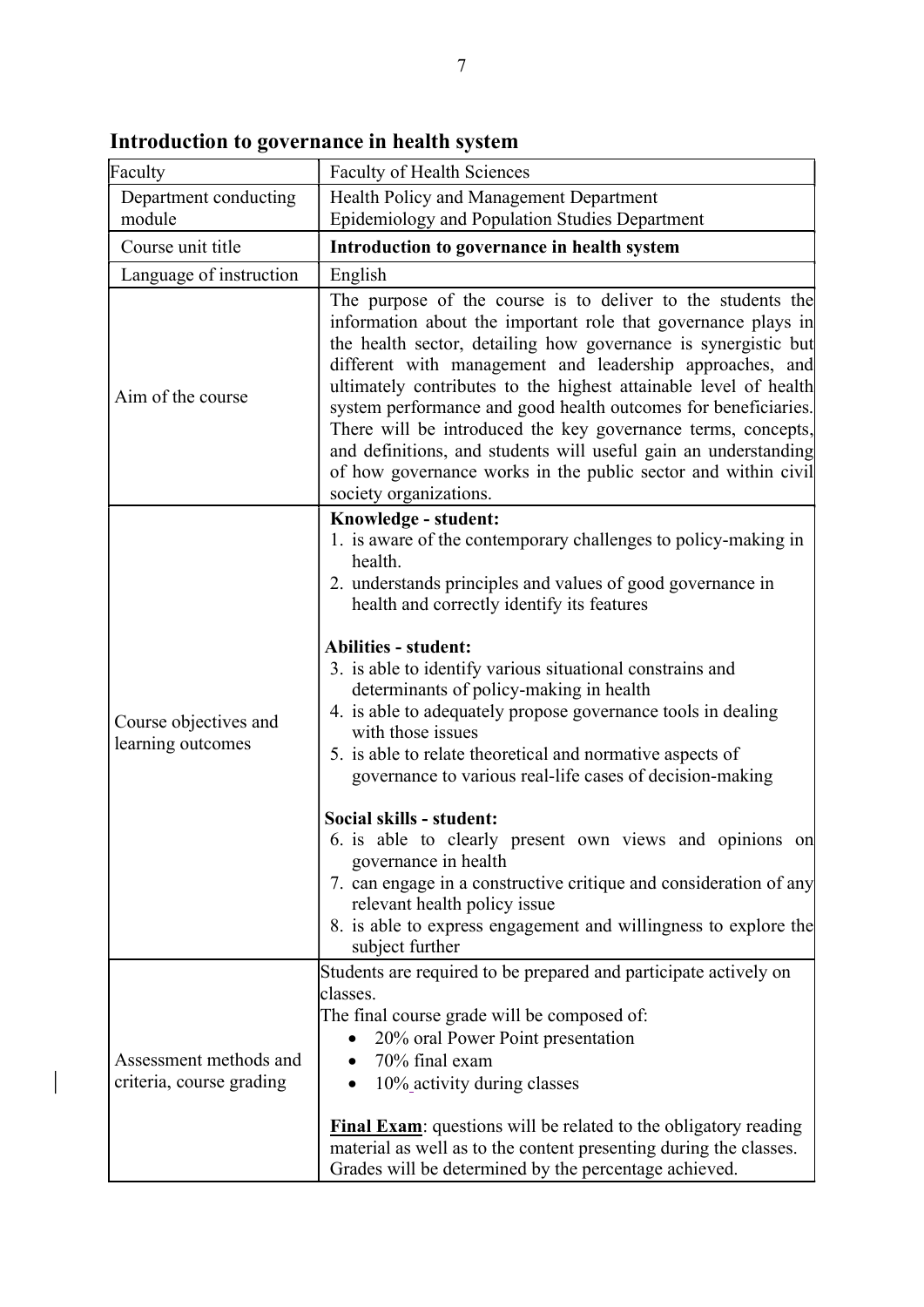# Introduction to governance in health system

| Faculty | Faculty of Health Sciences |
|---|---|
| Department conducting module | Health Policy and Management Department<br>Epidemiology and Population Studies Department |
| Course unit title | **Introduction to governance in health system** |
| Language of instruction | English |
| Aim of the course | The purpose of the course is to deliver to the students the information about the important role that governance plays in the health sector, detailing how governance is synergistic but different with management and leadership approaches, and ultimately contributes to the highest attainable level of health system performance and good health outcomes for beneficiaries. There will be introduced the key governance terms, concepts, and definitions, and students will useful gain an understanding of how governance works in the public sector and within civil society organizations. |
| Course objectives and learning outcomes | **Knowledge - student:**<br>1. is aware of the contemporary challenges to policy-making in health.<br>2. understands principles and values of good governance in health and correctly identify its features<br><br>**Abilities - student:**<br>3. is able to identify various situational constrains and determinants of policy-making in health<br>4. is able to adequately propose governance tools in dealing with those issues<br>5. is able to relate theoretical and normative aspects of governance to various real-life cases of decision-making<br><br>**Social skills - student:**<br>6. is able to clearly present own views and opinions on governance in health<br>7. can engage in a constructive critique and consideration of any relevant health policy issue<br>8. is able to express engagement and willingness to explore the subject further |
| Assessment methods and criteria, course grading | Students are required to be prepared and participate actively on classes.<br>The final course grade will be composed of:<br>• 20% oral Power Point presentation<br>• 70% final exam<br>• 10% activity during classes<br><br>**Final Exam**: questions will be related to the obligatory reading material as well as to the content presenting during the classes. Grades will be determined by the percentage achieved. |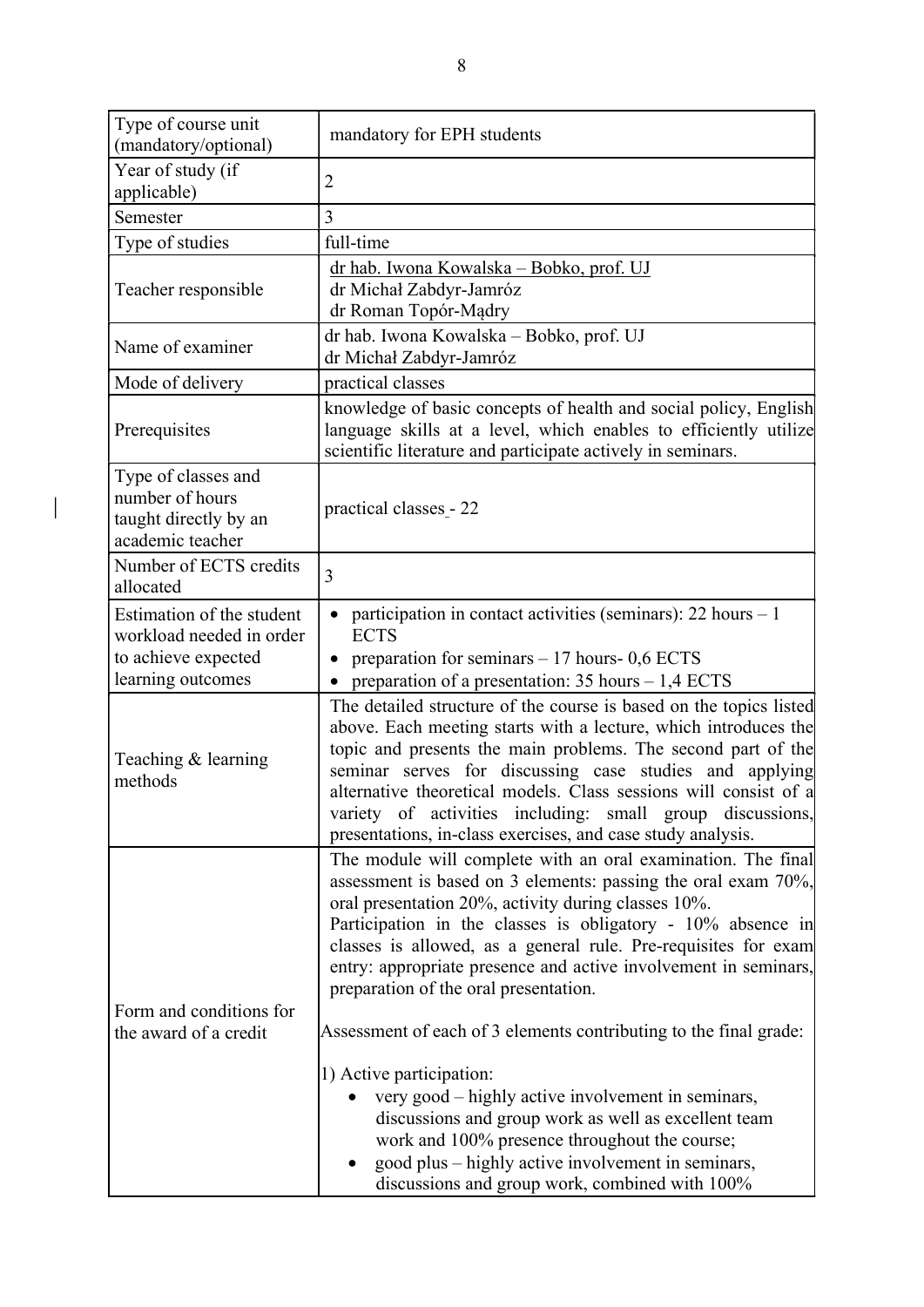| Type of course unit (mandatory/optional) | mandatory for EPH students |
|---|---|
| Year of study (if applicable) | 2 |
| Semester | 3 |
| Type of studies | full-time |
| Teacher responsible | dr hab. Iwona Kowalska – Bobko, prof. UJ<br>dr Michał Zabdyr-Jamróz<br>dr Roman Topór-Mądry |
| Name of examiner | dr hab. Iwona Kowalska – Bobko, prof. UJ<br>dr Michał Zabdyr-Jamróz |
| Mode of delivery | practical classes |
| Prerequisites | knowledge of basic concepts of health and social policy, English language skills at a level, which enables to efficiently utilize scientific literature and participate actively in seminars. |
| Type of classes and number of hours taught directly by an academic teacher | practical classes - 22 |
| Number of ECTS credits allocated | 3 |
| Estimation of the student workload needed in order to achieve expected learning outcomes | • participation in contact activities (seminars): 22 hours – 1 ECTS<br>• preparation for seminars – 17 hours- 0,6 ECTS<br>• preparation of a presentation: 35 hours – 1,4 ECTS |
| Teaching & learning methods | The detailed structure of the course is based on the topics listed above. Each meeting starts with a lecture, which introduces the topic and presents the main problems. The second part of the seminar serves for discussing case studies and applying alternative theoretical models. Class sessions will consist of a variety of activities including: small group discussions, presentations, in-class exercises, and case study analysis. |
| Form and conditions for the award of a credit | The module will complete with an oral examination. The final assessment is based on 3 elements: passing the oral exam 70%, oral presentation 20%, activity during classes 10%.<br>Participation in the classes is obligatory - 10% absence in classes is allowed, as a general rule. Pre-requisites for exam entry: appropriate presence and active involvement in seminars, preparation of the oral presentation.<br><br>Assessment of each of 3 elements contributing to the final grade:<br><br>1) Active participation:<br>• very good – highly active involvement in seminars, discussions and group work as well as excellent team work and 100% presence throughout the course;<br>• good plus – highly active involvement in seminars, discussions and group work, combined with 100% |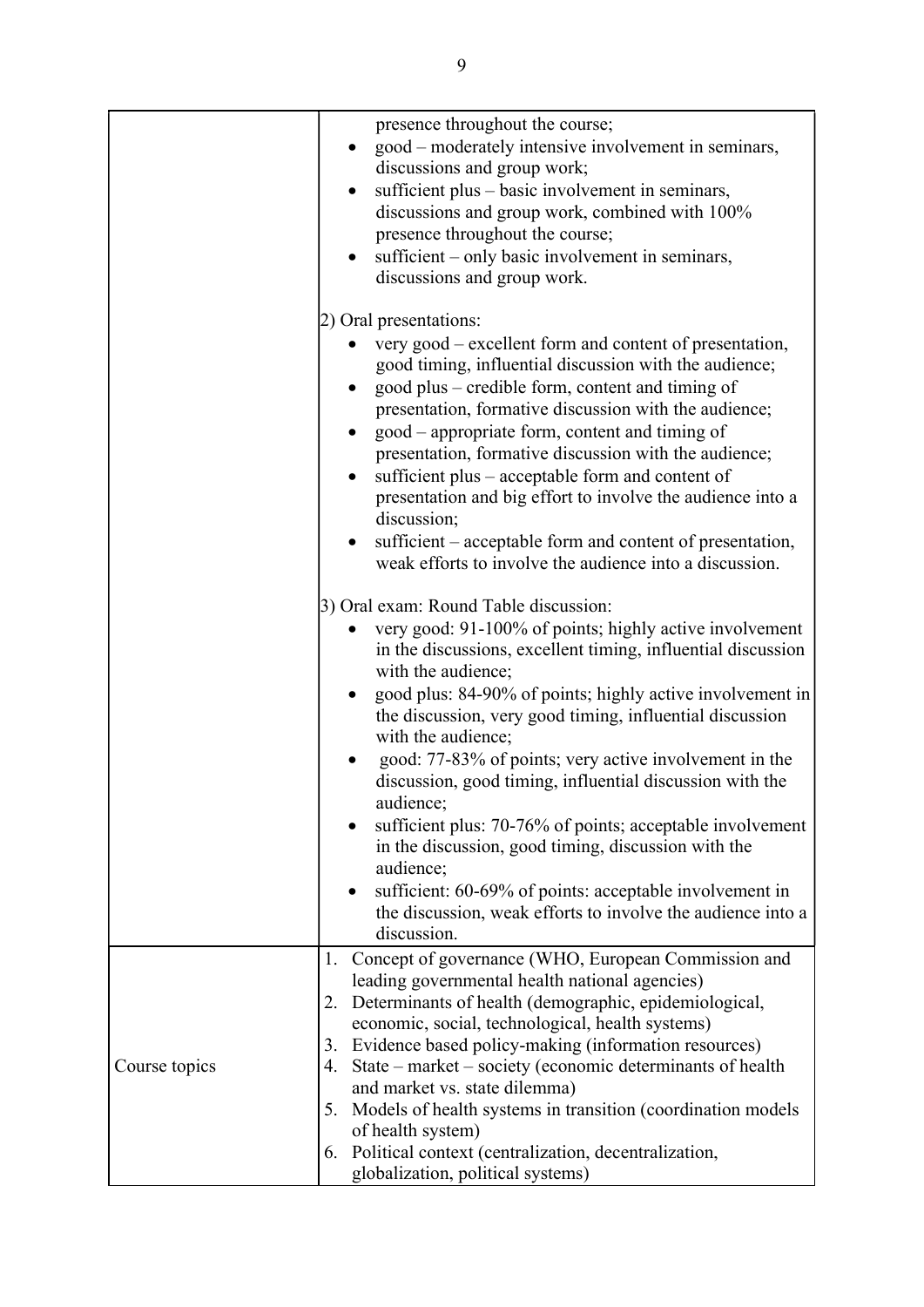| | |
|---|---|
| | presence throughout the course;<br>• good – moderately intensive involvement in seminars, discussions and group work;<br>• sufficient plus – basic involvement in seminars, discussions and group work, combined with 100% presence throughout the course;<br>• sufficient – only basic involvement in seminars, discussions and group work.<br><br>2) Oral presentations:<br>• very good – excellent form and content of presentation, good timing, influential discussion with the audience;<br>• good plus – credible form, content and timing of presentation, formative discussion with the audience;<br>• good – appropriate form, content and timing of presentation, formative discussion with the audience;<br>• sufficient plus – acceptable form and content of presentation and big effort to involve the audience into a discussion;<br>• sufficient – acceptable form and content of presentation, weak efforts to involve the audience into a discussion.<br><br>3) Oral exam: Round Table discussion:<br>• very good: 91-100% of points; highly active involvement in the discussions, excellent timing, influential discussion with the audience;<br>• good plus: 84-90% of points; highly active involvement in the discussion, very good timing, influential discussion with the audience;<br>• good: 77-83% of points; very active involvement in the discussion, good timing, influential discussion with the audience;<br>• sufficient plus: 70-76% of points; acceptable involvement in the discussion, good timing, discussion with the audience;<br>• sufficient: 60-69% of points: acceptable involvement in the discussion, weak efforts to involve the audience into a discussion. |
| Course topics | 1. Concept of governance (WHO, European Commission and leading governmental health national agencies)<br>2. Determinants of health (demographic, epidemiological, economic, social, technological, health systems)<br>3. Evidence based policy-making (information resources)<br>4. State – market – society (economic determinants of health and market vs. state dilemma)<br>5. Models of health systems in transition (coordination models of health system)<br>6. Political context (centralization, decentralization, globalization, political systems) |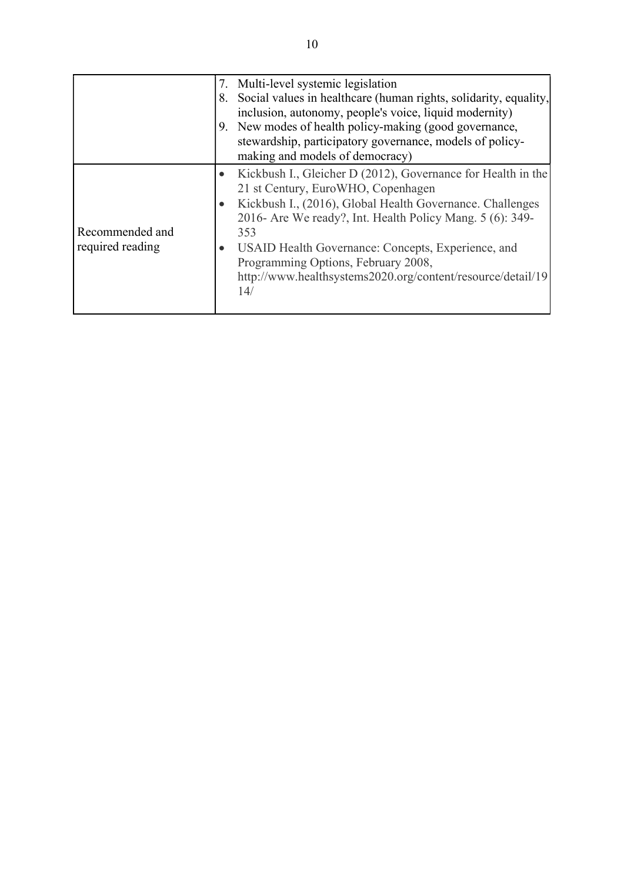| | |
|---|---|
| | 7. Multi-level systemic legislation<br>8. Social values in healthcare (human rights, solidarity, equality, inclusion, autonomy, people's voice, liquid modernity)<br>9. New modes of health policy-making (good governance, stewardship, participatory governance, models of policy-making and models of democracy) |
| Recommended and required reading | • Kickbush I., Gleicher D (2012), Governance for Health in the 21 st Century, EuroWHO, Copenhagen<br>• Kickbush I., (2016), Global Health Governance. Challenges 2016- Are We ready?, Int. Health Policy Mang. 5 (6): 349-353<br>• USAID Health Governance: Concepts, Experience, and Programming Options, February 2008, http://www.healthsystems2020.org/content/resource/detail/1914/ |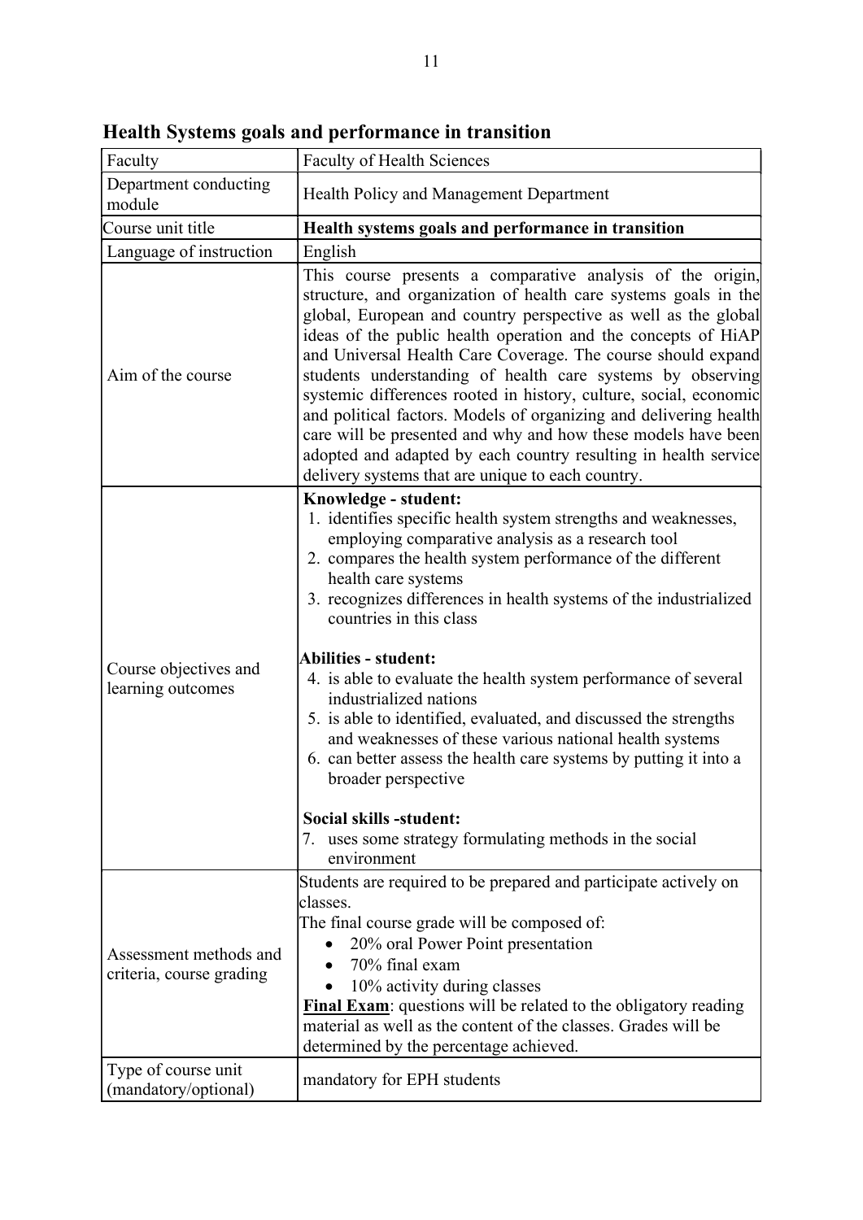## Health Systems goals and performance in transition

| Faculty | Faculty of Health Sciences |
|---|---|
| Department conducting module | Health Policy and Management Department |
| Course unit title | **Health systems goals and performance in transition** |
| Language of instruction | English |
| Aim of the course | This course presents a comparative analysis of the origin, structure, and organization of health care systems goals in the global, European and country perspective as well as the global ideas of the public health operation and the concepts of HiAP and Universal Health Care Coverage. The course should expand students understanding of health care systems by observing systemic differences rooted in history, culture, social, economic and political factors. Models of organizing and delivering health care will be presented and why and how these models have been adopted and adapted by each country resulting in health service delivery systems that are unique to each country. |
| Course objectives and learning outcomes | **Knowledge - student:**<br>1. identifies specific health system strengths and weaknesses, employing comparative analysis as a research tool<br>2. compares the health system performance of the different health care systems<br>3. recognizes differences in health systems of the industrialized countries in this class<br><br>**Abilities - student:**<br>4. is able to evaluate the health system performance of several industrialized nations<br>5. is able to identified, evaluated, and discussed the strengths and weaknesses of these various national health systems<br>6. can better assess the health care systems by putting it into a broader perspective<br><br>**Social skills -student:**<br>7. uses some strategy formulating methods in the social environment |
| Assessment methods and criteria, course grading | Students are required to be prepared and participate actively on classes.<br>The final course grade will be composed of:<br>• 20% oral Power Point presentation<br>• 70% final exam<br>• 10% activity during classes<br>**Final Exam**: questions will be related to the obligatory reading material as well as the content of the classes. Grades will be determined by the percentage achieved. |
| Type of course unit (mandatory/optional) | mandatory for EPH students |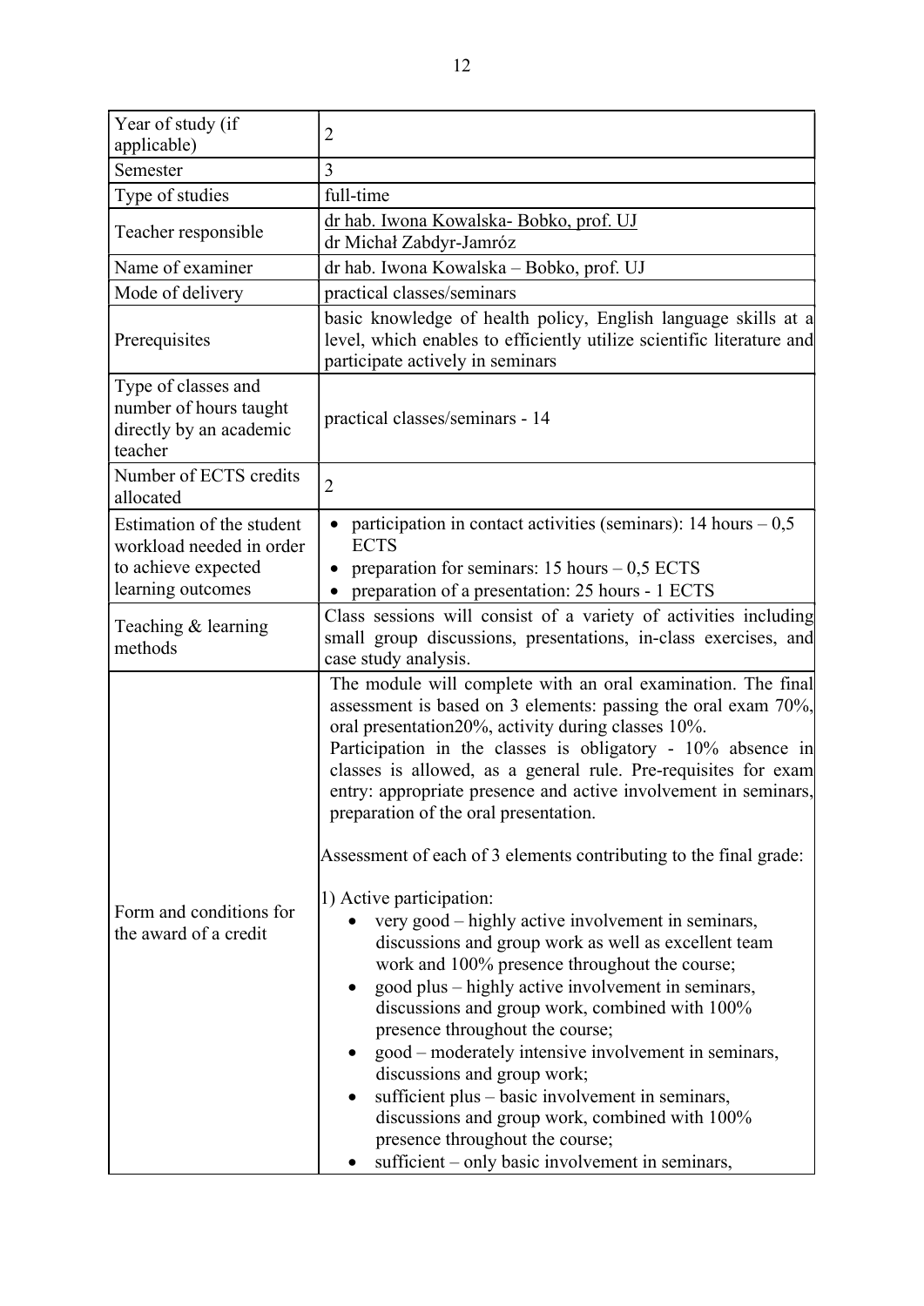| Year of study (if applicable) | 2 |
|---|---|
| Semester | 3 |
| Type of studies | full-time |
| Teacher responsible | dr hab. Iwona Kowalska- Bobko, prof. UJ<br>dr Michał Zabdyr-Jamróz |
| Name of examiner | dr hab. Iwona Kowalska – Bobko, prof. UJ |
| Mode of delivery | practical classes/seminars |
| Prerequisites | basic knowledge of health policy, English language skills at a level, which enables to efficiently utilize scientific literature and participate actively in seminars |
| Type of classes and number of hours taught directly by an academic teacher | practical classes/seminars - 14 |
| Number of ECTS credits allocated | 2 |
| Estimation of the student workload needed in order to achieve expected learning outcomes | • participation in contact activities (seminars): 14 hours – 0,5 ECTS<br>• preparation for seminars: 15 hours – 0,5 ECTS<br>• preparation of a presentation: 25 hours - 1 ECTS |
| Teaching & learning methods | Class sessions will consist of a variety of activities including small group discussions, presentations, in-class exercises, and case study analysis. |
| Form and conditions for the award of a credit | The module will complete with an oral examination. The final assessment is based on 3 elements: passing the oral exam 70%, oral presentation20%, activity during classes 10%.<br>Participation in the classes is obligatory - 10% absence in classes is allowed, as a general rule. Pre-requisites for exam entry: appropriate presence and active involvement in seminars, preparation of the oral presentation.<br><br>Assessment of each of 3 elements contributing to the final grade:<br><br>1) Active participation:<br>• very good – highly active involvement in seminars, discussions and group work as well as excellent team work and 100% presence throughout the course;<br>• good plus – highly active involvement in seminars, discussions and group work, combined with 100% presence throughout the course;<br>• good – moderately intensive involvement in seminars, discussions and group work;<br>• sufficient plus – basic involvement in seminars, discussions and group work, combined with 100% presence throughout the course;<br>• sufficient – only basic involvement in seminars, |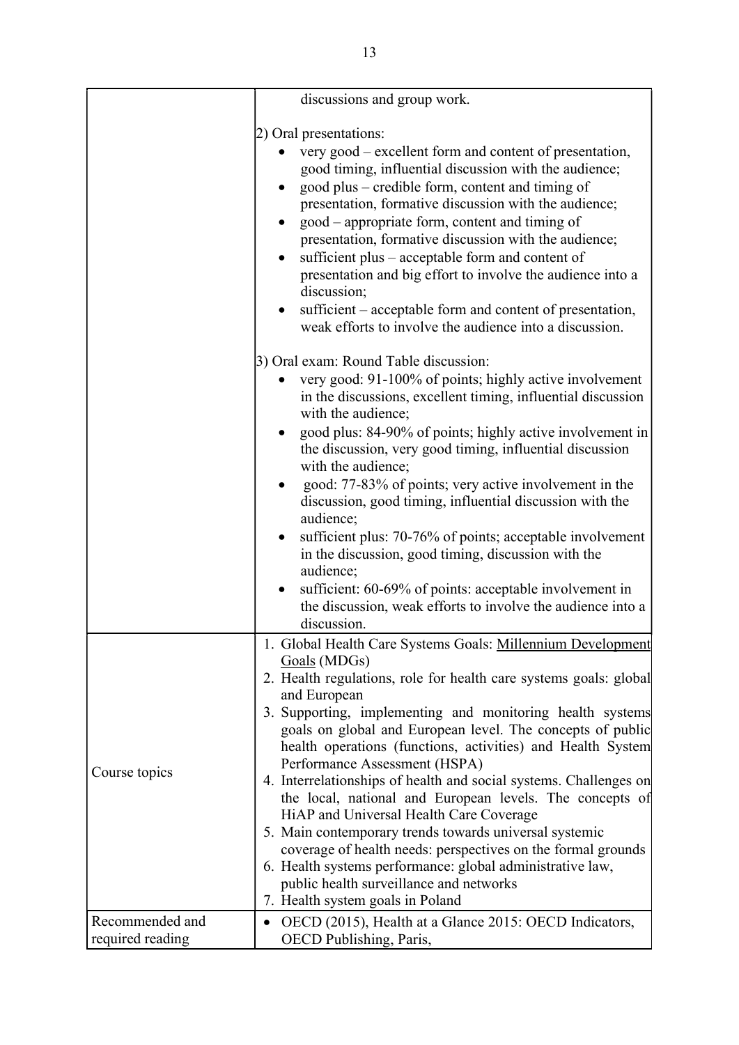| | |
|---|---|
| | discussions and group work.<br><br>2) Oral presentations:<br>• very good – excellent form and content of presentation, good timing, influential discussion with the audience;<br>• good plus – credible form, content and timing of presentation, formative discussion with the audience;<br>• good – appropriate form, content and timing of presentation, formative discussion with the audience;<br>• sufficient plus – acceptable form and content of presentation and big effort to involve the audience into a discussion;<br>• sufficient – acceptable form and content of presentation, weak efforts to involve the audience into a discussion.<br><br>3) Oral exam: Round Table discussion:<br>• very good: 91-100% of points; highly active involvement in the discussions, excellent timing, influential discussion with the audience;<br>• good plus: 84-90% of points; highly active involvement in the discussion, very good timing, influential discussion with the audience;<br>• good: 77-83% of points; very active involvement in the discussion, good timing, influential discussion with the audience;<br>• sufficient plus: 70-76% of points; acceptable involvement in the discussion, good timing, discussion with the audience;<br>• sufficient: 60-69% of points: acceptable involvement in the discussion, weak efforts to involve the audience into a discussion. |
| Course topics | 1. Global Health Care Systems Goals: Millennium Development Goals (MDGs)<br>2. Health regulations, role for health care systems goals: global and European<br>3. Supporting, implementing and monitoring health systems goals on global and European level. The concepts of public health operations (functions, activities) and Health System Performance Assessment (HSPA)<br>4. Interrelationships of health and social systems. Challenges on the local, national and European levels. The concepts of HiAP and Universal Health Care Coverage<br>5. Main contemporary trends towards universal systemic coverage of health needs: perspectives on the formal grounds<br>6. Health systems performance: global administrative law, public health surveillance and networks<br>7. Health system goals in Poland |
| Recommended and required reading | • OECD (2015), Health at a Glance 2015: OECD Indicators, OECD Publishing, Paris, |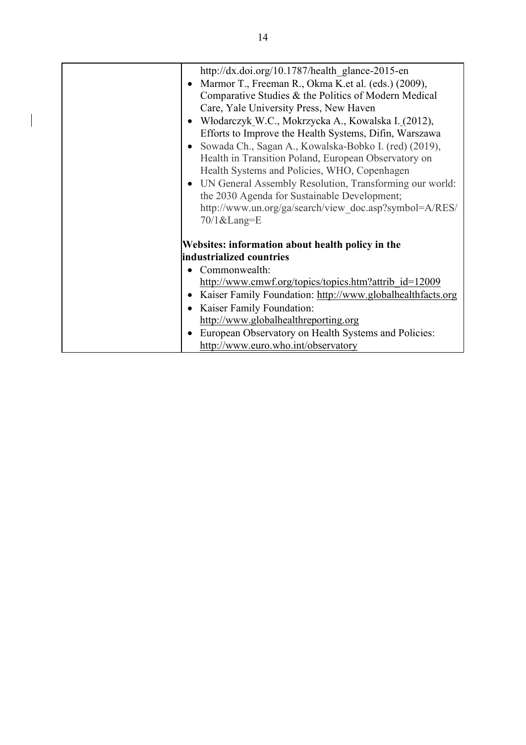| | http://dx.doi.org/10.1787/health_glance-2015-en<br>• Marmor T., Freeman R., Okma K.et al. (eds.) (2009), Comparative Studies & the Politics of Modern Medical Care, Yale University Press, New Haven<br>• Włodarczyk W.C., Mokrzycka A., Kowalska I. (2012), Efforts to Improve the Health Systems, Difin, Warszawa<br>• Sowada Ch., Sagan A., Kowalska-Bobko I. (red) (2019), Health in Transition Poland, European Observatory on Health Systems and Policies, WHO, Copenhagen<br>• UN General Assembly Resolution, Transforming our world: the 2030 Agenda for Sustainable Development; http://www.un.org/ga/search/view_doc.asp?symbol=A/RES/70/1&Lang=E<br><br>**Websites: information about health policy in the industrialized countries**<br>• Commonwealth: http://www.cmwf.org/topics/topics.htm?attrib_id=12009<br>• Kaiser Family Foundation: http://www.globalhealthfacts.org<br>• Kaiser Family Foundation: http://www.globalhealthreporting.org<br>• European Observatory on Health Systems and Policies: http://www.euro.who.int/observatory |
|---|---|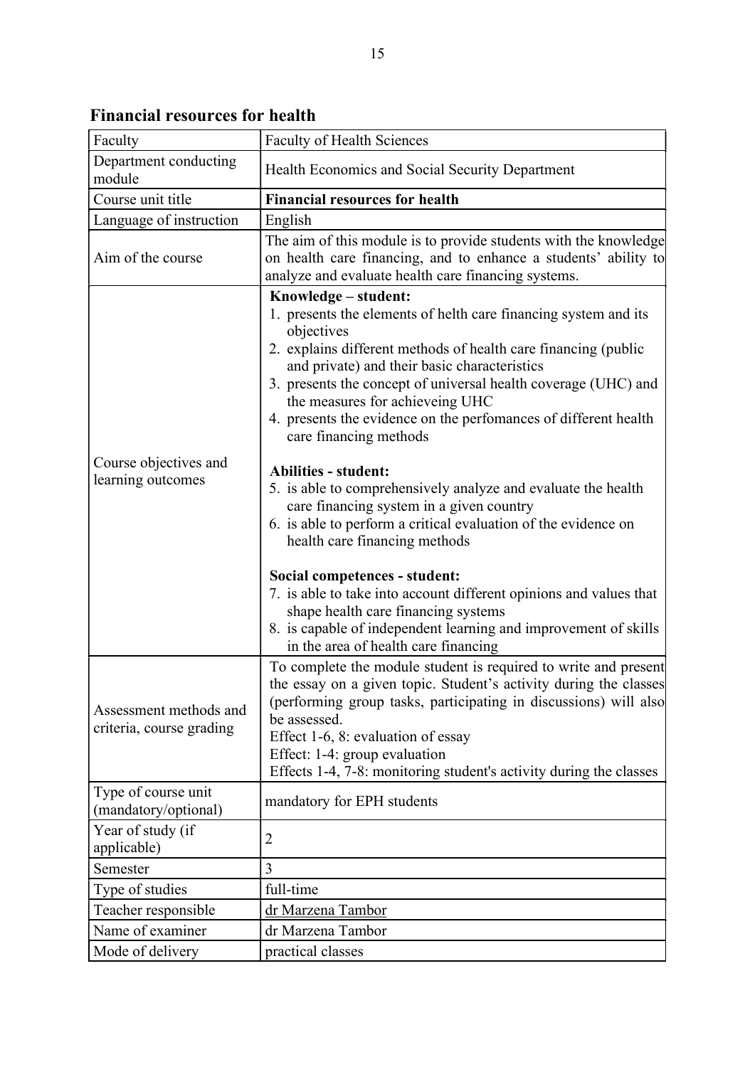## Financial resources for health

| Faculty | Faculty of Health Sciences |
|---|---|
| Department conducting module | Health Economics and Social Security Department |
| Course unit title | **Financial resources for health** |
| Language of instruction | English |
| Aim of the course | The aim of this module is to provide students with the knowledge on health care financing, and to enhance a students' ability to analyze and evaluate health care financing systems. |
| Course objectives and learning outcomes | **Knowledge – student:**<br>1. presents the elements of helth care financing system and its objectives<br>2. explains different methods of health care financing (public and private) and their basic characteristics<br>3. presents the concept of universal health coverage (UHC) and the measures for achieveing UHC<br>4. presents the evidence on the perfomances of different health care financing methods<br><br>**Abilities - student:**<br>5. is able to comprehensively analyze and evaluate the health care financing system in a given country<br>6. is able to perform a critical evaluation of the evidence on health care financing methods<br><br>**Social competences - student:**<br>7. is able to take into account different opinions and values that shape health care financing systems<br>8. is capable of independent learning and improvement of skills in the area of health care financing |
| Assessment methods and criteria, course grading | To complete the module student is required to write and present the essay on a given topic. Student's activity during the classes (performing group tasks, participating in discussions) will also be assessed.<br>Effect 1-6, 8: evaluation of essay<br>Effect: 1-4: group evaluation<br>Effects 1-4, 7-8: monitoring student's activity during the classes |
| Type of course unit (mandatory/optional) | mandatory for EPH students |
| Year of study (if applicable) | 2 |
| Semester | 3 |
| Type of studies | full-time |
| Teacher responsible | dr Marzena Tambor |
| Name of examiner | dr Marzena Tambor |
| Mode of delivery | practical classes |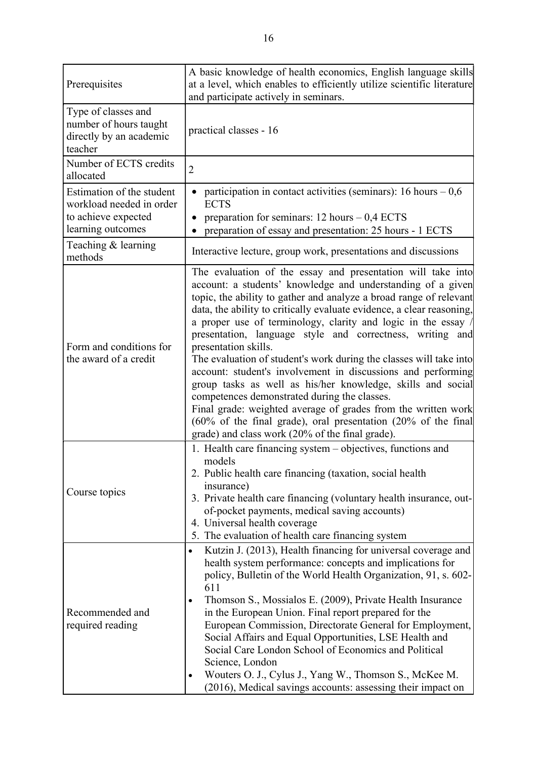| | |
|---|---|
| Prerequisites | A basic knowledge of health economics, English language skills at a level, which enables to efficiently utilize scientific literature and participate actively in seminars. |
| Type of classes and number of hours taught directly by an academic teacher | practical classes - 16 |
| Number of ECTS credits allocated | 2 |
| Estimation of the student workload needed in order to achieve expected learning outcomes | • participation in contact activities (seminars): 16 hours – 0,6 ECTS<br>• preparation for seminars: 12 hours – 0,4 ECTS<br>• preparation of essay and presentation: 25 hours - 1 ECTS |
| Teaching & learning methods | Interactive lecture, group work, presentations and discussions |
| Form and conditions for the award of a credit | The evaluation of the essay and presentation will take into account: a students' knowledge and understanding of a given topic, the ability to gather and analyze a broad range of relevant data, the ability to critically evaluate evidence, a clear reasoning, a proper use of terminology, clarity and logic in the essay / presentation, language style and correctness, writing and presentation skills.<br>The evaluation of student's work during the classes will take into account: student's involvement in discussions and performing group tasks as well as his/her knowledge, skills and social competences demonstrated during the classes.<br>Final grade: weighted average of grades from the written work (60% of the final grade), oral presentation (20% of the final grade) and class work (20% of the final grade). |
| Course topics | 1. Health care financing system – objectives, functions and models<br>2. Public health care financing (taxation, social health insurance)<br>3. Private health care financing (voluntary health insurance, out-of-pocket payments, medical saving accounts)<br>4. Universal health coverage<br>5. The evaluation of health care financing system |
| Recommended and required reading | • Kutzin J. (2013), Health financing for universal coverage and health system performance: concepts and implications for policy, Bulletin of the World Health Organization, 91, s. 602-611<br>• Thomson S., Mossialos E. (2009), Private Health Insurance in the European Union. Final report prepared for the European Commission, Directorate General for Employment, Social Affairs and Equal Opportunities, LSE Health and Social Care London School of Economics and Political Science, London<br>• Wouters O. J., Cylus J., Yang W., Thomson S., McKee M. (2016), Medical savings accounts: assessing their impact on |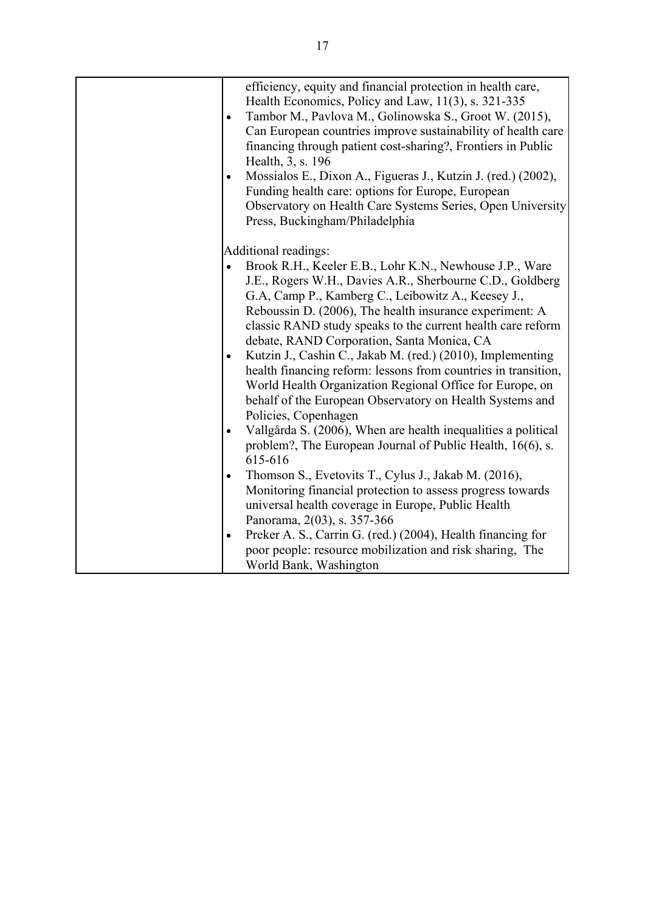| | efficiency, equity and financial protection in health care, Health Economics, Policy and Law, 11(3), s. 321-335<br>• Tambor M., Pavlova M., Golinowska S., Groot W. (2015), Can European countries improve sustainability of health care financing through patient cost-sharing?, Frontiers in Public Health, 3, s. 196<br>• Mossialos E., Dixon A., Figueras J., Kutzin J. (red.) (2002), Funding health care: options for Europe, European Observatory on Health Care Systems Series, Open University Press, Buckingham/Philadelphia<br><br>Additional readings:<br>• Brook R.H., Keeler E.B., Lohr K.N., Newhouse J.P., Ware J.E., Rogers W.H., Davies A.R., Sherbourne C.D., Goldberg G.A, Camp P., Kamberg C., Leibowitz A., Keesey J., Reboussin D. (2006), The health insurance experiment: A classic RAND study speaks to the current health care reform debate, RAND Corporation, Santa Monica, CA<br>• Kutzin J., Cashin C., Jakab M. (red.) (2010), Implementing health financing reform: lessons from countries in transition, World Health Organization Regional Office for Europe, on behalf of the European Observatory on Health Systems and Policies, Copenhagen<br>• Vallgårda S. (2006), When are health inequalities a political problem?, The European Journal of Public Health, 16(6), s. 615-616<br>• Thomson S., Evetovits T., Cylus J., Jakab M. (2016), Monitoring financial protection to assess progress towards universal health coverage in Europe, Public Health Panorama, 2(03), s. 357-366<br>• Preker A. S., Carrin G. (red.) (2004), Health financing for poor people: resource mobilization and risk sharing, The World Bank, Washington |
|---|---|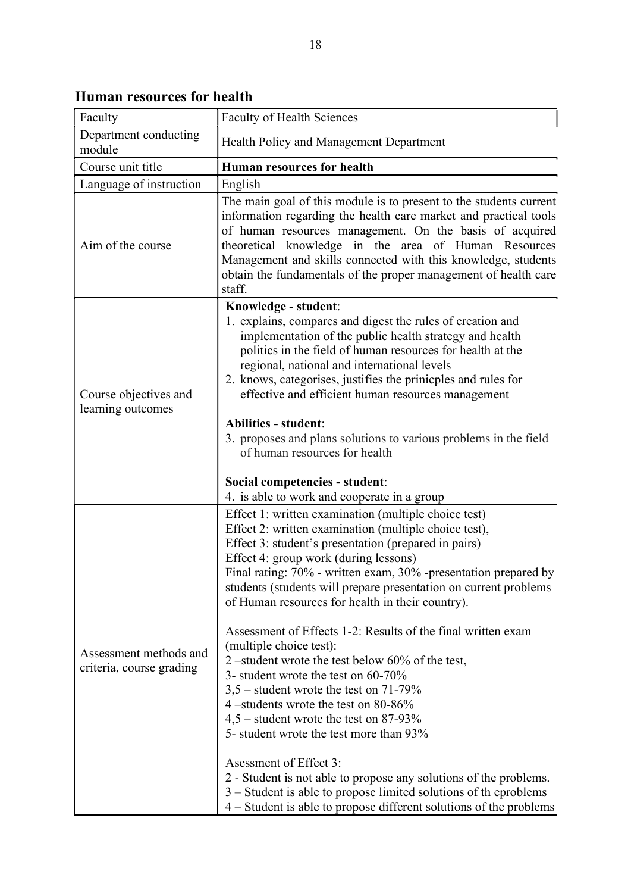## Human resources for health

| Faculty | Faculty of Health Sciences |
|---|---|
| Department conducting module | Health Policy and Management Department |
| Course unit title | **Human resources for health** |
| Language of instruction | English |
| Aim of the course | The main goal of this module is to present to the students current information regarding the health care market and practical tools of human resources management. On the basis of acquired theoretical knowledge in the area of Human Resources Management and skills connected with this knowledge, students obtain the fundamentals of the proper management of health care staff. |
| Course objectives and learning outcomes | **Knowledge - student**:<br>1. explains, compares and digest the rules of creation and implementation of the public health strategy and health politics in the field of human resources for health at the regional, national and international levels<br>2. knows, categorises, justifies the prinicples and rules for effective and efficient human resources management<br><br>**Abilities - student**:<br>3. proposes and plans solutions to various problems in the field of human resources for health<br><br>**Social competencies - student**:<br>4. is able to work and cooperate in a group |
| Assessment methods and criteria, course grading | Effect 1: written examination (multiple choice test)<br>Effect 2: written examination (multiple choice test),<br>Effect 3: student's presentation (prepared in pairs)<br>Effect 4: group work (during lessons)<br>Final rating: 70% - written exam, 30% -presentation prepared by students (students will prepare presentation on current problems of Human resources for health in their country).<br><br>Assessment of Effects 1-2: Results of the final written exam (multiple choice test):<br>2 –student wrote the test below 60% of the test,<br>3- student wrote the test on 60-70%<br>3,5 – student wrote the test on 71-79%<br>4 –students wrote the test on 80-86%<br>4,5 – student wrote the test on 87-93%<br>5- student wrote the test more than 93%<br><br>Asessment of Effect 3:<br>2 - Student is not able to propose any solutions of the problems.<br>3 – Student is able to propose limited solutions of th eproblems<br>4 – Student is able to propose different solutions of the problems |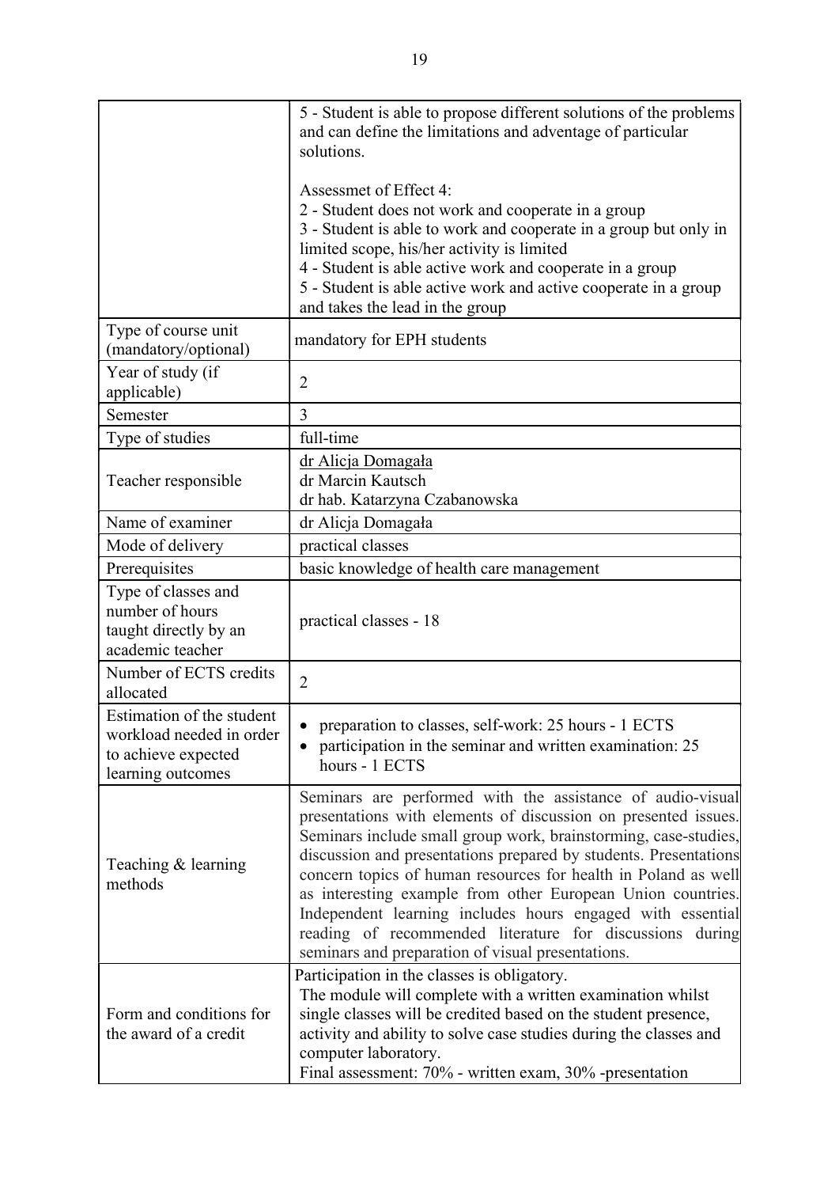| | |
|---|---|
| | 5 - Student is able to propose different solutions of the problems and can define the limitations and adventage of particular solutions.<br><br>Assessmet of Effect 4:<br>2 - Student does not work and cooperate in a group<br>3 - Student is able to work and cooperate in a group but only in limited scope, his/her activity is limited<br>4 - Student is able active work and cooperate in a group<br>5 - Student is able active work and active cooperate in a group and takes the lead in the group |
| Type of course unit (mandatory/optional) | mandatory for EPH students |
| Year of study (if applicable) | 2 |
| Semester | 3 |
| Type of studies | full-time |
| Teacher responsible | dr Alicja Domagała<br>dr Marcin Kautsch<br>dr hab. Katarzyna Czabanowska |
| Name of examiner | dr Alicja Domagała |
| Mode of delivery | practical classes |
| Prerequisites | basic knowledge of health care management |
| Type of classes and number of hours taught directly by an academic teacher | practical classes - 18 |
| Number of ECTS credits allocated | 2 |
| Estimation of the student workload needed in order to achieve expected learning outcomes | • preparation to classes, self-work: 25 hours - 1 ECTS<br>• participation in the seminar and written examination: 25 hours - 1 ECTS |
| Teaching & learning methods | Seminars are performed with the assistance of audio-visual presentations with elements of discussion on presented issues. Seminars include small group work, brainstorming, case-studies, discussion and presentations prepared by students. Presentations concern topics of human resources for health in Poland as well as interesting example from other European Union countries. Independent learning includes hours engaged with essential reading of recommended literature for discussions during seminars and preparation of visual presentations. |
| Form and conditions for the award of a credit | Participation in the classes is obligatory.<br>The module will complete with a written examination whilst single classes will be credited based on the student presence, activity and ability to solve case studies during the classes and computer laboratory.<br>Final assessment: 70% - written exam, 30% -presentation |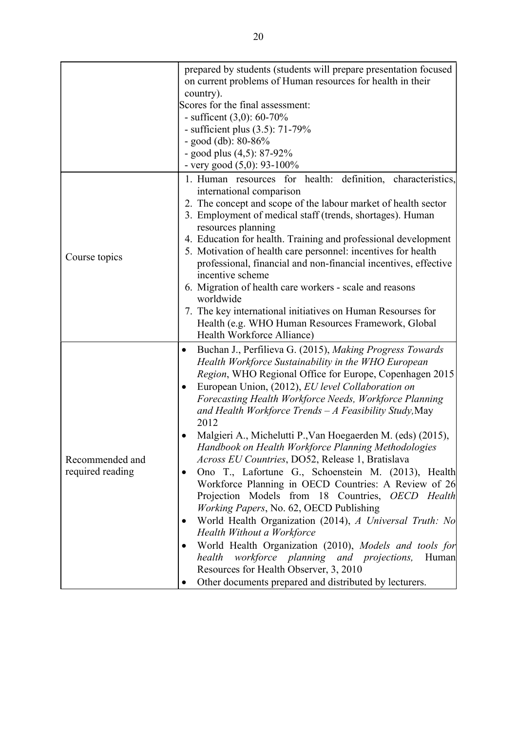| | |
|---|---|
| | prepared by students (students will prepare presentation focused on current problems of Human resources for health in their country).<br>Scores for the final assessment:<br>- sufficent (3,0): 60-70%<br>- sufficient plus (3.5): 71-79%<br>- good (db): 80-86%<br>- good plus (4,5): 87-92%<br>- very good (5,0): 93-100% |
| Course topics | 1. Human resources for health: definition, characteristics, international comparison<br>2. The concept and scope of the labour market of health sector<br>3. Employment of medical staff (trends, shortages). Human resources planning<br>4. Education for health. Training and professional development<br>5. Motivation of health care personnel: incentives for health professional, financial and non-financial incentives, effective incentive scheme<br>6. Migration of health care workers - scale and reasons worldwide<br>7. The key international initiatives on Human Resourses for Health (e.g. WHO Human Resources Framework, Global Health Workforce Alliance) |
| Recommended and required reading | • Buchan J., Perfilieva G. (2015), *Making Progress Towards Health Workforce Sustainability in the WHO European Region*, WHO Regional Office for Europe, Copenhagen 2015<br>• European Union, (2012), *EU level Collaboration on Forecasting Health Workforce Needs, Workforce Planning and Health Workforce Trends – A Feasibility Study,* May 2012<br>• Malgieri A., Michelutti P., Van Hoegaerden M. (eds) (2015), *Handbook on Health Workforce Planning Methodologies Across EU Countries*, DO52, Release 1, Bratislava<br>• Ono T., Lafortune G., Schoenstein M. (2013), Health Workforce Planning in OECD Countries: A Review of 26 Projection Models from 18 Countries, *OECD Health Working Papers*, No. 62, OECD Publishing<br>• World Health Organization (2014), *A Universal Truth: No Health Without a Workforce*<br>• World Health Organization (2010), *Models and tools for health workforce planning and projections,* Human Resources for Health Observer, 3, 2010<br>• Other documents prepared and distributed by lecturers. |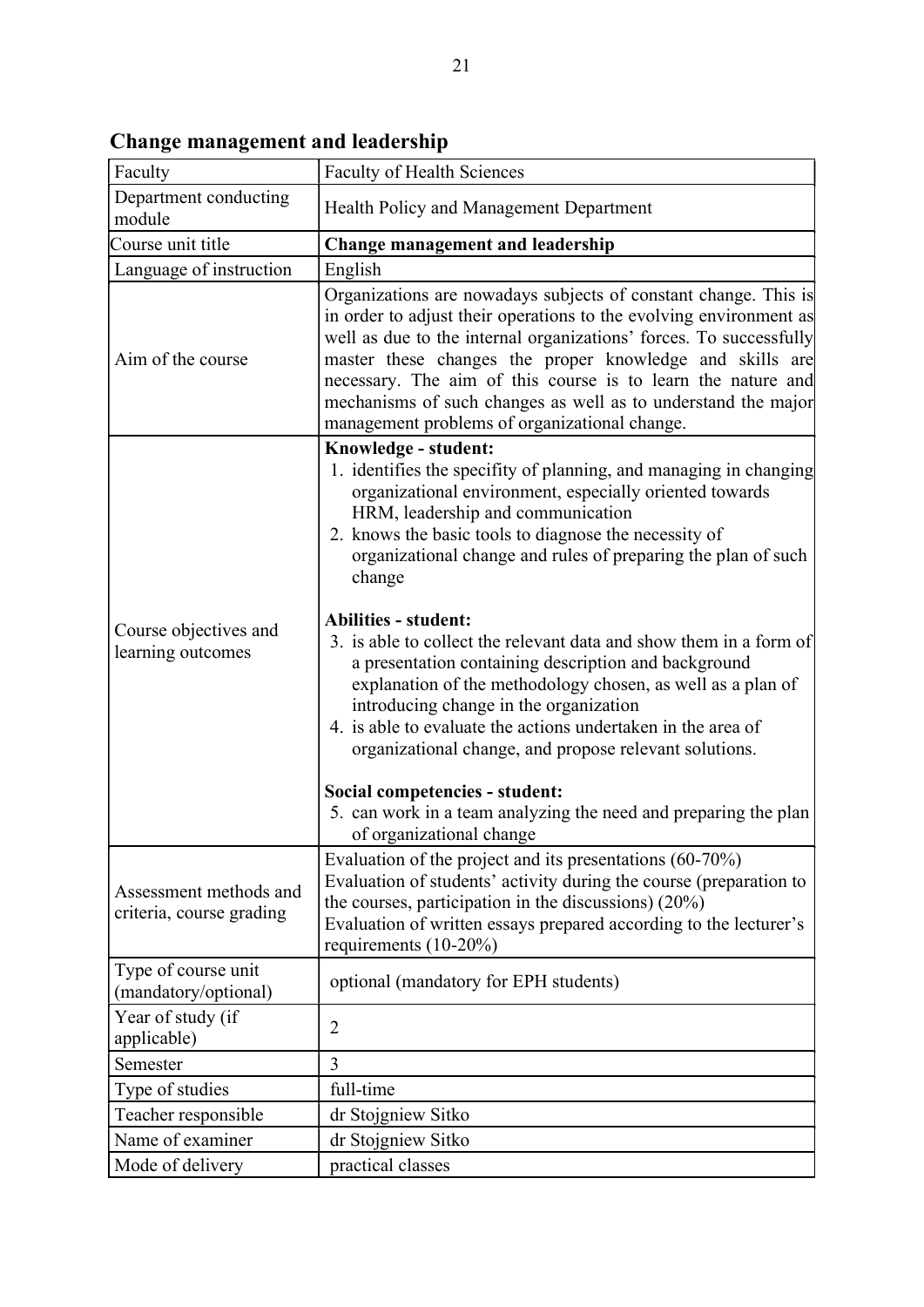## Change management and leadership

| Faculty | Faculty of Health Sciences |
|---|---|
| Department conducting module | Health Policy and Management Department |
| Course unit title | **Change management and leadership** |
| Language of instruction | English |
| Aim of the course | Organizations are nowadays subjects of constant change. This is in order to adjust their operations to the evolving environment as well as due to the internal organizations' forces. To successfully master these changes the proper knowledge and skills are necessary. The aim of this course is to learn the nature and mechanisms of such changes as well as to understand the major management problems of organizational change. |
| Course objectives and learning outcomes | **Knowledge - student:**<br>1. identifies the specifity of planning, and managing in changing organizational environment, especially oriented towards HRM, leadership and communication<br>2. knows the basic tools to diagnose the necessity of organizational change and rules of preparing the plan of such change<br><br>**Abilities - student:**<br>3. is able to collect the relevant data and show them in a form of a presentation containing description and background explanation of the methodology chosen, as well as a plan of introducing change in the organization<br>4. is able to evaluate the actions undertaken in the area of organizational change, and propose relevant solutions.<br><br>**Social competencies - student:**<br>5. can work in a team analyzing the need and preparing the plan of organizational change |
| Assessment methods and criteria, course grading | Evaluation of the project and its presentations (60-70%)<br>Evaluation of students' activity during the course (preparation to the courses, participation in the discussions) (20%)<br>Evaluation of written essays prepared according to the lecturer's requirements (10-20%) |
| Type of course unit (mandatory/optional) | optional (mandatory for EPH students) |
| Year of study (if applicable) | 2 |
| Semester | 3 |
| Type of studies | full-time |
| Teacher responsible | dr Stojgniew Sitko |
| Name of examiner | dr Stojgniew Sitko |
| Mode of delivery | practical classes |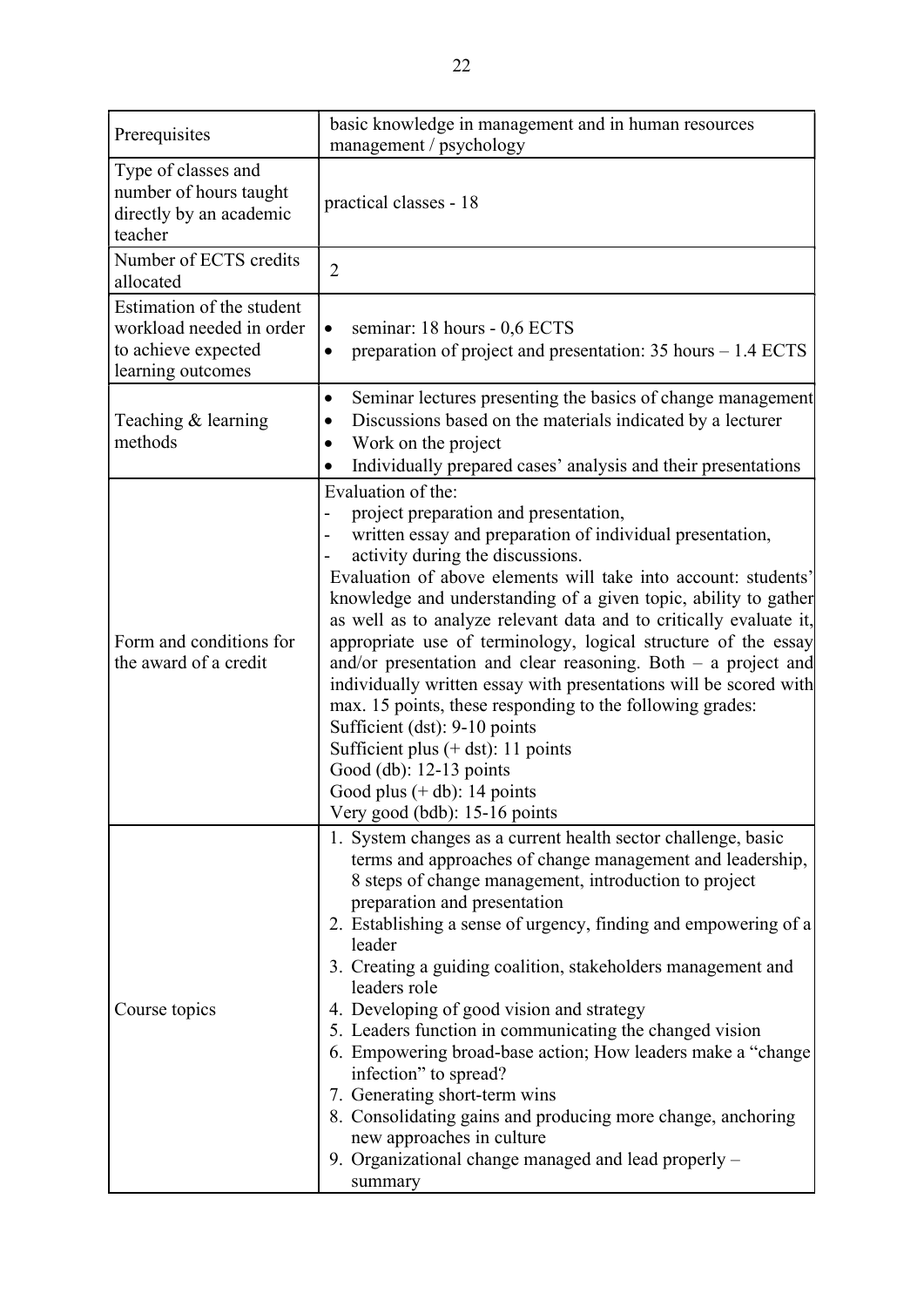| Prerequisites | basic knowledge in management and in human resources management / psychology |
|---|---|
| Type of classes and number of hours taught directly by an academic teacher | practical classes - 18 |
| Number of ECTS credits allocated | 2 |
| Estimation of the student workload needed in order to achieve expected learning outcomes | • seminar: 18 hours - 0,6 ECTS<br>• preparation of project and presentation: 35 hours – 1.4 ECTS |
| Teaching & learning methods | • Seminar lectures presenting the basics of change management<br>• Discussions based on the materials indicated by a lecturer<br>• Work on the project<br>• Individually prepared cases' analysis and their presentations |
| Form and conditions for the award of a credit | Evaluation of the:<br>- project preparation and presentation,<br>- written essay and preparation of individual presentation,<br>- activity during the discussions.<br>Evaluation of above elements will take into account: students' knowledge and understanding of a given topic, ability to gather as well as to analyze relevant data and to critically evaluate it, appropriate use of terminology, logical structure of the essay and/or presentation and clear reasoning. Both – a project and individually written essay with presentations will be scored with max. 15 points, these responding to the following grades:<br>Sufficient (dst): 9-10 points<br>Sufficient plus (+ dst): 11 points<br>Good (db): 12-13 points<br>Good plus (+ db): 14 points<br>Very good (bdb): 15-16 points |
| Course topics | 1. System changes as a current health sector challenge, basic terms and approaches of change management and leadership, 8 steps of change management, introduction to project preparation and presentation<br>2. Establishing a sense of urgency, finding and empowering of a leader<br>3. Creating a guiding coalition, stakeholders management and leaders role<br>4. Developing of good vision and strategy<br>5. Leaders function in communicating the changed vision<br>6. Empowering broad-base action; How leaders make a "change infection" to spread?<br>7. Generating short-term wins<br>8. Consolidating gains and producing more change, anchoring new approaches in culture<br>9. Organizational change managed and lead properly – summary |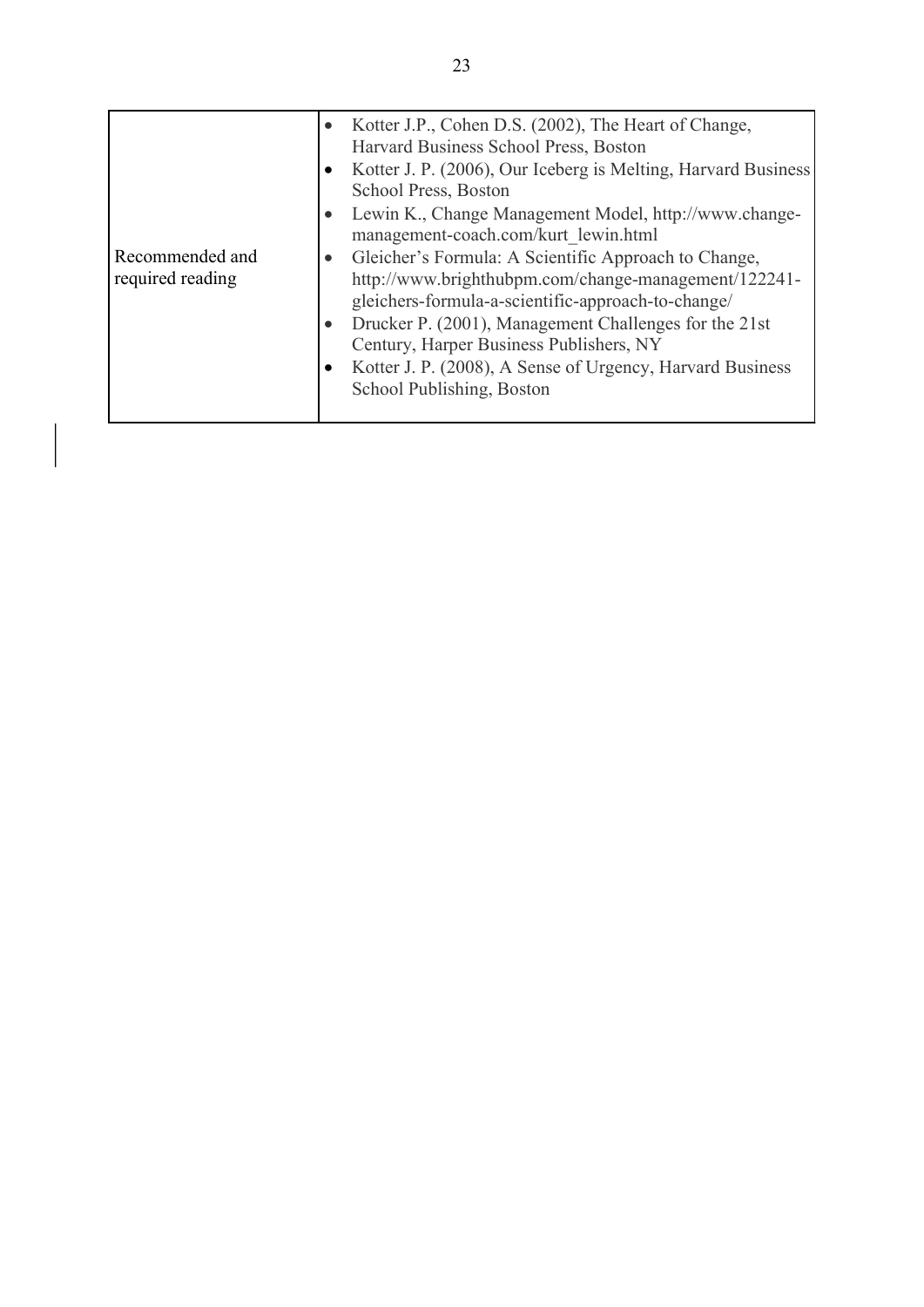| Recommended and required reading | • Kotter J.P., Cohen D.S. (2002), The Heart of Change, Harvard Business School Press, Boston<br>• Kotter J. P. (2006), Our Iceberg is Melting, Harvard Business School Press, Boston<br>• Lewin K., Change Management Model, http://www.change-management-coach.com/kurt_lewin.html<br>• Gleicher's Formula: A Scientific Approach to Change, http://www.brighthubpm.com/change-management/122241-gleichers-formula-a-scientific-approach-to-change/<br>• Drucker P. (2001), Management Challenges for the 21st Century, Harper Business Publishers, NY<br>• Kotter J. P. (2008), A Sense of Urgency, Harvard Business School Publishing, Boston |
|---|---|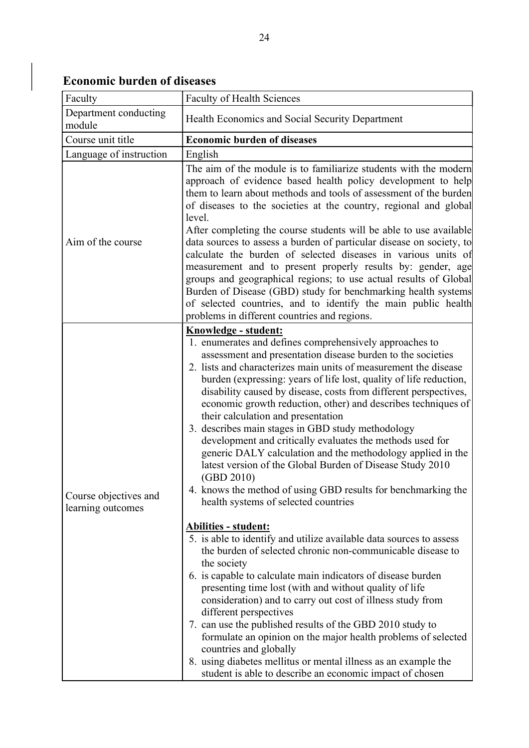## Economic burden of diseases

| Faculty | Faculty of Health Sciences |
|---|---|
| Department conducting module | Health Economics and Social Security Department |
| Course unit title | **Economic burden of diseases** |
| Language of instruction | English |
| Aim of the course | The aim of the module is to familiarize students with the modern approach of evidence based health policy development to help them to learn about methods and tools of assessment of the burden of diseases to the societies at the country, regional and global level.<br>After completing the course students will be able to use available data sources to assess a burden of particular disease on society, to calculate the burden of selected diseases in various units of measurement and to present properly results by: gender, age groups and geographical regions; to use actual results of Global Burden of Disease (GBD) study for benchmarking health systems of selected countries, and to identify the main public health problems in different countries and regions. |
| Course objectives and learning outcomes | **Knowledge - student:**<br>1. enumerates and defines comprehensively approaches to assessment and presentation disease burden to the societies<br>2. lists and characterizes main units of measurement the disease burden (expressing: years of life lost, quality of life reduction, disability caused by disease, costs from different perspectives, economic growth reduction, other) and describes techniques of their calculation and presentation<br>3. describes main stages in GBD study methodology development and critically evaluates the methods used for generic DALY calculation and the methodology applied in the latest version of the Global Burden of Disease Study 2010 (GBD 2010)<br>4. knows the method of using GBD results for benchmarking the health systems of selected countries<br><br>**Abilities - student:**<br>5. is able to identify and utilize available data sources to assess the burden of selected chronic non-communicable disease to the society<br>6. is capable to calculate main indicators of disease burden presenting time lost (with and without quality of life consideration) and to carry out cost of illness study from different perspectives<br>7. can use the published results of the GBD 2010 study to formulate an opinion on the major health problems of selected countries and globally<br>8. using diabetes mellitus or mental illness as an example the student is able to describe an economic impact of chosen |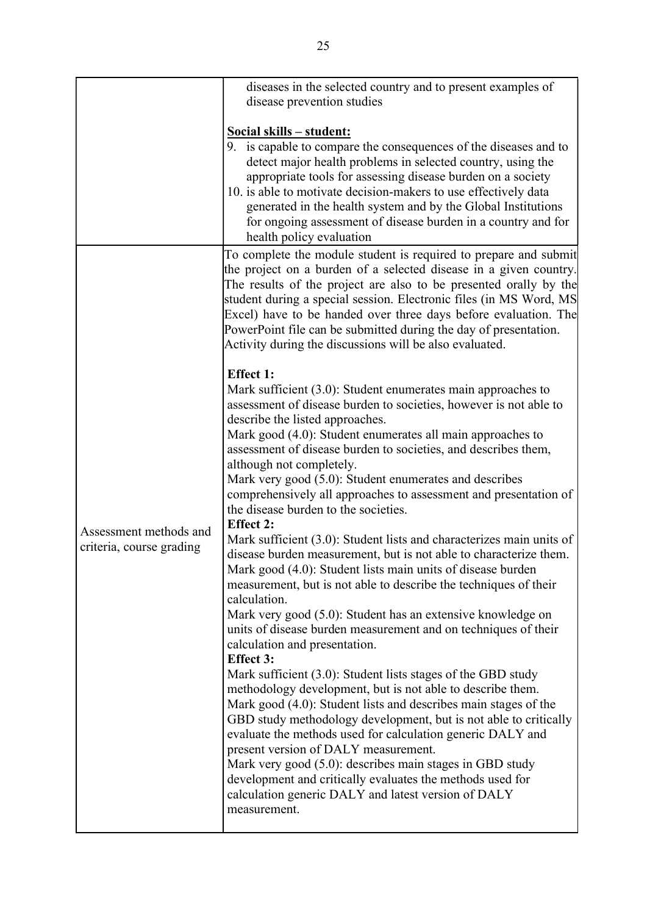| | |
|---|---|
| | diseases in the selected country and to present examples of disease prevention studies<br><br>**Social skills – student:**<br>9. is capable to compare the consequences of the diseases and to detect major health problems in selected country, using the appropriate tools for assessing disease burden on a society<br>10. is able to motivate decision-makers to use effectively data generated in the health system and by the Global Institutions for ongoing assessment of disease burden in a country and for health policy evaluation |
| Assessment methods and criteria, course grading | To complete the module student is required to prepare and submit the project on a burden of a selected disease in a given country. The results of the project are also to be presented orally by the student during a special session. Electronic files (in MS Word, MS Excel) have to be handed over three days before evaluation. The PowerPoint file can be submitted during the day of presentation. Activity during the discussions will be also evaluated.<br><br>**Effect 1:**<br>Mark sufficient (3.0): Student enumerates main approaches to assessment of disease burden to societies, however is not able to describe the listed approaches.<br>Mark good (4.0): Student enumerates all main approaches to assessment of disease burden to societies, and describes them, although not completely.<br>Mark very good (5.0): Student enumerates and describes comprehensively all approaches to assessment and presentation of the disease burden to the societies.<br>**Effect 2:**<br>Mark sufficient (3.0): Student lists and characterizes main units of disease burden measurement, but is not able to characterize them.<br>Mark good (4.0): Student lists main units of disease burden measurement, but is not able to describe the techniques of their calculation.<br>Mark very good (5.0): Student has an extensive knowledge on units of disease burden measurement and on techniques of their calculation and presentation.<br>**Effect 3:**<br>Mark sufficient (3.0): Student lists stages of the GBD study methodology development, but is not able to describe them.<br>Mark good (4.0): Student lists and describes main stages of the GBD study methodology development, but is not able to critically evaluate the methods used for calculation generic DALY and present version of DALY measurement.<br>Mark very good (5.0): describes main stages in GBD study development and critically evaluates the methods used for calculation generic DALY and latest version of DALY measurement. |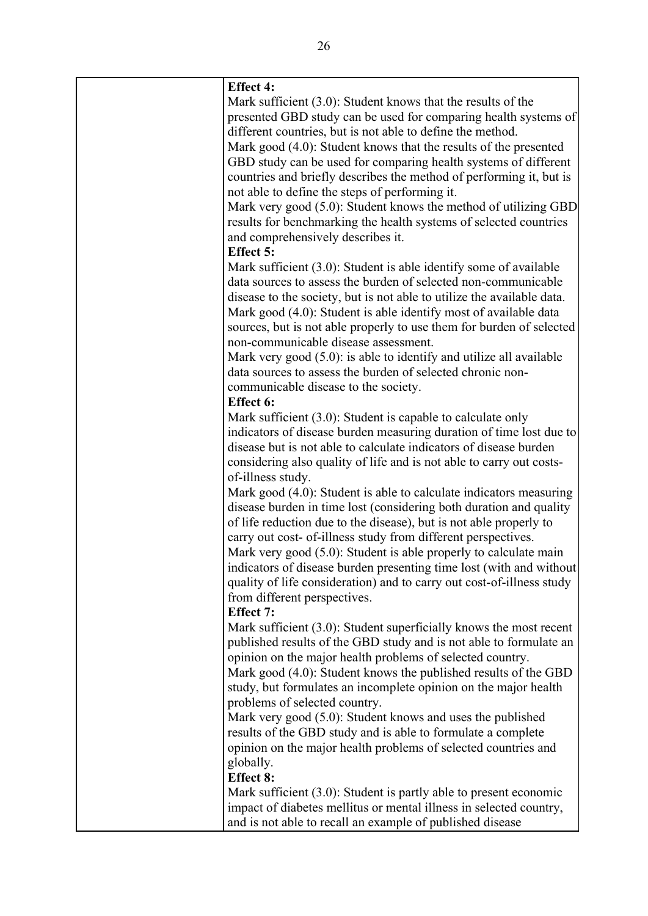| | |
|---|---|
| | **Effect 4:**<br>Mark sufficient (3.0): Student knows that the results of the presented GBD study can be used for comparing health systems of different countries, but is not able to define the method.<br>Mark good (4.0): Student knows that the results of the presented GBD study can be used for comparing health systems of different countries and briefly describes the method of performing it, but is not able to define the steps of performing it.<br>Mark very good (5.0): Student knows the method of utilizing GBD results for benchmarking the health systems of selected countries and comprehensively describes it.<br>**Effect 5:**<br>Mark sufficient (3.0): Student is able identify some of available data sources to assess the burden of selected non-communicable disease to the society, but is not able to utilize the available data.<br>Mark good (4.0): Student is able identify most of available data sources, but is not able properly to use them for burden of selected non-communicable disease assessment.<br>Mark very good (5.0): is able to identify and utilize all available data sources to assess the burden of selected chronic non-communicable disease to the society.<br>**Effect 6:**<br>Mark sufficient (3.0): Student is capable to calculate only indicators of disease burden measuring duration of time lost due to disease but is not able to calculate indicators of disease burden considering also quality of life and is not able to carry out costs-of-illness study.<br>Mark good (4.0): Student is able to calculate indicators measuring disease burden in time lost (considering both duration and quality of life reduction due to the disease), but is not able properly to carry out cost- of-illness study from different perspectives.<br>Mark very good (5.0): Student is able properly to calculate main indicators of disease burden presenting time lost (with and without quality of life consideration) and to carry out cost-of-illness study from different perspectives.<br>**Effect 7:**<br>Mark sufficient (3.0): Student superficially knows the most recent published results of the GBD study and is not able to formulate an opinion on the major health problems of selected country.<br>Mark good (4.0): Student knows the published results of the GBD study, but formulates an incomplete opinion on the major health problems of selected country.<br>Mark very good (5.0): Student knows and uses the published results of the GBD study and is able to formulate a complete opinion on the major health problems of selected countries and globally.<br>**Effect 8:**<br>Mark sufficient (3.0): Student is partly able to present economic impact of diabetes mellitus or mental illness in selected country, and is not able to recall an example of published disease |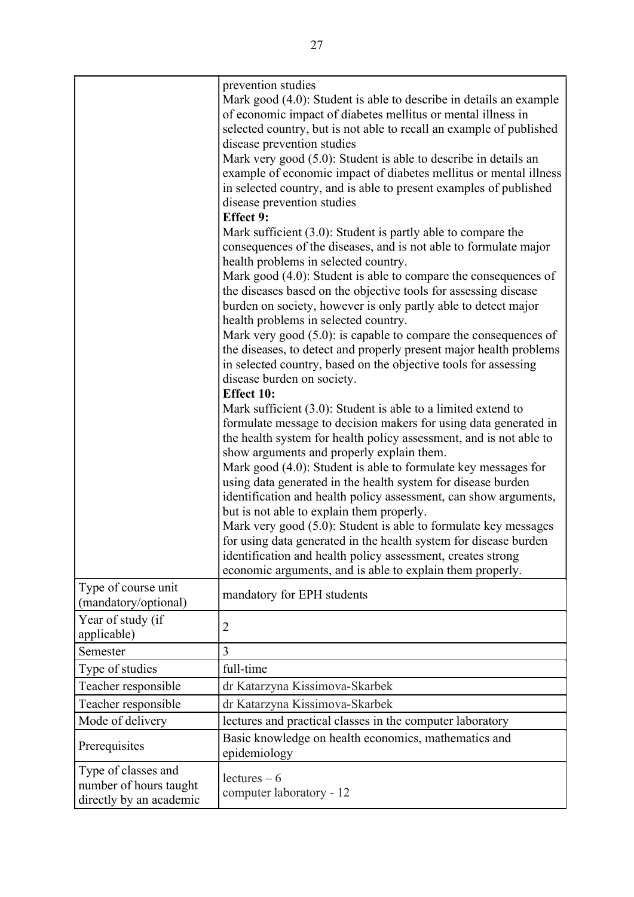| | |
|---|---|
| | prevention studies<br>Mark good (4.0): Student is able to describe in details an example of economic impact of diabetes mellitus or mental illness in selected country, but is not able to recall an example of published disease prevention studies<br>Mark very good (5.0): Student is able to describe in details an example of economic impact of diabetes mellitus or mental illness in selected country, and is able to present examples of published disease prevention studies<br>**Effect 9:**<br>Mark sufficient (3.0): Student is partly able to compare the consequences of the diseases, and is not able to formulate major health problems in selected country.<br>Mark good (4.0): Student is able to compare the consequences of the diseases based on the objective tools for assessing disease burden on society, however is only partly able to detect major health problems in selected country.<br>Mark very good (5.0): is capable to compare the consequences of the diseases, to detect and properly present major health problems in selected country, based on the objective tools for assessing disease burden on society.<br>**Effect 10:**<br>Mark sufficient (3.0): Student is able to a limited extend to formulate message to decision makers for using data generated in the health system for health policy assessment, and is not able to show arguments and properly explain them.<br>Mark good (4.0): Student is able to formulate key messages for using data generated in the health system for disease burden identification and health policy assessment, can show arguments, but is not able to explain them properly.<br>Mark very good (5.0): Student is able to formulate key messages for using data generated in the health system for disease burden identification and health policy assessment, creates strong economic arguments, and is able to explain them properly. |
| Type of course unit (mandatory/optional) | mandatory for EPH students |
| Year of study (if applicable) | 2 |
| Semester | 3 |
| Type of studies | full-time |
| Teacher responsible | dr Katarzyna Kissimova-Skarbek |
| Teacher responsible | dr Katarzyna Kissimova-Skarbek |
| Mode of delivery | lectures and practical classes in the computer laboratory |
| Prerequisites | Basic knowledge on health economics, mathematics and epidemiology |
| Type of classes and number of hours taught directly by an academic | lectures – 6<br>computer laboratory - 12 |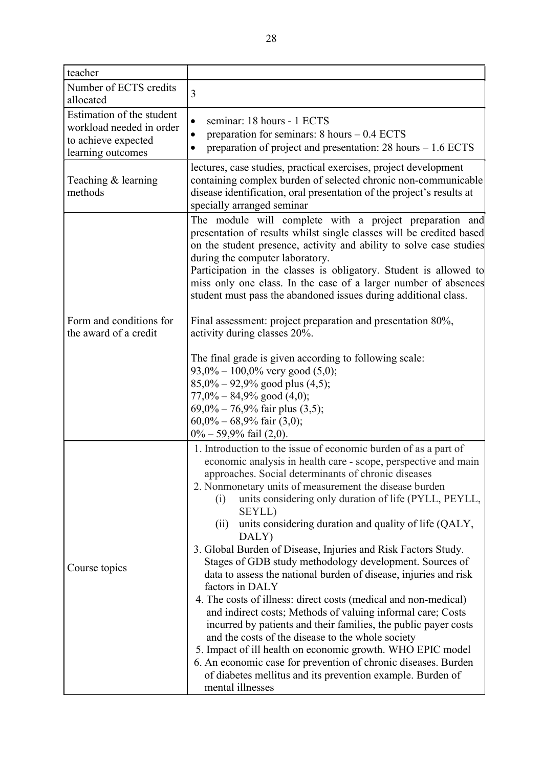| teacher | |
|---|---|
| Number of ECTS credits allocated | 3 |
| Estimation of the student workload needed in order to achieve expected learning outcomes | • seminar: 18 hours - 1 ECTS<br>• preparation for seminars: 8 hours – 0.4 ECTS<br>• preparation of project and presentation: 28 hours – 1.6 ECTS |
| Teaching & learning methods | lectures, case studies, practical exercises, project development containing complex burden of selected chronic non-communicable disease identification, oral presentation of the project's results at specially arranged seminar |
| Form and conditions for the award of a credit | The module will complete with a project preparation and presentation of results whilst single classes will be credited based on the student presence, activity and ability to solve case studies during the computer laboratory.<br>Participation in the classes is obligatory. Student is allowed to miss only one class. In the case of a larger number of absences student must pass the abandoned issues during additional class.<br><br>Final assessment: project preparation and presentation 80%, activity during classes 20%.<br><br>The final grade is given according to following scale:<br>93,0% – 100,0% very good (5,0);<br>85,0% – 92,9% good plus (4,5);<br>77,0% – 84,9% good (4,0);<br>69,0% – 76,9% fair plus (3,5);<br>60,0% – 68,9% fair (3,0);<br>0% – 59,9% fail (2,0). |
| Course topics | 1. Introduction to the issue of economic burden of as a part of economic analysis in health care - scope, perspective and main approaches. Social determinants of chronic diseases<br>2. Nonmonetary units of measurement the disease burden<br>(i) units considering only duration of life (PYLL, PEYLL, SEYLL)<br>(ii) units considering duration and quality of life (QALY, DALY)<br>3. Global Burden of Disease, Injuries and Risk Factors Study. Stages of GDB study methodology development. Sources of data to assess the national burden of disease, injuries and risk factors in DALY<br>4. The costs of illness: direct costs (medical and non-medical) and indirect costs; Methods of valuing informal care; Costs incurred by patients and their families, the public payer costs and the costs of the disease to the whole society<br>5. Impact of ill health on economic growth. WHO EPIC model<br>6. An economic case for prevention of chronic diseases. Burden of diabetes mellitus and its prevention example. Burden of mental illnesses |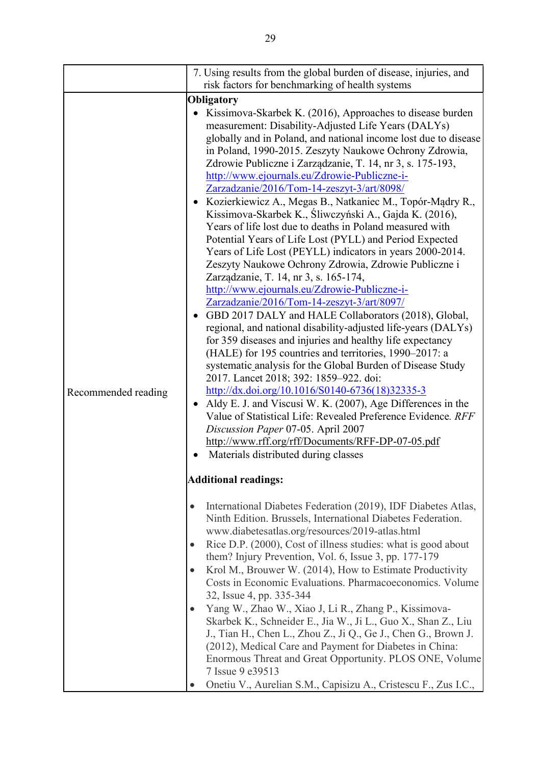| | |
|---|---|
| | 7. Using results from the global burden of disease, injuries, and risk factors for benchmarking of health systems |
| Recommended reading | **Obligatory**<br>• Kissimova-Skarbek K. (2016), Approaches to disease burden measurement: Disability-Adjusted Life Years (DALYs) globally and in Poland, and national income lost due to disease in Poland, 1990-2015. Zeszyty Naukowe Ochrony Zdrowia, Zdrowie Publiczne i Zarządzanie, T. 14, nr 3, s. 175-193, http://www.ejournals.eu/Zdrowie-Publiczne-i-Zarzadzanie/2016/Tom-14-zeszyt-3/art/8098/<br>• Kozierkiewicz A., Megas B., Natkaniec M., Topór-Mądry R., Kissimova-Skarbek K., Śliwczyński A., Gajda K. (2016), Years of life lost due to deaths in Poland measured with Potential Years of Life Lost (PYLL) and Period Expected Years of Life Lost (PEYLL) indicators in years 2000-2014. Zeszyty Naukowe Ochrony Zdrowia, Zdrowie Publiczne i Zarządzanie, T. 14, nr 3, s. 165-174, http://www.ejournals.eu/Zdrowie-Publiczne-i-Zarzadzanie/2016/Tom-14-zeszyt-3/art/8097/<br>• GBD 2017 DALY and HALE Collaborators (2018), Global, regional, and national disability-adjusted life-years (DALYs) for 359 diseases and injuries and healthy life expectancy (HALE) for 195 countries and territories, 1990–2017: a systematic analysis for the Global Burden of Disease Study 2017. Lancet 2018; 392: 1859–922. doi: http://dx.doi.org/10.1016/S0140-6736(18)32335-3<br>• Aldy E. J. and Viscusi W. K. (2007), Age Differences in the Value of Statistical Life: Revealed Preference Evidence. *RFF Discussion Paper* 07-05. April 2007 http://www.rff.org/rff/Documents/RFF-DP-07-05.pdf<br>• Materials distributed during classes<br><br>**Additional readings:**<br><br>• International Diabetes Federation (2019), IDF Diabetes Atlas, Ninth Edition. Brussels, International Diabetes Federation. www.diabetesatlas.org/resources/2019-atlas.html<br>• Rice D.P. (2000), Cost of illness studies: what is good about them? Injury Prevention, Vol. 6, Issue 3, pp. 177-179<br>• Krol M., Brouwer W. (2014), How to Estimate Productivity Costs in Economic Evaluations. Pharmacoeconomics. Volume 32, Issue 4, pp. 335-344<br>• Yang W., Zhao W., Xiao J, Li R., Zhang P., Kissimova-Skarbek K., Schneider E., Jia W., Ji L., Guo X., Shan Z., Liu J., Tian H., Chen L., Zhou Z., Ji Q., Ge J., Chen G., Brown J. (2012), Medical Care and Payment for Diabetes in China: Enormous Threat and Great Opportunity. PLOS ONE, Volume 7 Issue 9 e39513<br>• Onetiu V., Aurelian S.M., Capisizu A., Cristescu F., Zus I.C., |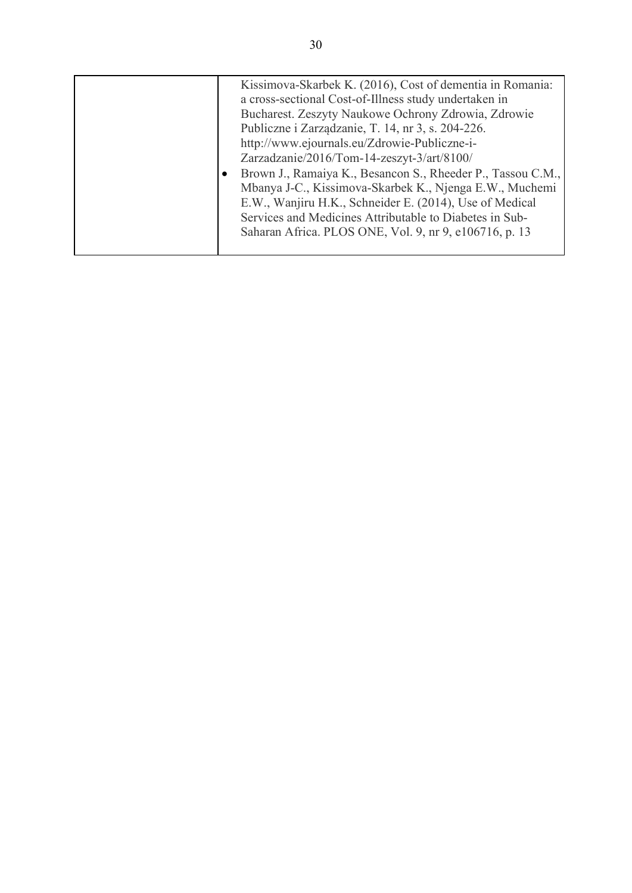| | |
|---|---|
| | Kissimova-Skarbek K. (2016), Cost of dementia in Romania: a cross-sectional Cost-of-Illness study undertaken in Bucharest. Zeszyty Naukowe Ochrony Zdrowia, Zdrowie Publiczne i Zarządzanie, T. 14, nr 3, s. 204-226. http://www.ejournals.eu/Zdrowie-Publiczne-i-Zarzadzanie/2016/Tom-14-zeszyt-3/art/8100/ <br> • Brown J., Ramaiya K., Besancon S., Rheeder P., Tassou C.M., Mbanya J-C., Kissimova-Skarbek K., Njenga E.W., Muchemi E.W., Wanjiru H.K., Schneider E. (2014), Use of Medical Services and Medicines Attributable to Diabetes in Sub-Saharan Africa. PLOS ONE, Vol. 9, nr 9, e106716, p. 13 |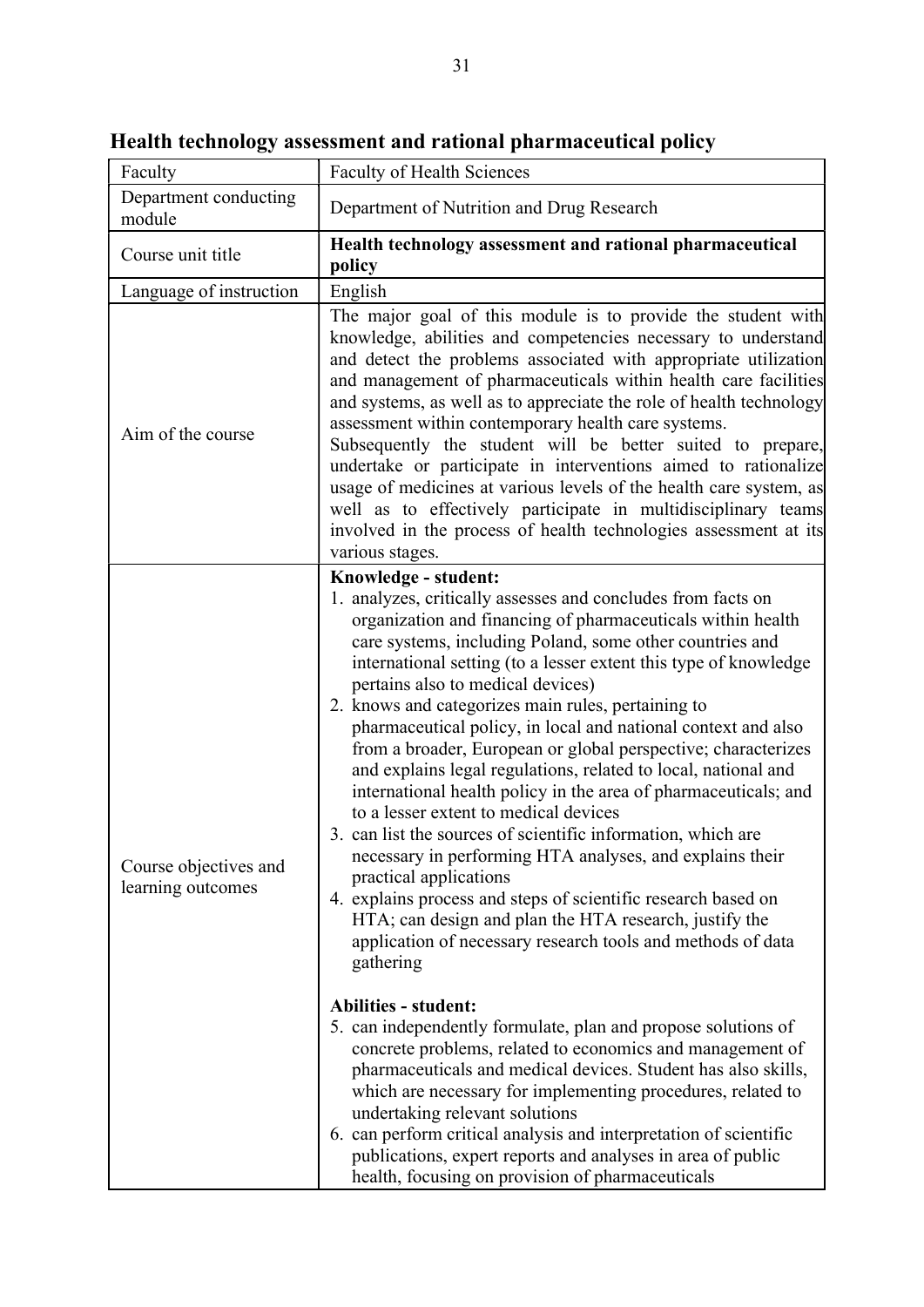# Health technology assessment and rational pharmaceutical policy

| | |
|---|---|
| Faculty | Faculty of Health Sciences |
| Department conducting module | Department of Nutrition and Drug Research |
| Course unit title | **Health technology assessment and rational pharmaceutical policy** |
| Language of instruction | English |
| Aim of the course | The major goal of this module is to provide the student with knowledge, abilities and competencies necessary to understand and detect the problems associated with appropriate utilization and management of pharmaceuticals within health care facilities and systems, as well as to appreciate the role of health technology assessment within contemporary health care systems.<br>Subsequently the student will be better suited to prepare, undertake or participate in interventions aimed to rationalize usage of medicines at various levels of the health care system, as well as to effectively participate in multidisciplinary teams involved in the process of health technologies assessment at its various stages. |
| Course objectives and learning outcomes | **Knowledge - student:**<br>1. analyzes, critically assesses and concludes from facts on organization and financing of pharmaceuticals within health care systems, including Poland, some other countries and international setting (to a lesser extent this type of knowledge pertains also to medical devices)<br>2. knows and categorizes main rules, pertaining to pharmaceutical policy, in local and national context and also from a broader, European or global perspective; characterizes and explains legal regulations, related to local, national and international health policy in the area of pharmaceuticals; and to a lesser extent to medical devices<br>3. can list the sources of scientific information, which are necessary in performing HTA analyses, and explains their practical applications<br>4. explains process and steps of scientific research based on HTA; can design and plan the HTA research, justify the application of necessary research tools and methods of data gathering<br><br>**Abilities - student:**<br>5. can independently formulate, plan and propose solutions of concrete problems, related to economics and management of pharmaceuticals and medical devices. Student has also skills, which are necessary for implementing procedures, related to undertaking relevant solutions<br>6. can perform critical analysis and interpretation of scientific publications, expert reports and analyses in area of public health, focusing on provision of pharmaceuticals |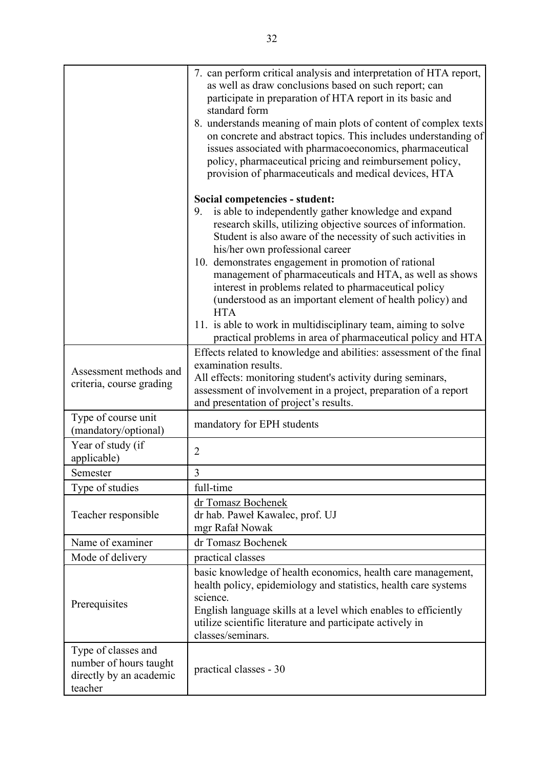| | |
|---|---|
| | 7. can perform critical analysis and interpretation of HTA report, as well as draw conclusions based on such report; can participate in preparation of HTA report in its basic and standard form<br>8. understands meaning of main plots of content of complex texts on concrete and abstract topics. This includes understanding of issues associated with pharmacoeconomics, pharmaceutical policy, pharmaceutical pricing and reimbursement policy, provision of pharmaceuticals and medical devices, HTA<br><br>**Social competencies - student:**<br>9. is able to independently gather knowledge and expand research skills, utilizing objective sources of information. Student is also aware of the necessity of such activities in his/her own professional career<br>10. demonstrates engagement in promotion of rational management of pharmaceuticals and HTA, as well as shows interest in problems related to pharmaceutical policy (understood as an important element of health policy) and HTA<br>11. is able to work in multidisciplinary team, aiming to solve practical problems in area of pharmaceutical policy and HTA |
| Assessment methods and criteria, course grading | Effects related to knowledge and abilities: assessment of the final examination results.<br>All effects: monitoring student's activity during seminars, assessment of involvement in a project, preparation of a report and presentation of project's results. |
| Type of course unit (mandatory/optional) | mandatory for EPH students |
| Year of study (if applicable) | 2 |
| Semester | 3 |
| Type of studies | full-time |
| Teacher responsible | dr Tomasz Bochenek<br>dr hab. Paweł Kawalec, prof. UJ<br>mgr Rafał Nowak |
| Name of examiner | dr Tomasz Bochenek |
| Mode of delivery | practical classes |
| Prerequisites | basic knowledge of health economics, health care management, health policy, epidemiology and statistics, health care systems science.<br>English language skills at a level which enables to efficiently utilize scientific literature and participate actively in classes/seminars. |
| Type of classes and number of hours taught directly by an academic teacher | practical classes - 30 |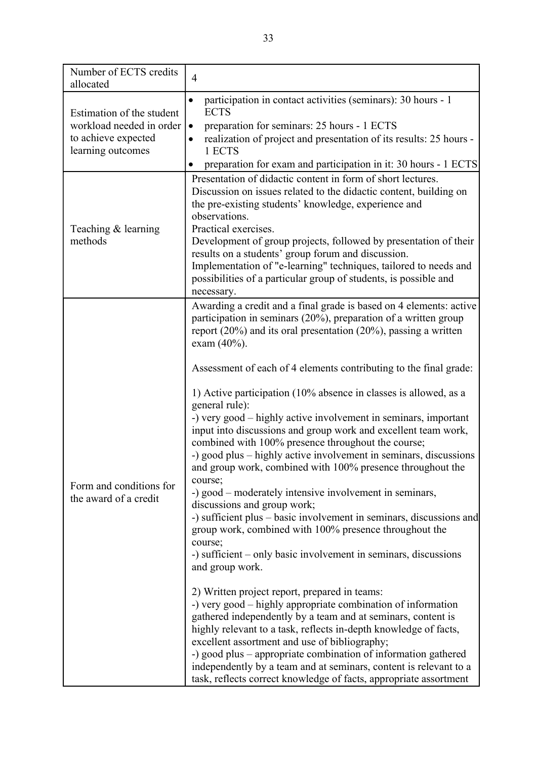| Number of ECTS credits allocated | 4 |
|---|---|
| Estimation of the student workload needed in order to achieve expected learning outcomes | • participation in contact activities (seminars): 30 hours - 1 ECTS<br>• preparation for seminars: 25 hours - 1 ECTS<br>• realization of project and presentation of its results: 25 hours - 1 ECTS<br>• preparation for exam and participation in it: 30 hours - 1 ECTS |
| Teaching & learning methods | Presentation of didactic content in form of short lectures.<br>Discussion on issues related to the didactic content, building on the pre-existing students' knowledge, experience and observations.<br>Practical exercises.<br>Development of group projects, followed by presentation of their results on a students' group forum and discussion.<br>Implementation of "e-learning" techniques, tailored to needs and possibilities of a particular group of students, is possible and necessary. |
| Form and conditions for the award of a credit | Awarding a credit and a final grade is based on 4 elements: active participation in seminars (20%), preparation of a written group report (20%) and its oral presentation (20%), passing a written exam (40%).<br><br>Assessment of each of 4 elements contributing to the final grade:<br><br>1) Active participation (10% absence in classes is allowed, as a general rule):<br>-) very good – highly active involvement in seminars, important input into discussions and group work and excellent team work, combined with 100% presence throughout the course;<br>-) good plus – highly active involvement in seminars, discussions and group work, combined with 100% presence throughout the course;<br>-) good – moderately intensive involvement in seminars, discussions and group work;<br>-) sufficient plus – basic involvement in seminars, discussions and group work, combined with 100% presence throughout the course;<br>-) sufficient – only basic involvement in seminars, discussions and group work.<br><br>2) Written project report, prepared in teams:<br>-) very good – highly appropriate combination of information gathered independently by a team and at seminars, content is highly relevant to a task, reflects in-depth knowledge of facts, excellent assortment and use of bibliography;<br>-) good plus – appropriate combination of information gathered independently by a team and at seminars, content is relevant to a task, reflects correct knowledge of facts, appropriate assortment |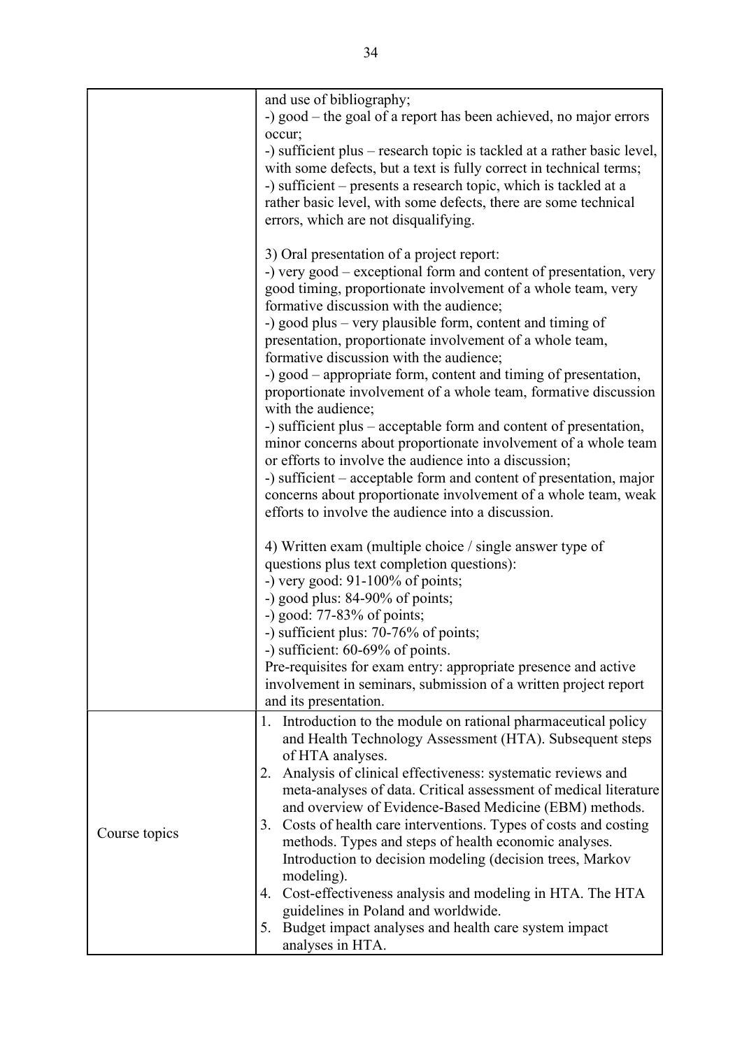| | |
|---|---|
| | and use of bibliography;<br>-) good – the goal of a report has been achieved, no major errors occur;<br>-) sufficient plus – research topic is tackled at a rather basic level, with some defects, but a text is fully correct in technical terms;<br>-) sufficient – presents a research topic, which is tackled at a rather basic level, with some defects, there are some technical errors, which are not disqualifying.<br><br>3) Oral presentation of a project report:<br>-) very good – exceptional form and content of presentation, very good timing, proportionate involvement of a whole team, very formative discussion with the audience;<br>-) good plus – very plausible form, content and timing of presentation, proportionate involvement of a whole team, formative discussion with the audience;<br>-) good – appropriate form, content and timing of presentation, proportionate involvement of a whole team, formative discussion with the audience;<br>-) sufficient plus – acceptable form and content of presentation, minor concerns about proportionate involvement of a whole team or efforts to involve the audience into a discussion;<br>-) sufficient – acceptable form and content of presentation, major concerns about proportionate involvement of a whole team, weak efforts to involve the audience into a discussion.<br><br>4) Written exam (multiple choice / single answer type of questions plus text completion questions):<br>-) very good: 91-100% of points;<br>-) good plus: 84-90% of points;<br>-) good: 77-83% of points;<br>-) sufficient plus: 70-76% of points;<br>-) sufficient: 60-69% of points.<br>Pre-requisites for exam entry: appropriate presence and active involvement in seminars, submission of a written project report and its presentation. |
| Course topics | 1. Introduction to the module on rational pharmaceutical policy and Health Technology Assessment (HTA). Subsequent steps of HTA analyses.<br>2. Analysis of clinical effectiveness: systematic reviews and meta-analyses of data. Critical assessment of medical literature and overview of Evidence-Based Medicine (EBM) methods.<br>3. Costs of health care interventions. Types of costs and costing methods. Types and steps of health economic analyses. Introduction to decision modeling (decision trees, Markov modeling).<br>4. Cost-effectiveness analysis and modeling in HTA. The HTA guidelines in Poland and worldwide.<br>5. Budget impact analyses and health care system impact analyses in HTA. |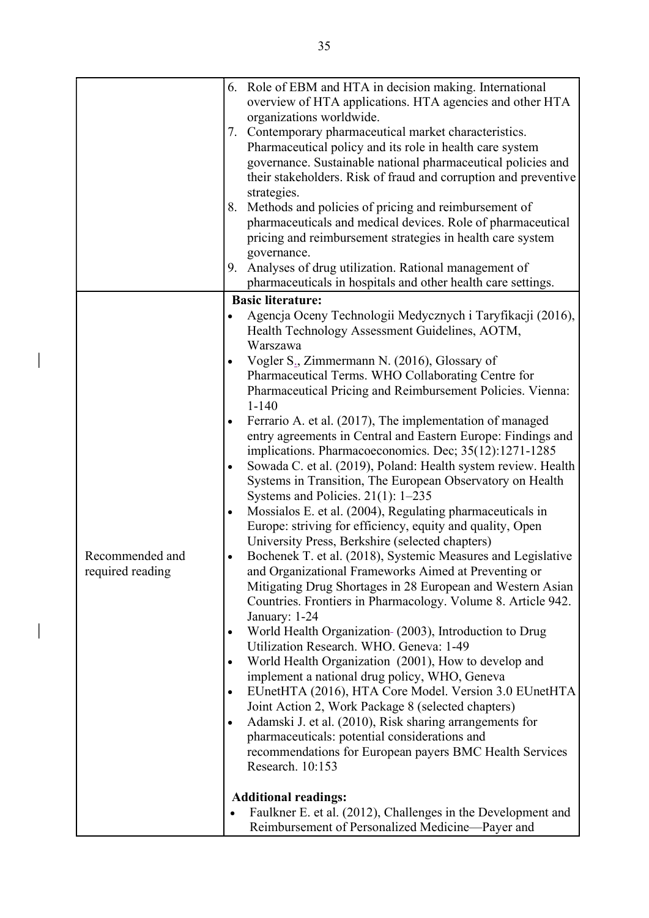| | |
|---|---|
| | 6. Role of EBM and HTA in decision making. International overview of HTA applications. HTA agencies and other HTA organizations worldwide.<br>7. Contemporary pharmaceutical market characteristics. Pharmaceutical policy and its role in health care system governance. Sustainable national pharmaceutical policies and their stakeholders. Risk of fraud and corruption and preventive strategies.<br>8. Methods and policies of pricing and reimbursement of pharmaceuticals and medical devices. Role of pharmaceutical pricing and reimbursement strategies in health care system governance.<br>9. Analyses of drug utilization. Rational management of pharmaceuticals in hospitals and other health care settings. |
| Recommended and required reading | **Basic literature:**<br>• Agencja Oceny Technologii Medycznych i Taryfikacji (2016), Health Technology Assessment Guidelines, AOTM, Warszawa<br>• Vogler S., Zimmermann N. (2016), Glossary of Pharmaceutical Terms. WHO Collaborating Centre for Pharmaceutical Pricing and Reimbursement Policies. Vienna: 1-140<br>• Ferrario A. et al. (2017), The implementation of managed entry agreements in Central and Eastern Europe: Findings and implications. Pharmacoeconomics. Dec; 35(12):1271-1285<br>• Sowada C. et al. (2019), Poland: Health system review. Health Systems in Transition, The European Observatory on Health Systems and Policies. 21(1): 1–235<br>• Mossialos E. et al. (2004), Regulating pharmaceuticals in Europe: striving for efficiency, equity and quality, Open University Press, Berkshire (selected chapters)<br>• Bochenek T. et al. (2018), Systemic Measures and Legislative and Organizational Frameworks Aimed at Preventing or Mitigating Drug Shortages in 28 European and Western Asian Countries. Frontiers in Pharmacology. Volume 8. Article 942. January: 1-24<br>• World Health Organization (2003), Introduction to Drug Utilization Research. WHO. Geneva: 1-49<br>• World Health Organization (2001), How to develop and implement a national drug policy, WHO, Geneva<br>• EUnetHTA (2016), HTA Core Model. Version 3.0 EUnetHTA Joint Action 2, Work Package 8 (selected chapters)<br>• Adamski J. et al. (2010), Risk sharing arrangements for pharmaceuticals: potential considerations and recommendations for European payers BMC Health Services Research. 10:153<br><br>**Additional readings:**<br>• Faulkner E. et al. (2012), Challenges in the Development and Reimbursement of Personalized Medicine—Payer and |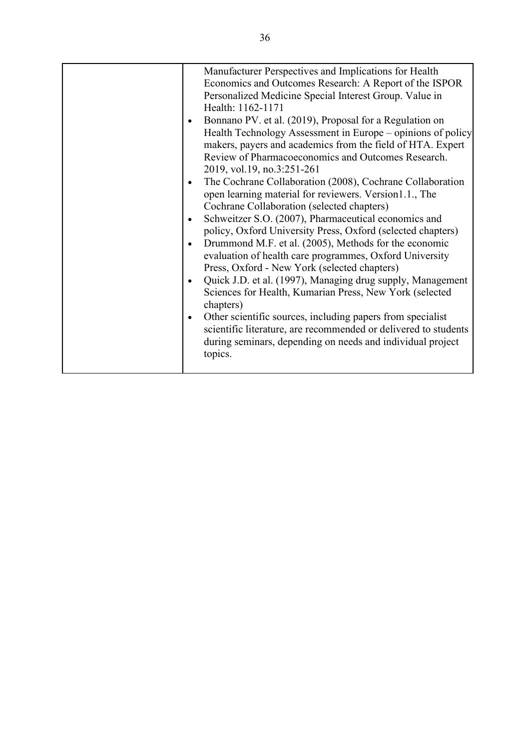| | Manufacturer Perspectives and Implications for Health Economics and Outcomes Research: A Report of the ISPOR Personalized Medicine Special Interest Group. Value in Health: 1162-1171<br>• Bonnano PV. et al. (2019), Proposal for a Regulation on Health Technology Assessment in Europe – opinions of policy makers, payers and academics from the field of HTA. Expert Review of Pharmacoeconomics and Outcomes Research. 2019, vol.19, no.3:251-261<br>• The Cochrane Collaboration (2008), Cochrane Collaboration open learning material for reviewers. Version1.1., The Cochrane Collaboration (selected chapters)<br>• Schweitzer S.O. (2007), Pharmaceutical economics and policy, Oxford University Press, Oxford (selected chapters)<br>• Drummond M.F. et al. (2005), Methods for the economic evaluation of health care programmes, Oxford University Press, Oxford - New York (selected chapters)<br>• Quick J.D. et al. (1997), Managing drug supply, Management Sciences for Health, Kumarian Press, New York (selected chapters)<br>• Other scientific sources, including papers from specialist scientific literature, are recommended or delivered to students during seminars, depending on needs and individual project topics. |
|---|---|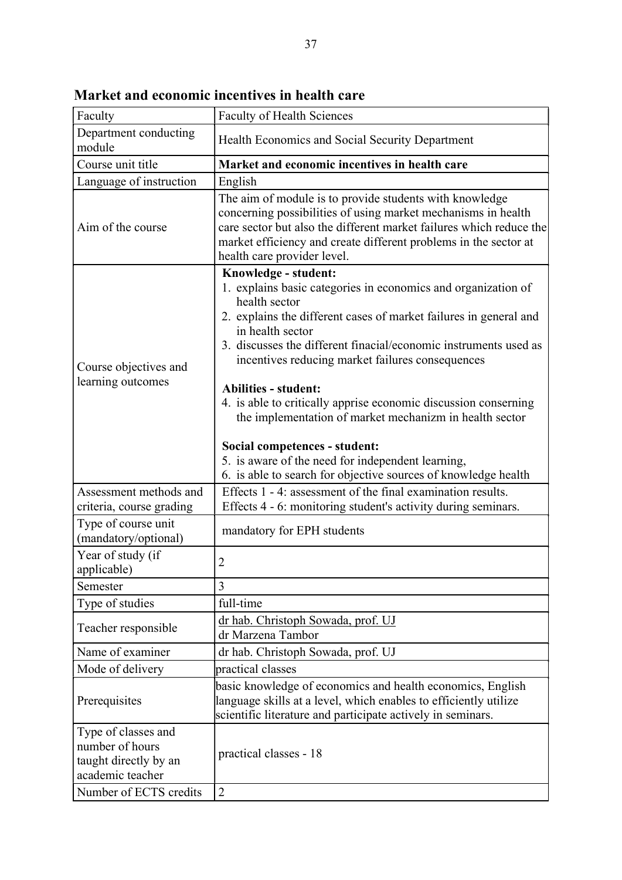## Market and economic incentives in health care

| Faculty | Faculty of Health Sciences |
|---|---|
| Department conducting module | Health Economics and Social Security Department |
| Course unit title | **Market and economic incentives in health care** |
| Language of instruction | English |
| Aim of the course | The aim of module is to provide students with knowledge concerning possibilities of using market mechanisms in health care sector but also the different market failures which reduce the market efficiency and create different problems in the sector at health care provider level. |
| Course objectives and learning outcomes | **Knowledge - student:**<br>1. explains basic categories in economics and organization of health sector<br>2. explains the different cases of market failures in general and in health sector<br>3. discusses the different finacial/economic instruments used as incentives reducing market failures consequences<br><br>**Abilities - student:**<br>4. is able to critically apprise economic discussion conserning the implementation of market mechanizm in health sector<br><br>**Social competences - student:**<br>5. is aware of the need for independent learning,<br>6. is able to search for objective sources of knowledge health |
| Assessment methods and criteria, course grading | Effects 1 - 4: assessment of the final examination results.<br>Effects 4 - 6: monitoring student's activity during seminars. |
| Type of course unit (mandatory/optional) | mandatory for EPH students |
| Year of study (if applicable) | 2 |
| Semester | 3 |
| Type of studies | full-time |
| Teacher responsible | dr hab. Christoph Sowada, prof. UJ<br>dr Marzena Tambor |
| Name of examiner | dr hab. Christoph Sowada, prof. UJ |
| Mode of delivery | practical classes |
| Prerequisites | basic knowledge of economics and health economics, English language skills at a level, which enables to efficiently utilize scientific literature and participate actively in seminars. |
| Type of classes and number of hours taught directly by an academic teacher | practical classes - 18 |
| Number of ECTS credits | 2 |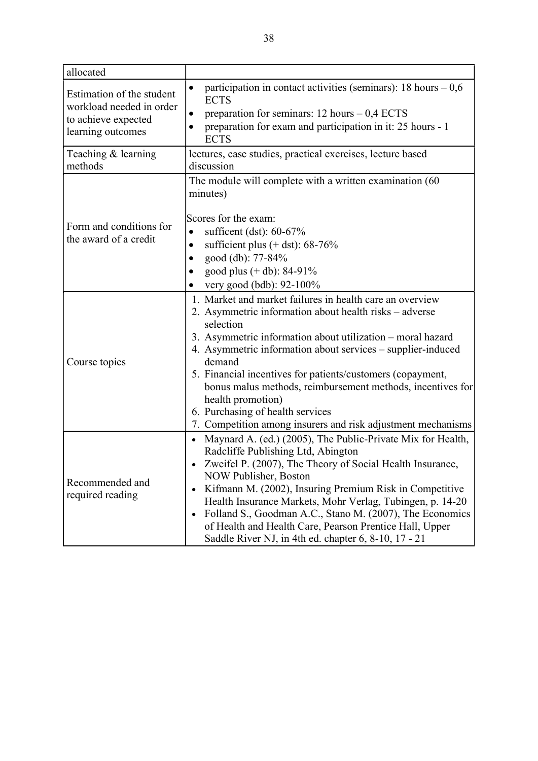| allocated | |
|---|---|
| Estimation of the student workload needed in order to achieve expected learning outcomes | • participation in contact activities (seminars): 18 hours – 0,6 ECTS<br>• preparation for seminars: 12 hours – 0,4 ECTS<br>• preparation for exam and participation in it: 25 hours - 1 ECTS |
| Teaching & learning methods | lectures, case studies, practical exercises, lecture based discussion |
| Form and conditions for the award of a credit | The module will complete with a written examination (60 minutes)<br><br>Scores for the exam:<br>• sufficent (dst): 60-67%<br>• sufficient plus (+ dst): 68-76%<br>• good (db): 77-84%<br>• good plus (+ db): 84-91%<br>• very good (bdb): 92-100% |
| Course topics | 1. Market and market failures in health care an overview<br>2. Asymmetric information about health risks – adverse selection<br>3. Asymmetric information about utilization – moral hazard<br>4. Asymmetric information about services – supplier-induced demand<br>5. Financial incentives for patients/customers (copayment, bonus malus methods, reimbursement methods, incentives for health promotion)<br>6. Purchasing of health services<br>7. Competition among insurers and risk adjustment mechanisms |
| Recommended and required reading | • Maynard A. (ed.) (2005), The Public-Private Mix for Health, Radcliffe Publishing Ltd, Abington<br>• Zweifel P. (2007), The Theory of Social Health Insurance, NOW Publisher, Boston<br>• Kifmann M. (2002), Insuring Premium Risk in Competitive Health Insurance Markets, Mohr Verlag, Tubingen, p. 14-20<br>• Folland S., Goodman A.C., Stano M. (2007), The Economics of Health and Health Care, Pearson Prentice Hall, Upper Saddle River NJ, in 4th ed. chapter 6, 8-10, 17 - 21 |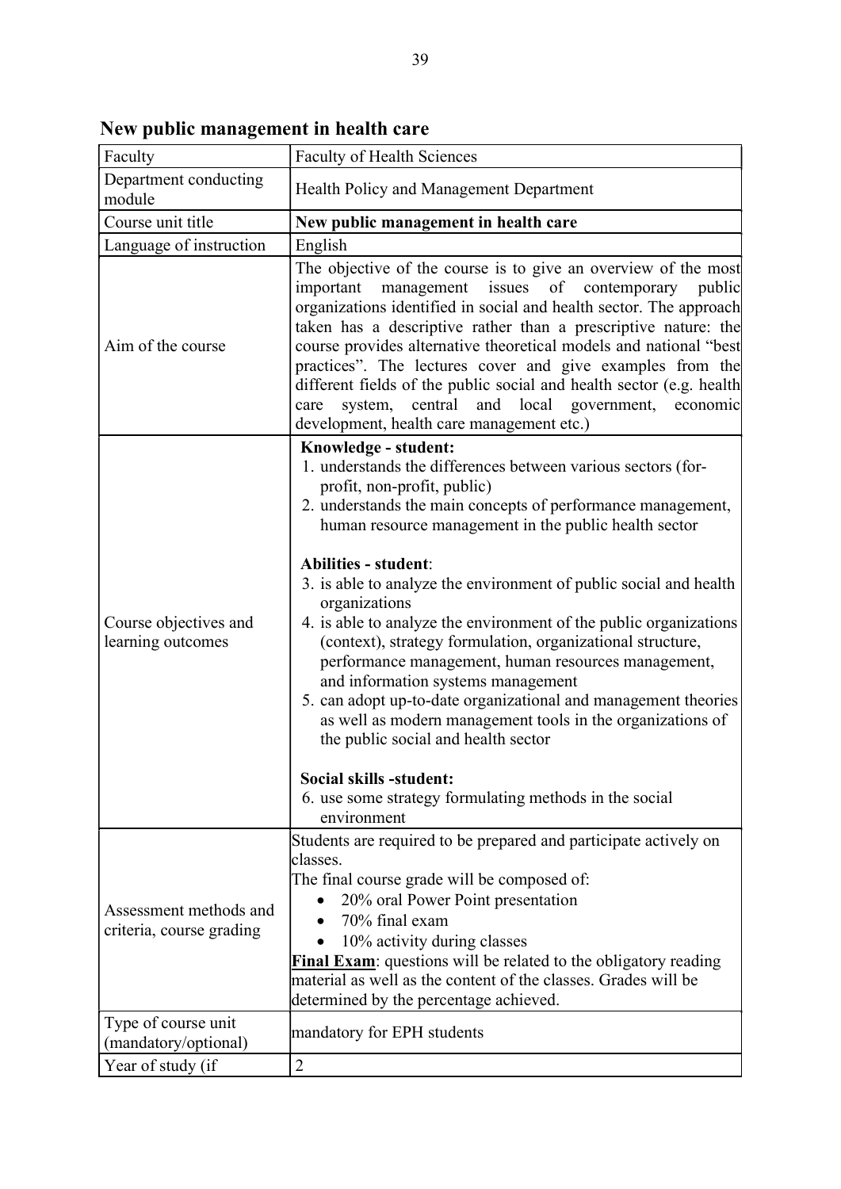## New public management in health care

| Faculty | Faculty of Health Sciences |
|---|---|
| Department conducting module | Health Policy and Management Department |
| Course unit title | **New public management in health care** |
| Language of instruction | English |
| Aim of the course | The objective of the course is to give an overview of the most important management issues of contemporary public organizations identified in social and health sector. The approach taken has a descriptive rather than a prescriptive nature: the course provides alternative theoretical models and national "best practices". The lectures cover and give examples from the different fields of the public social and health sector (e.g. health care system, central and local government, economic development, health care management etc.) |
| Course objectives and learning outcomes | **Knowledge - student:**<br>1. understands the differences between various sectors (for-profit, non-profit, public)<br>2. understands the main concepts of performance management, human resource management in the public health sector<br><br>**Abilities - student**:<br>3. is able to analyze the environment of public social and health organizations<br>4. is able to analyze the environment of the public organizations (context), strategy formulation, organizational structure, performance management, human resources management, and information systems management<br>5. can adopt up-to-date organizational and management theories as well as modern management tools in the organizations of the public social and health sector<br><br>**Social skills -student:**<br>6. use some strategy formulating methods in the social environment |
| Assessment methods and criteria, course grading | Students are required to be prepared and participate actively on classes.<br>The final course grade will be composed of:<br>• 20% oral Power Point presentation<br>• 70% final exam<br>• 10% activity during classes<br>**Final Exam**: questions will be related to the obligatory reading material as well as the content of the classes. Grades will be determined by the percentage achieved. |
| Type of course unit (mandatory/optional) | mandatory for EPH students |
| Year of study (if | 2 |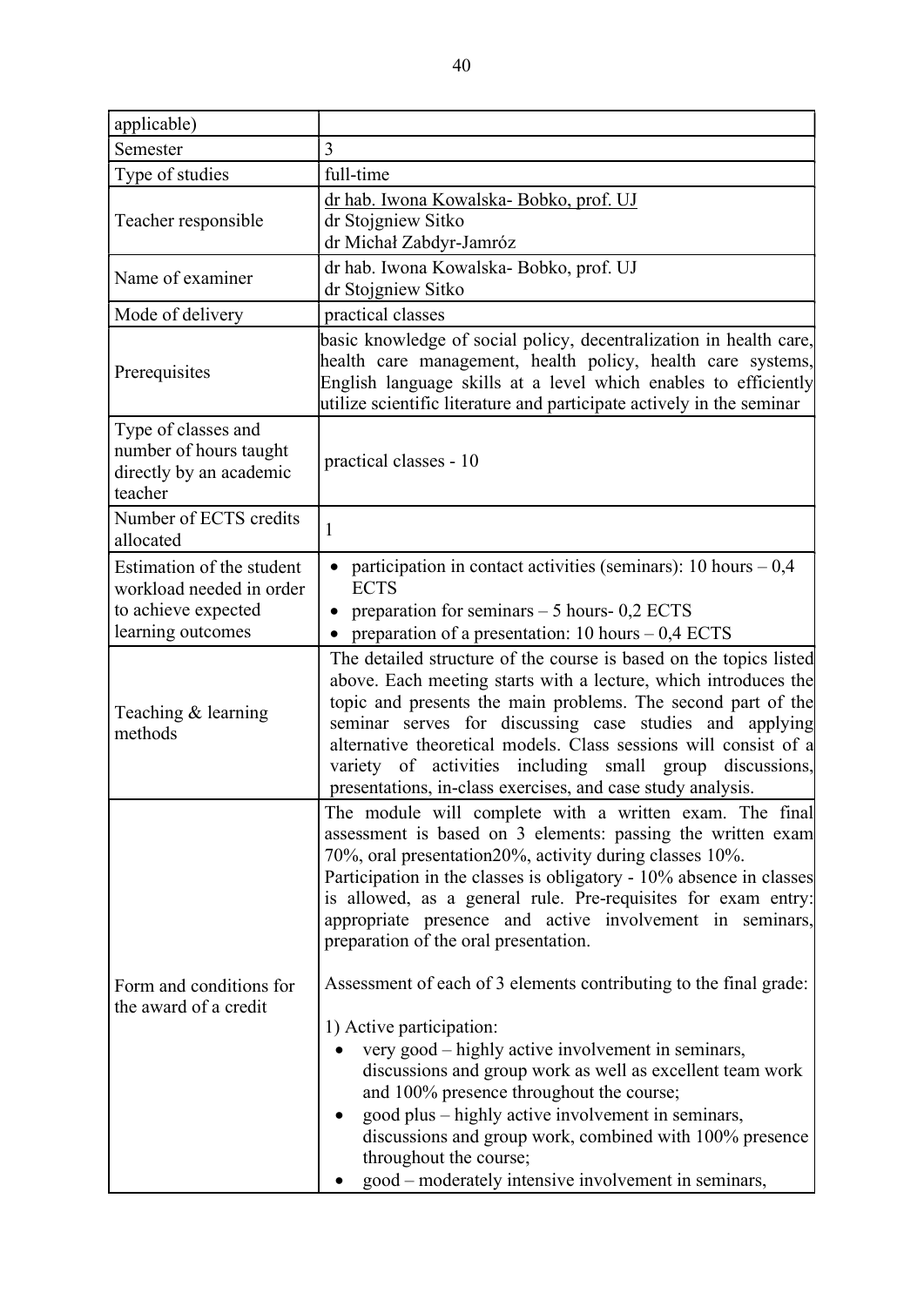| applicable) | |
|---|---|
| Semester | 3 |
| Type of studies | full-time |
| Teacher responsible | dr hab. Iwona Kowalska- Bobko, prof. UJ<br>dr Stojgniew Sitko<br>dr Michał Zabdyr-Jamróz |
| Name of examiner | dr hab. Iwona Kowalska- Bobko, prof. UJ<br>dr Stojgniew Sitko |
| Mode of delivery | practical classes |
| Prerequisites | basic knowledge of social policy, decentralization in health care, health care management, health policy, health care systems, English language skills at a level which enables to efficiently utilize scientific literature and participate actively in the seminar |
| Type of classes and number of hours taught directly by an academic teacher | practical classes - 10 |
| Number of ECTS credits allocated | 1 |
| Estimation of the student workload needed in order to achieve expected learning outcomes | • participation in contact activities (seminars): 10 hours – 0,4 ECTS<br>• preparation for seminars – 5 hours- 0,2 ECTS<br>• preparation of a presentation: 10 hours – 0,4 ECTS |
| Teaching & learning methods | The detailed structure of the course is based on the topics listed above. Each meeting starts with a lecture, which introduces the topic and presents the main problems. The second part of the seminar serves for discussing case studies and applying alternative theoretical models. Class sessions will consist of a variety of activities including small group discussions, presentations, in-class exercises, and case study analysis. |
| Form and conditions for the award of a credit | The module will complete with a written exam. The final assessment is based on 3 elements: passing the written exam 70%, oral presentation20%, activity during classes 10%.<br>Participation in the classes is obligatory - 10% absence in classes is allowed, as a general rule. Pre-requisites for exam entry: appropriate presence and active involvement in seminars, preparation of the oral presentation.<br><br>Assessment of each of 3 elements contributing to the final grade:<br><br>1) Active participation:<br>• very good – highly active involvement in seminars, discussions and group work as well as excellent team work and 100% presence throughout the course;<br>• good plus – highly active involvement in seminars, discussions and group work, combined with 100% presence throughout the course;<br>• good – moderately intensive involvement in seminars, |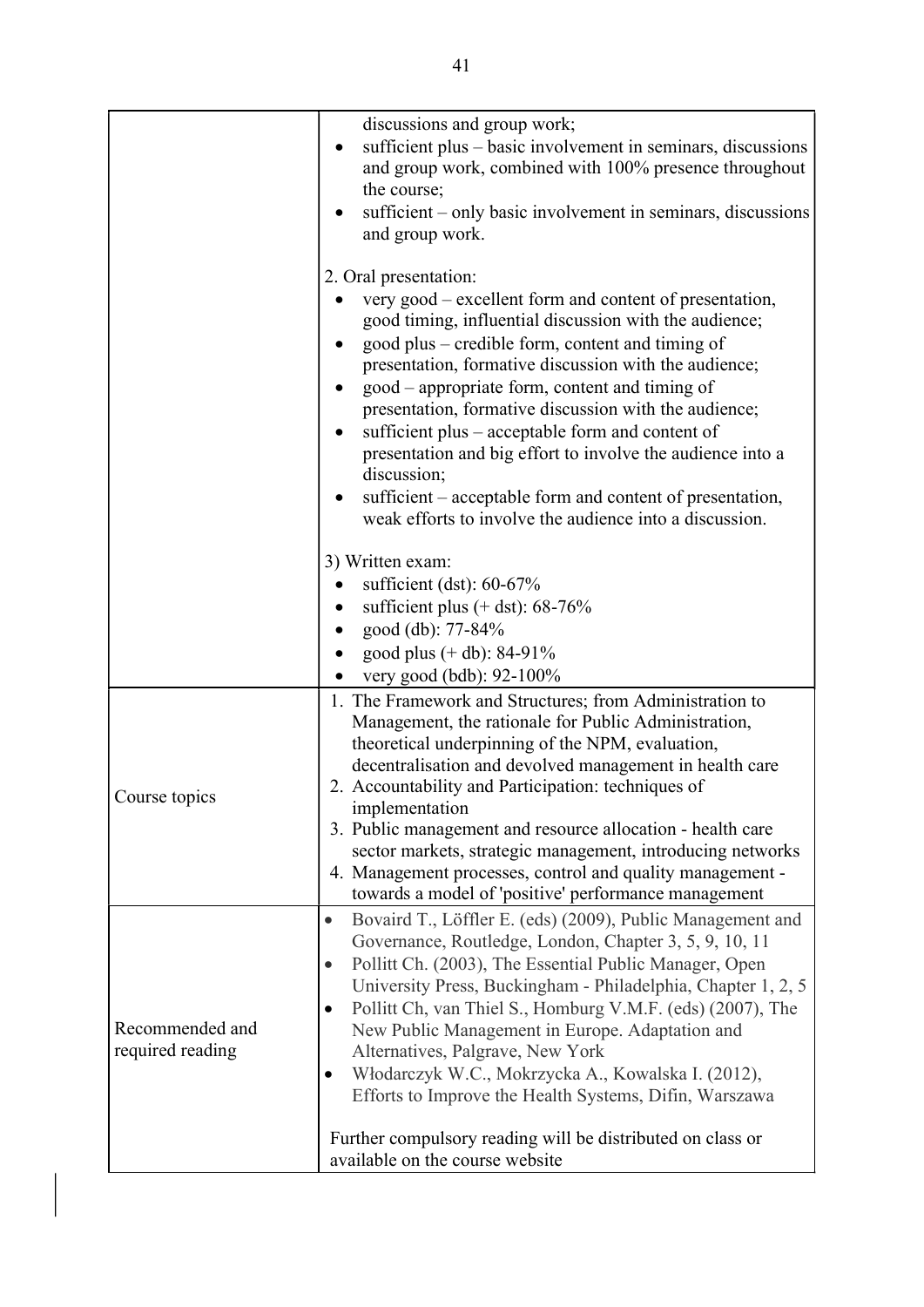| | |
|---|---|
| | discussions and group work;<br>• sufficient plus – basic involvement in seminars, discussions and group work, combined with 100% presence throughout the course;<br>• sufficient – only basic involvement in seminars, discussions and group work.<br><br>2. Oral presentation:<br>• very good – excellent form and content of presentation, good timing, influential discussion with the audience;<br>• good plus – credible form, content and timing of presentation, formative discussion with the audience;<br>• good – appropriate form, content and timing of presentation, formative discussion with the audience;<br>• sufficient plus – acceptable form and content of presentation and big effort to involve the audience into a discussion;<br>• sufficient – acceptable form and content of presentation, weak efforts to involve the audience into a discussion.<br><br>3) Written exam:<br>• sufficient (dst): 60-67%<br>• sufficient plus (+ dst): 68-76%<br>• good (db): 77-84%<br>• good plus (+ db): 84-91%<br>• very good (bdb): 92-100% |
| Course topics | 1. The Framework and Structures; from Administration to Management, the rationale for Public Administration, theoretical underpinning of the NPM, evaluation, decentralisation and devolved management in health care<br>2. Accountability and Participation: techniques of implementation<br>3. Public management and resource allocation - health care sector markets, strategic management, introducing networks<br>4. Management processes, control and quality management - towards a model of 'positive' performance management |
| Recommended and required reading | • Bovaird T., Löffler E. (eds) (2009), Public Management and Governance, Routledge, London, Chapter 3, 5, 9, 10, 11<br>• Pollitt Ch. (2003), The Essential Public Manager, Open University Press, Buckingham - Philadelphia, Chapter 1, 2, 5<br>• Pollitt Ch, van Thiel S., Homburg V.M.F. (eds) (2007), The New Public Management in Europe. Adaptation and Alternatives, Palgrave, New York<br>• Włodarczyk W.C., Mokrzycka A., Kowalska I. (2012), Efforts to Improve the Health Systems, Difin, Warszawa<br><br>Further compulsory reading will be distributed on class or available on the course website |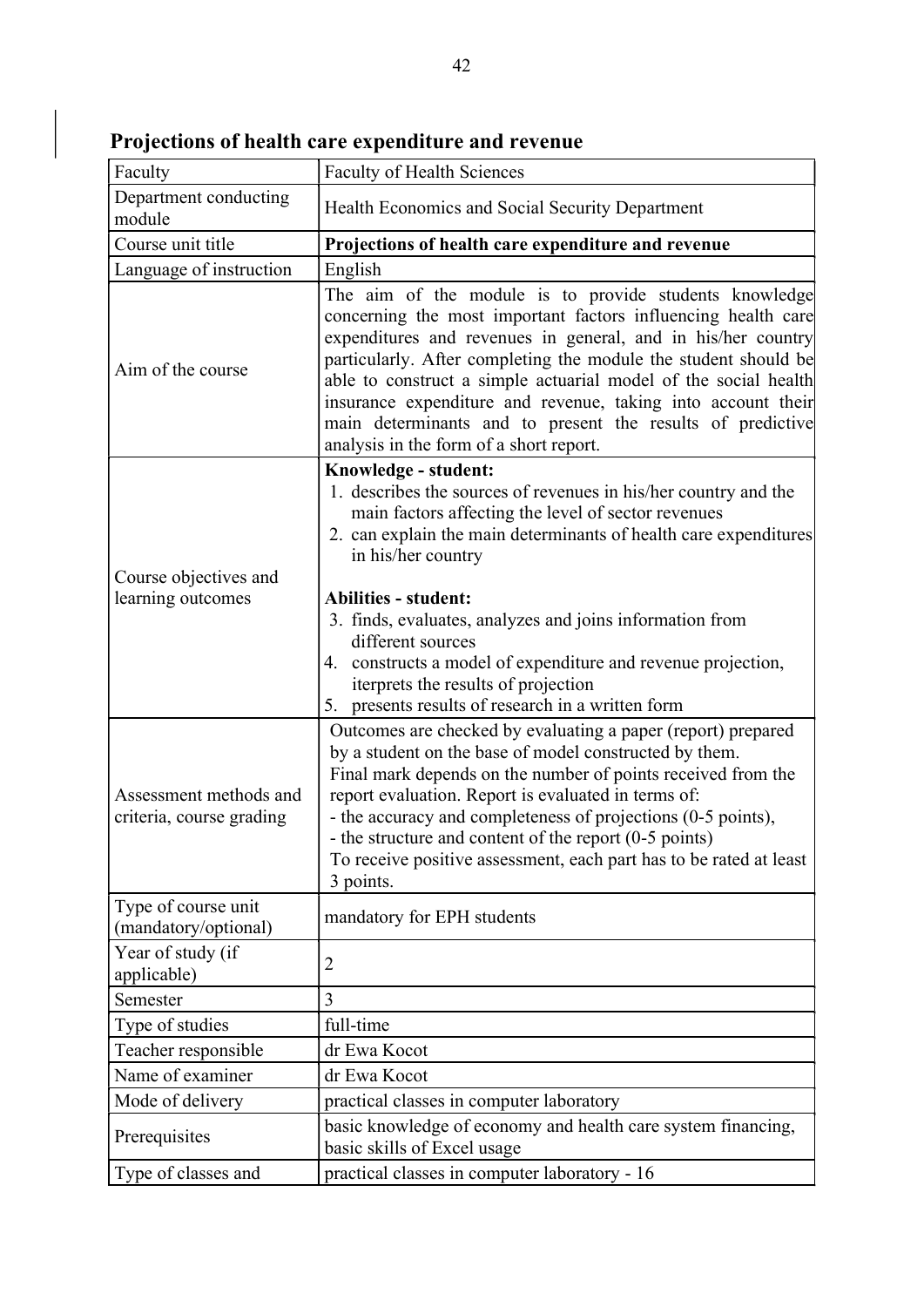## Projections of health care expenditure and revenue

| Faculty | Faculty of Health Sciences |
|---|---|
| Department conducting module | Health Economics and Social Security Department |
| Course unit title | **Projections of health care expenditure and revenue** |
| Language of instruction | English |
| Aim of the course | The aim of the module is to provide students knowledge concerning the most important factors influencing health care expenditures and revenues in general, and in his/her country particularly. After completing the module the student should be able to construct a simple actuarial model of the social health insurance expenditure and revenue, taking into account their main determinants and to present the results of predictive analysis in the form of a short report. |
| Course objectives and learning outcomes | **Knowledge - student:**<br>1. describes the sources of revenues in his/her country and the main factors affecting the level of sector revenues<br>2. can explain the main determinants of health care expenditures in his/her country<br><br>**Abilities - student:**<br>3. finds, evaluates, analyzes and joins information from different sources<br>4. constructs a model of expenditure and revenue projection, iterprets the results of projection<br>5. presents results of research in a written form |
| Assessment methods and criteria, course grading | Outcomes are checked by evaluating a paper (report) prepared by a student on the base of model constructed by them.<br>Final mark depends on the number of points received from the report evaluation. Report is evaluated in terms of:<br>- the accuracy and completeness of projections (0-5 points),<br>- the structure and content of the report (0-5 points)<br>To receive positive assessment, each part has to be rated at least 3 points. |
| Type of course unit (mandatory/optional) | mandatory for EPH students |
| Year of study (if applicable) | 2 |
| Semester | 3 |
| Type of studies | full-time |
| Teacher responsible | dr Ewa Kocot |
| Name of examiner | dr Ewa Kocot |
| Mode of delivery | practical classes in computer laboratory |
| Prerequisites | basic knowledge of economy and health care system financing, basic skills of Excel usage |
| Type of classes and | practical classes in computer laboratory - 16 |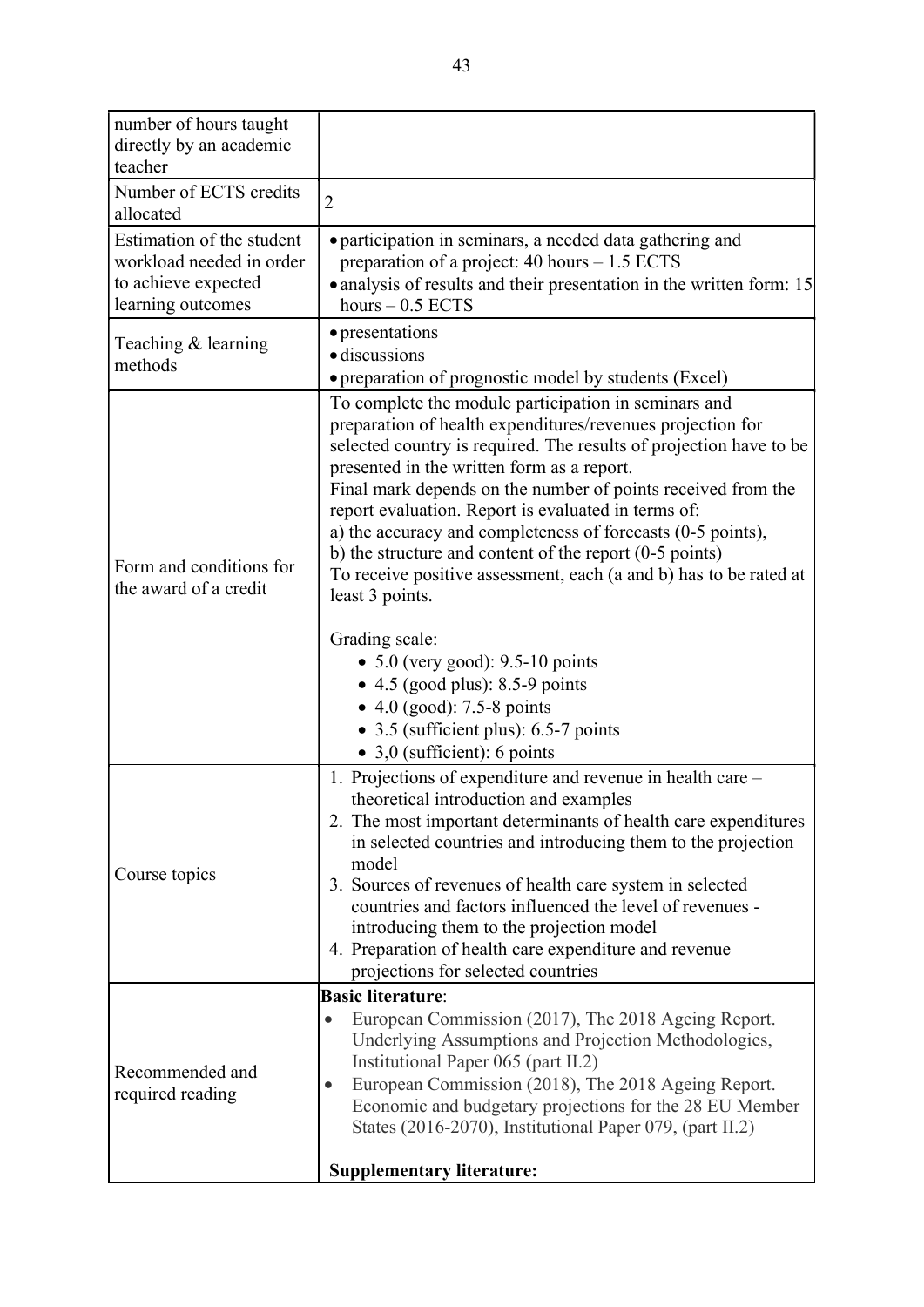| number of hours taught directly by an academic teacher | |
|---|---|
| Number of ECTS credits allocated | 2 |
| Estimation of the student workload needed in order to achieve expected learning outcomes | • participation in seminars, a needed data gathering and preparation of a project: 40 hours – 1.5 ECTS<br>• analysis of results and their presentation in the written form: 15 hours – 0.5 ECTS |
| Teaching & learning methods | • presentations<br>• discussions<br>• preparation of prognostic model by students (Excel) |
| Form and conditions for the award of a credit | To complete the module participation in seminars and preparation of health expenditures/revenues projection for selected country is required. The results of projection have to be presented in the written form as a report.<br>Final mark depends on the number of points received from the report evaluation. Report is evaluated in terms of:<br>a) the accuracy and completeness of forecasts (0-5 points),<br>b) the structure and content of the report (0-5 points)<br>To receive positive assessment, each (a and b) has to be rated at least 3 points.<br><br>Grading scale:<br>• 5.0 (very good): 9.5-10 points<br>• 4.5 (good plus): 8.5-9 points<br>• 4.0 (good): 7.5-8 points<br>• 3.5 (sufficient plus): 6.5-7 points<br>• 3,0 (sufficient): 6 points |
| Course topics | 1. Projections of expenditure and revenue in health care – theoretical introduction and examples<br>2. The most important determinants of health care expenditures in selected countries and introducing them to the projection model<br>3. Sources of revenues of health care system in selected countries and factors influenced the level of revenues - introducing them to the projection model<br>4. Preparation of health care expenditure and revenue projections for selected countries |
| Recommended and required reading | **Basic literature**:<br>• European Commission (2017), The 2018 Ageing Report. Underlying Assumptions and Projection Methodologies, Institutional Paper 065 (part II.2)<br>• European Commission (2018), The 2018 Ageing Report. Economic and budgetary projections for the 28 EU Member States (2016-2070), Institutional Paper 079, (part II.2)<br><br>**Supplementary literature:** |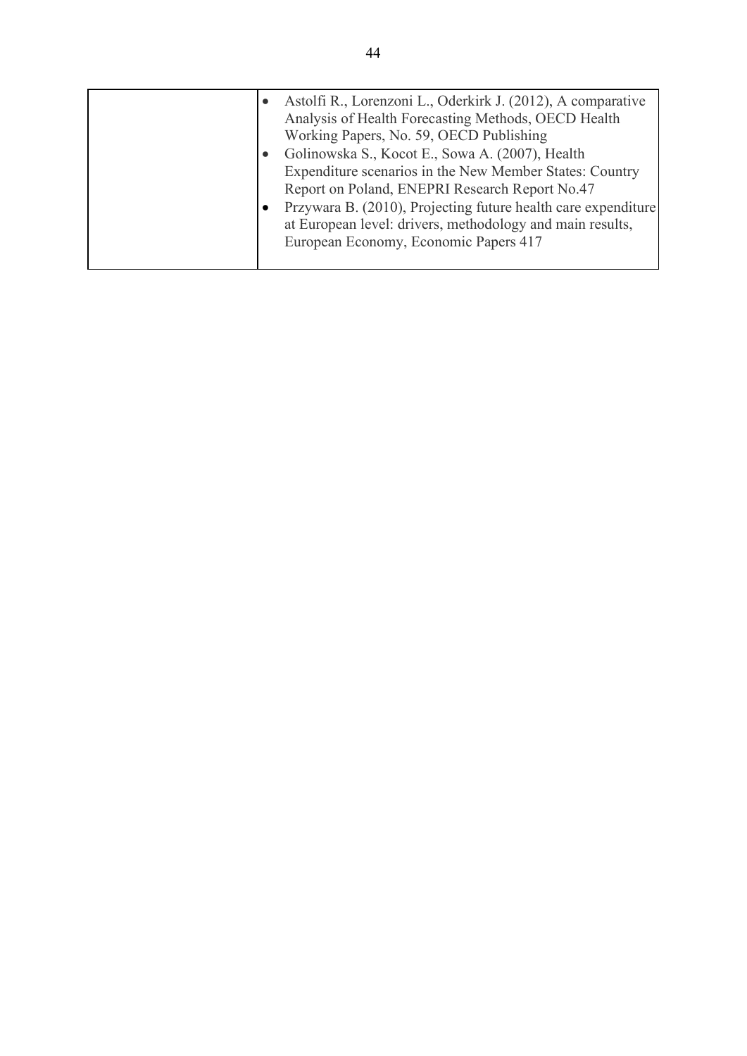|  |  |
|---|---|
|  | • Astolfi R., Lorenzoni L., Oderkirk J. (2012), A comparative Analysis of Health Forecasting Methods, OECD Health Working Papers, No. 59, OECD Publishing<br>• Golinowska S., Kocot E., Sowa A. (2007), Health Expenditure scenarios in the New Member States: Country Report on Poland, ENEPRI Research Report No.47<br>• Przywara B. (2010), Projecting future health care expenditure at European level: drivers, methodology and main results, European Economy, Economic Papers 417 |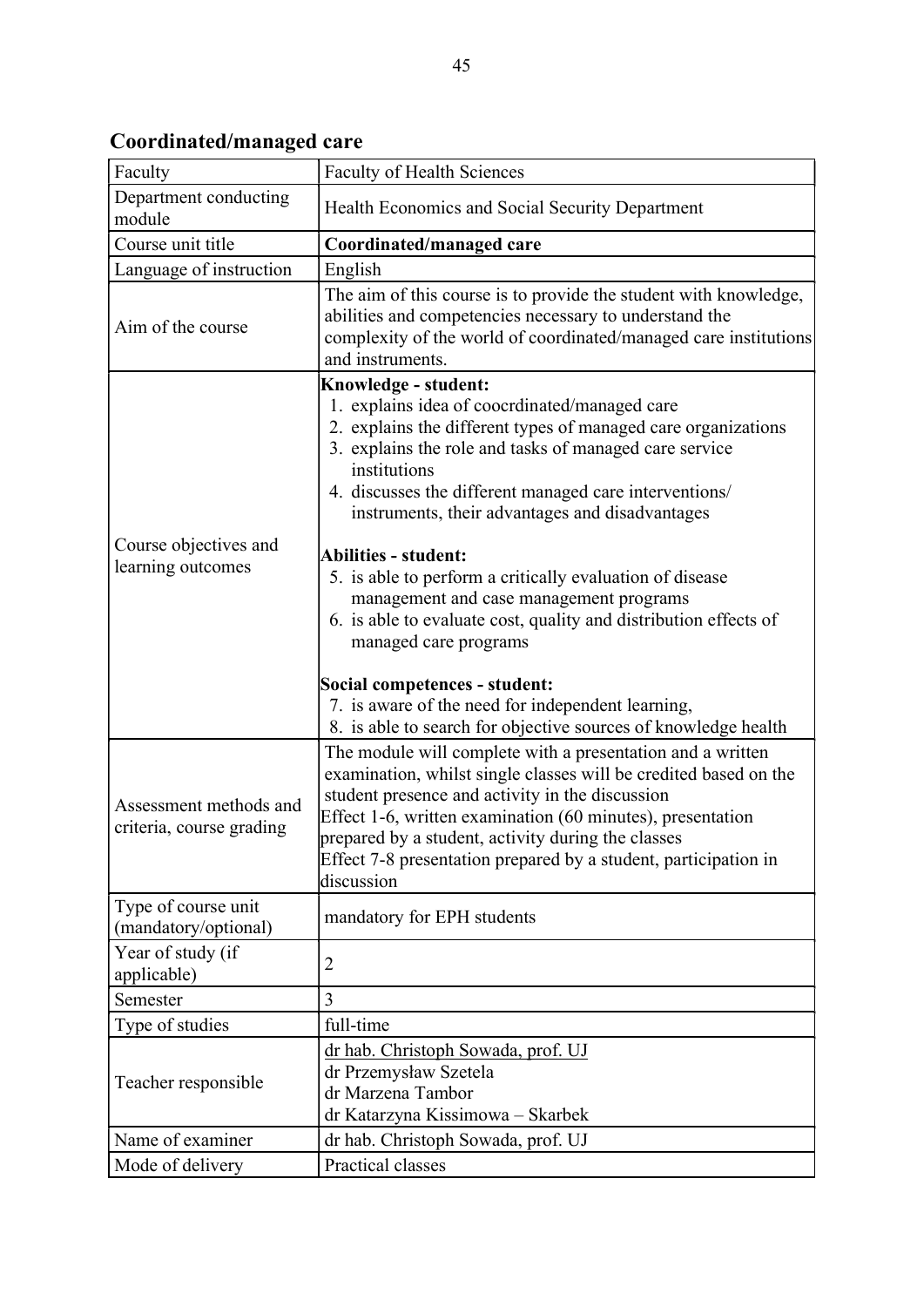## Coordinated/managed care

| Faculty | Faculty of Health Sciences |
|---|---|
| Department conducting module | Health Economics and Social Security Department |
| Course unit title | **Coordinated/managed care** |
| Language of instruction | English |
| Aim of the course | The aim of this course is to provide the student with knowledge, abilities and competencies necessary to understand the complexity of the world of coordinated/managed care institutions and instruments. |
| Course objectives and learning outcomes | **Knowledge - student:**<br>1. explains idea of coocrdinated/managed care<br>2. explains the different types of managed care organizations<br>3. explains the role and tasks of managed care service institutions<br>4. discusses the different managed care interventions/ instruments, their advantages and disadvantages<br><br>**Abilities - student:**<br>5. is able to perform a critically evaluation of disease management and case management programs<br>6. is able to evaluate cost, quality and distribution effects of managed care programs<br><br>**Social competences - student:**<br>7. is aware of the need for independent learning,<br>8. is able to search for objective sources of knowledge health |
| Assessment methods and criteria, course grading | The module will complete with a presentation and a written examination, whilst single classes will be credited based on the student presence and activity in the discussion<br>Effect 1-6, written examination (60 minutes), presentation prepared by a student, activity during the classes<br>Effect 7-8 presentation prepared by a student, participation in discussion |
| Type of course unit (mandatory/optional) | mandatory for EPH students |
| Year of study (if applicable) | 2 |
| Semester | 3 |
| Type of studies | full-time |
| Teacher responsible | dr hab. Christoph Sowada, prof. UJ<br>dr Przemysław Szetela<br>dr Marzena Tambor<br>dr Katarzyna Kissimowa – Skarbek |
| Name of examiner | dr hab. Christoph Sowada, prof. UJ |
| Mode of delivery | Practical classes |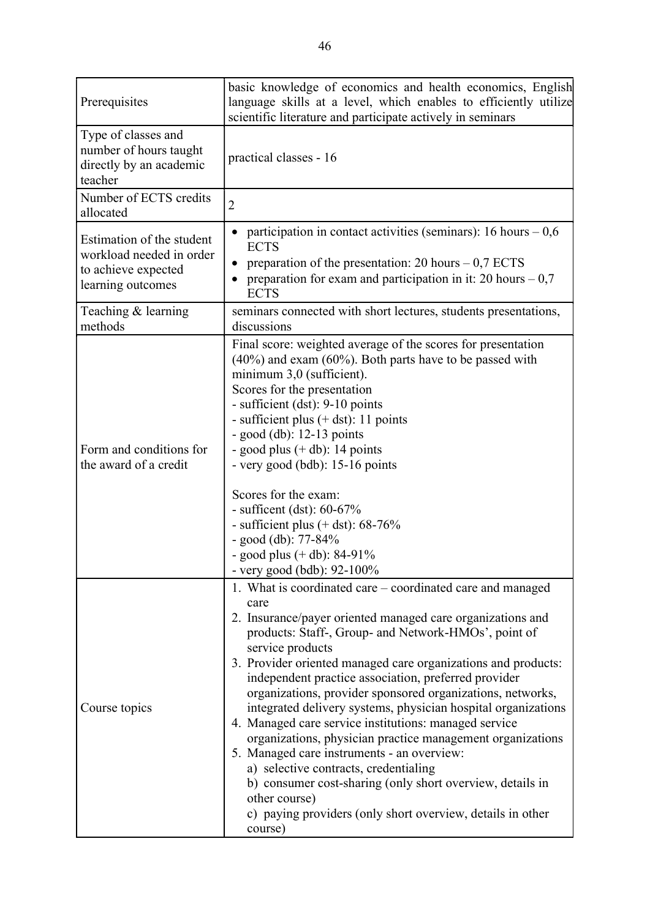| Prerequisites | basic knowledge of economics and health economics, English language skills at a level, which enables to efficiently utilize scientific literature and participate actively in seminars |
|---|---|
| Type of classes and number of hours taught directly by an academic teacher | practical classes - 16 |
| Number of ECTS credits allocated | 2 |
| Estimation of the student workload needed in order to achieve expected learning outcomes | • participation in contact activities (seminars): 16 hours – 0,6 ECTS<br>• preparation of the presentation: 20 hours – 0,7 ECTS<br>• preparation for exam and participation in it: 20 hours – 0,7 ECTS |
| Teaching & learning methods | seminars connected with short lectures, students presentations, discussions |
| Form and conditions for the award of a credit | Final score: weighted average of the scores for presentation (40%) and exam (60%). Both parts have to be passed with minimum 3,0 (sufficient).<br>Scores for the presentation<br>- sufficient (dst): 9-10 points<br>- sufficient plus (+ dst): 11 points<br>- good (db): 12-13 points<br>- good plus (+ db): 14 points<br>- very good (bdb): 15-16 points<br><br>Scores for the exam:<br>- sufficent (dst): 60-67%<br>- sufficient plus (+ dst): 68-76%<br>- good (db): 77-84%<br>- good plus (+ db): 84-91%<br>- very good (bdb): 92-100% |
| Course topics | 1. What is coordinated care – coordinated care and managed care<br>2. Insurance/payer oriented managed care organizations and products: Staff-, Group- and Network-HMOs', point of service products<br>3. Provider oriented managed care organizations and products: independent practice association, preferred provider organizations, provider sponsored organizations, networks, integrated delivery systems, physician hospital organizations<br>4. Managed care service institutions: managed service organizations, physician practice management organizations<br>5. Managed care instruments - an overview:<br>a) selective contracts, credentialing<br>b) consumer cost-sharing (only short overview, details in other course)<br>c) paying providers (only short overview, details in other course) |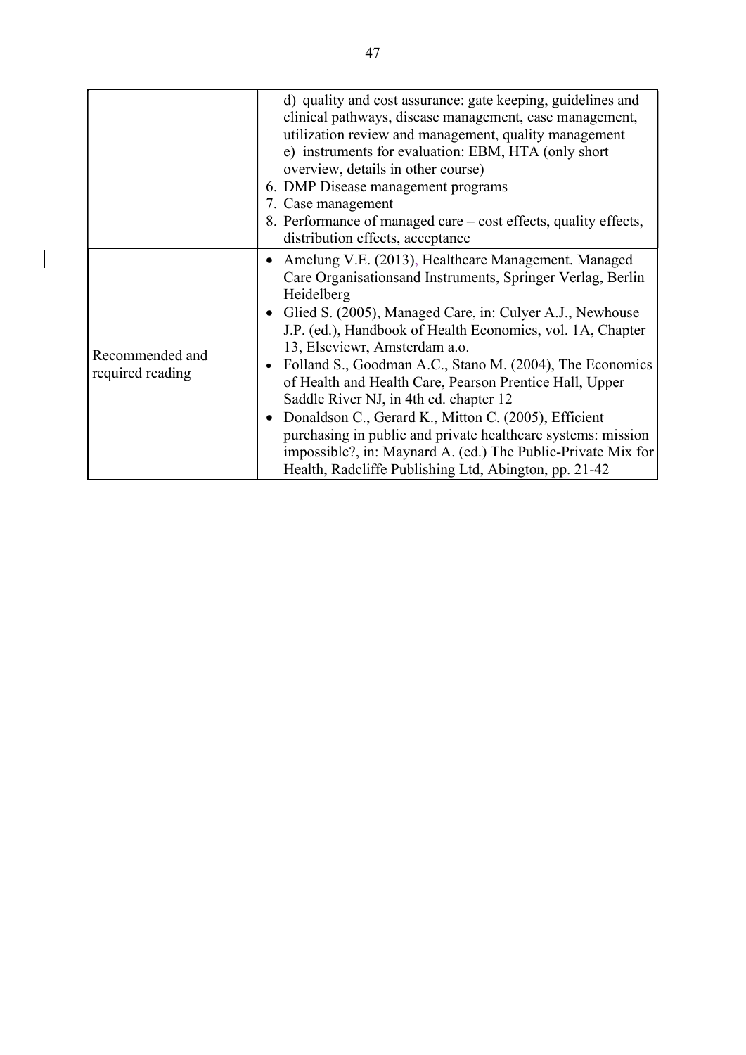|  |  |
|---|---|
|  | d) quality and cost assurance: gate keeping, guidelines and clinical pathways, disease management, case management, utilization review and management, quality management<br>e) instruments for evaluation: EBM, HTA (only short overview, details in other course)<br>6. DMP Disease management programs<br>7. Case management<br>8. Performance of managed care – cost effects, quality effects, distribution effects, acceptance |
| Recommended and required reading | • Amelung V.E. (2013), Healthcare Management. Managed Care Organisationsand Instruments, Springer Verlag, Berlin Heidelberg<br>• Glied S. (2005), Managed Care, in: Culyer A.J., Newhouse J.P. (ed.), Handbook of Health Economics, vol. 1A, Chapter 13, Elseviewr, Amsterdam a.o.<br>• Folland S., Goodman A.C., Stano M. (2004), The Economics of Health and Health Care, Pearson Prentice Hall, Upper Saddle River NJ, in 4th ed. chapter 12<br>• Donaldson C., Gerard K., Mitton C. (2005), Efficient purchasing in public and private healthcare systems: mission impossible?, in: Maynard A. (ed.) The Public-Private Mix for Health, Radcliffe Publishing Ltd, Abington, pp. 21-42 |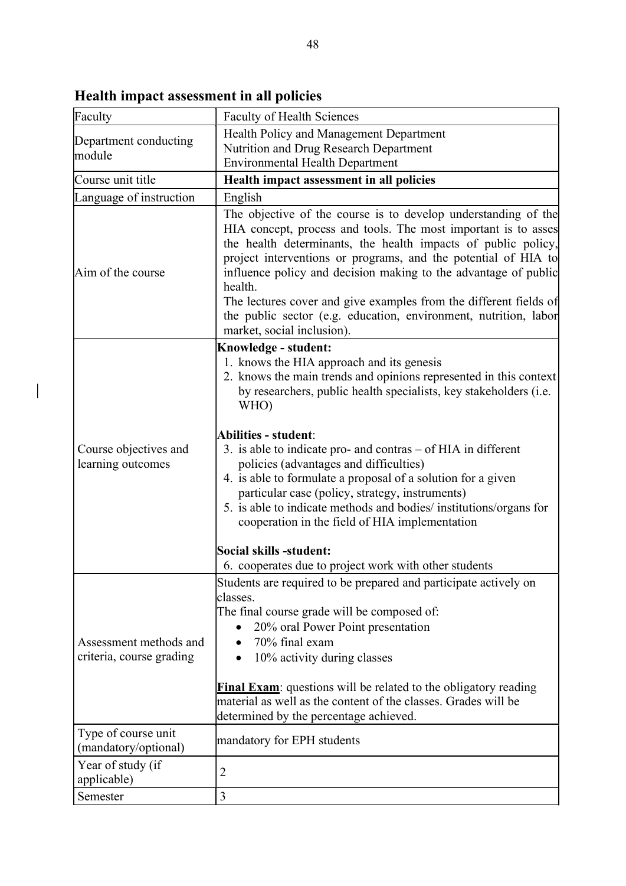## Health impact assessment in all policies

| | |
|---|---|
| Faculty | Faculty of Health Sciences |
| Department conducting module | Health Policy and Management Department<br>Nutrition and Drug Research Department<br>Environmental Health Department |
| Course unit title | **Health impact assessment in all policies** |
| Language of instruction | English |
| Aim of the course | The objective of the course is to develop understanding of the HIA concept, process and tools. The most important is to asses the health determinants, the health impacts of public policy, project interventions or programs, and the potential of HIA to influence policy and decision making to the advantage of public health.<br>The lectures cover and give examples from the different fields of the public sector (e.g. education, environment, nutrition, labor market, social inclusion). |
| Course objectives and learning outcomes | **Knowledge - student:**<br>1. knows the HIA approach and its genesis<br>2. knows the main trends and opinions represented in this context by researchers, public health specialists, key stakeholders (i.e. WHO)<br><br>**Abilities - student**:<br>3. is able to indicate pro- and contras – of HIA in different policies (advantages and difficulties)<br>4. is able to formulate a proposal of a solution for a given particular case (policy, strategy, instruments)<br>5. is able to indicate methods and bodies/ institutions/organs for cooperation in the field of HIA implementation<br><br>**Social skills -student:**<br>6. cooperates due to project work with other students |
| Assessment methods and criteria, course grading | Students are required to be prepared and participate actively on classes.<br>The final course grade will be composed of:<br>• 20% oral Power Point presentation<br>• 70% final exam<br>• 10% activity during classes<br><br>**Final Exam**: questions will be related to the obligatory reading material as well as the content of the classes. Grades will be determined by the percentage achieved. |
| Type of course unit (mandatory/optional) | mandatory for EPH students |
| Year of study (if applicable) | 2 |
| Semester | 3 |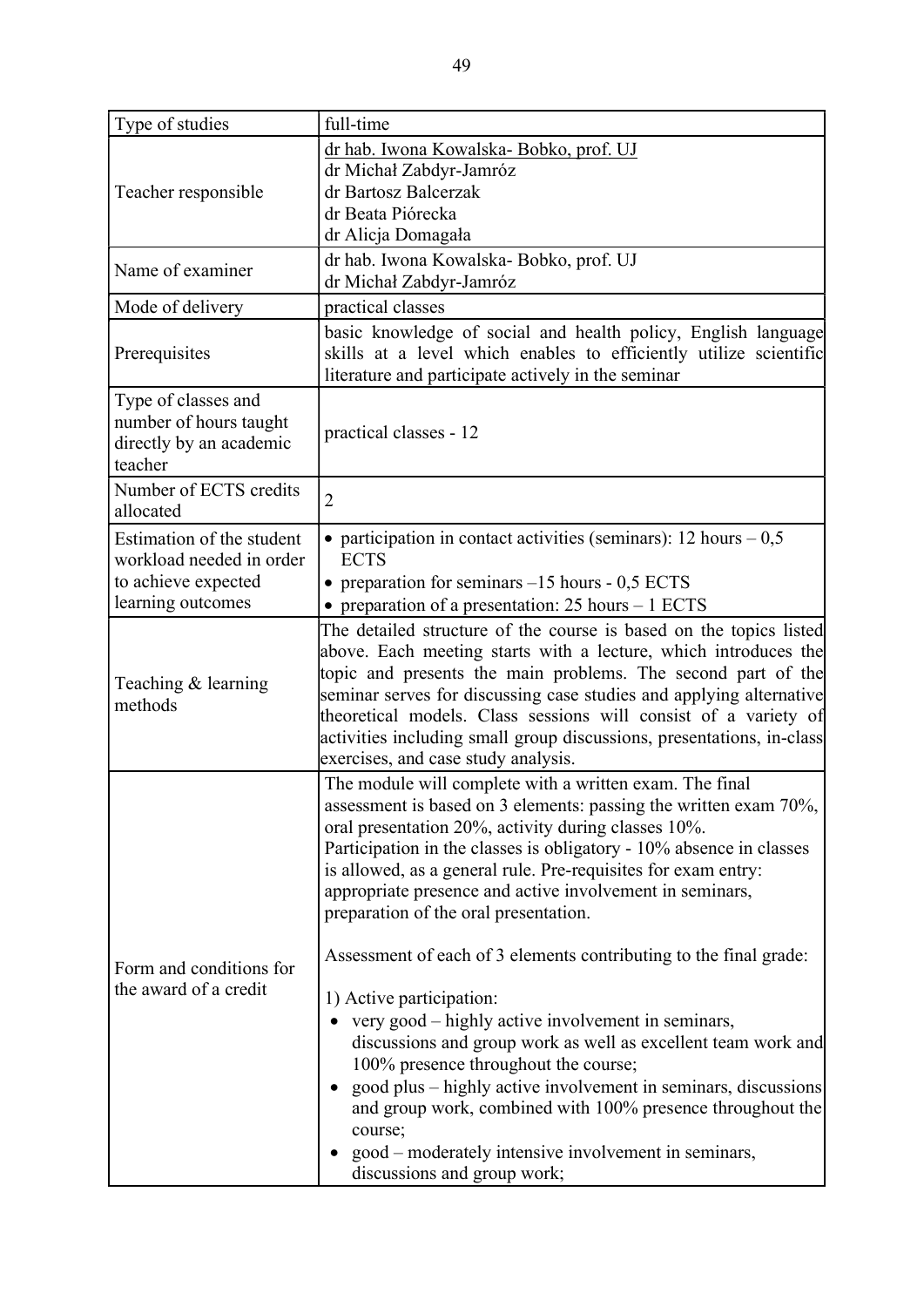| Type of studies | full-time |
|---|---|
| Teacher responsible | dr hab. Iwona Kowalska- Bobko, prof. UJ<br>dr Michał Zabdyr-Jamróz<br>dr Bartosz Balcerzak<br>dr Beata Piórecka<br>dr Alicja Domagała |
| Name of examiner | dr hab. Iwona Kowalska- Bobko, prof. UJ<br>dr Michał Zabdyr-Jamróz |
| Mode of delivery | practical classes |
| Prerequisites | basic knowledge of social and health policy, English language skills at a level which enables to efficiently utilize scientific literature and participate actively in the seminar |
| Type of classes and number of hours taught directly by an academic teacher | practical classes - 12 |
| Number of ECTS credits allocated | 2 |
| Estimation of the student workload needed in order to achieve expected learning outcomes | • participation in contact activities (seminars): 12 hours – 0,5 ECTS<br>• preparation for seminars –15 hours - 0,5 ECTS<br>• preparation of a presentation: 25 hours – 1 ECTS |
| Teaching & learning methods | The detailed structure of the course is based on the topics listed above. Each meeting starts with a lecture, which introduces the topic and presents the main problems. The second part of the seminar serves for discussing case studies and applying alternative theoretical models. Class sessions will consist of a variety of activities including small group discussions, presentations, in-class exercises, and case study analysis. |
| Form and conditions for the award of a credit | The module will complete with a written exam. The final assessment is based on 3 elements: passing the written exam 70%, oral presentation 20%, activity during classes 10%.<br>Participation in the classes is obligatory - 10% absence in classes is allowed, as a general rule. Pre-requisites for exam entry: appropriate presence and active involvement in seminars, preparation of the oral presentation.<br><br>Assessment of each of 3 elements contributing to the final grade:<br><br>1) Active participation:<br>• very good – highly active involvement in seminars, discussions and group work as well as excellent team work and 100% presence throughout the course;<br>• good plus – highly active involvement in seminars, discussions and group work, combined with 100% presence throughout the course;<br>• good – moderately intensive involvement in seminars, discussions and group work; |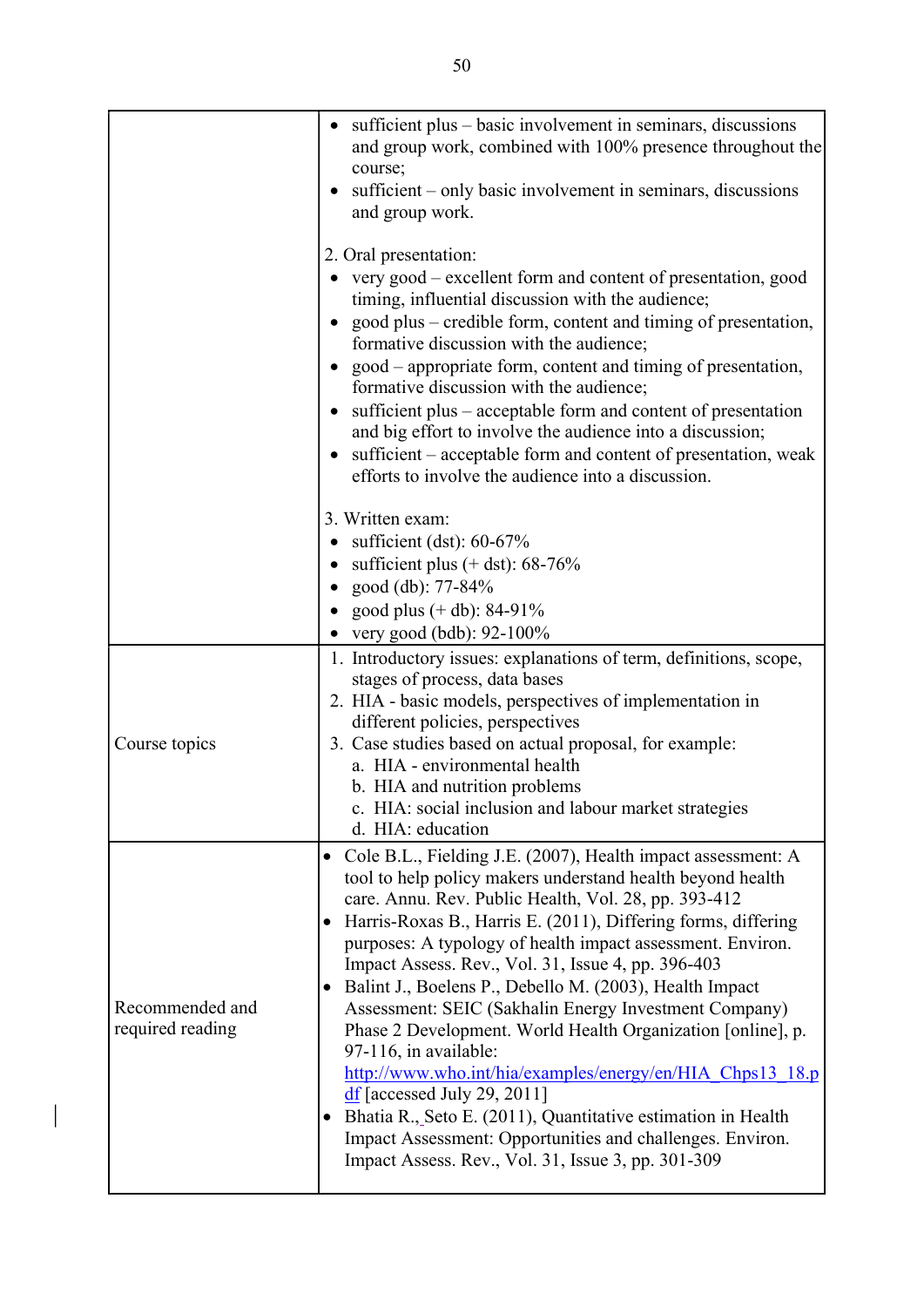| | |
|---|---|
| | • sufficient plus – basic involvement in seminars, discussions and group work, combined with 100% presence throughout the course;<br>• sufficient – only basic involvement in seminars, discussions and group work.<br><br>2. Oral presentation:<br>• very good – excellent form and content of presentation, good timing, influential discussion with the audience;<br>• good plus – credible form, content and timing of presentation, formative discussion with the audience;<br>• good – appropriate form, content and timing of presentation, formative discussion with the audience;<br>• sufficient plus – acceptable form and content of presentation and big effort to involve the audience into a discussion;<br>• sufficient – acceptable form and content of presentation, weak efforts to involve the audience into a discussion.<br><br>3. Written exam:<br>• sufficient (dst): 60-67%<br>• sufficient plus (+ dst): 68-76%<br>• good (db): 77-84%<br>• good plus (+ db): 84-91%<br>• very good (bdb): 92-100% |
| Course topics | 1. Introductory issues: explanations of term, definitions, scope, stages of process, data bases<br>2. HIA - basic models, perspectives of implementation in different policies, perspectives<br>3. Case studies based on actual proposal, for example:<br>a. HIA - environmental health<br>b. HIA and nutrition problems<br>c. HIA: social inclusion and labour market strategies<br>d. HIA: education |
| Recommended and required reading | • Cole B.L., Fielding J.E. (2007), Health impact assessment: A tool to help policy makers understand health beyond health care. Annu. Rev. Public Health, Vol. 28, pp. 393-412<br>• Harris-Roxas B., Harris E. (2011), Differing forms, differing purposes: A typology of health impact assessment. Environ. Impact Assess. Rev., Vol. 31, Issue 4, pp. 396-403<br>• Balint J., Boelens P., Debello M. (2003), Health Impact Assessment: SEIC (Sakhalin Energy Investment Company) Phase 2 Development. World Health Organization [online], p. 97-116, in available: http://www.who.int/hia/examples/energy/en/HIA_Chps13_18.pdf [accessed July 29, 2011]<br>• Bhatia R., Seto E. (2011), Quantitative estimation in Health Impact Assessment: Opportunities and challenges. Environ. Impact Assess. Rev., Vol. 31, Issue 3, pp. 301-309 |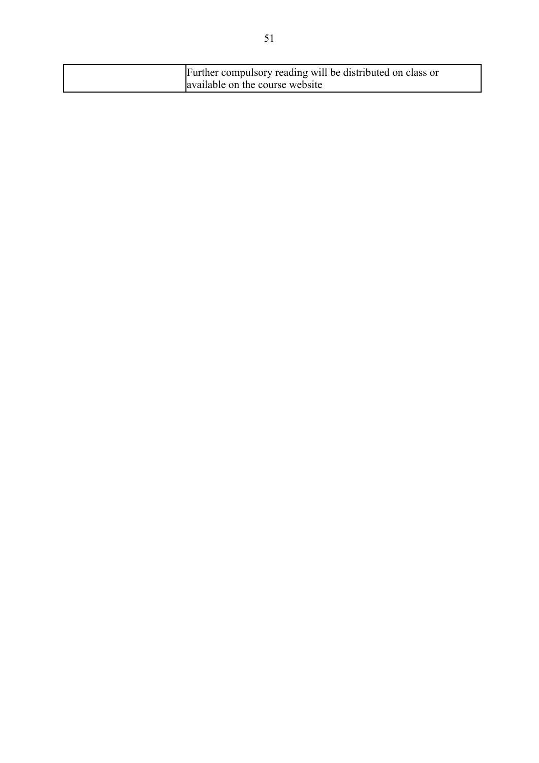| | |
|---|---|
| | Further compulsory reading will be distributed on class or available on the course website |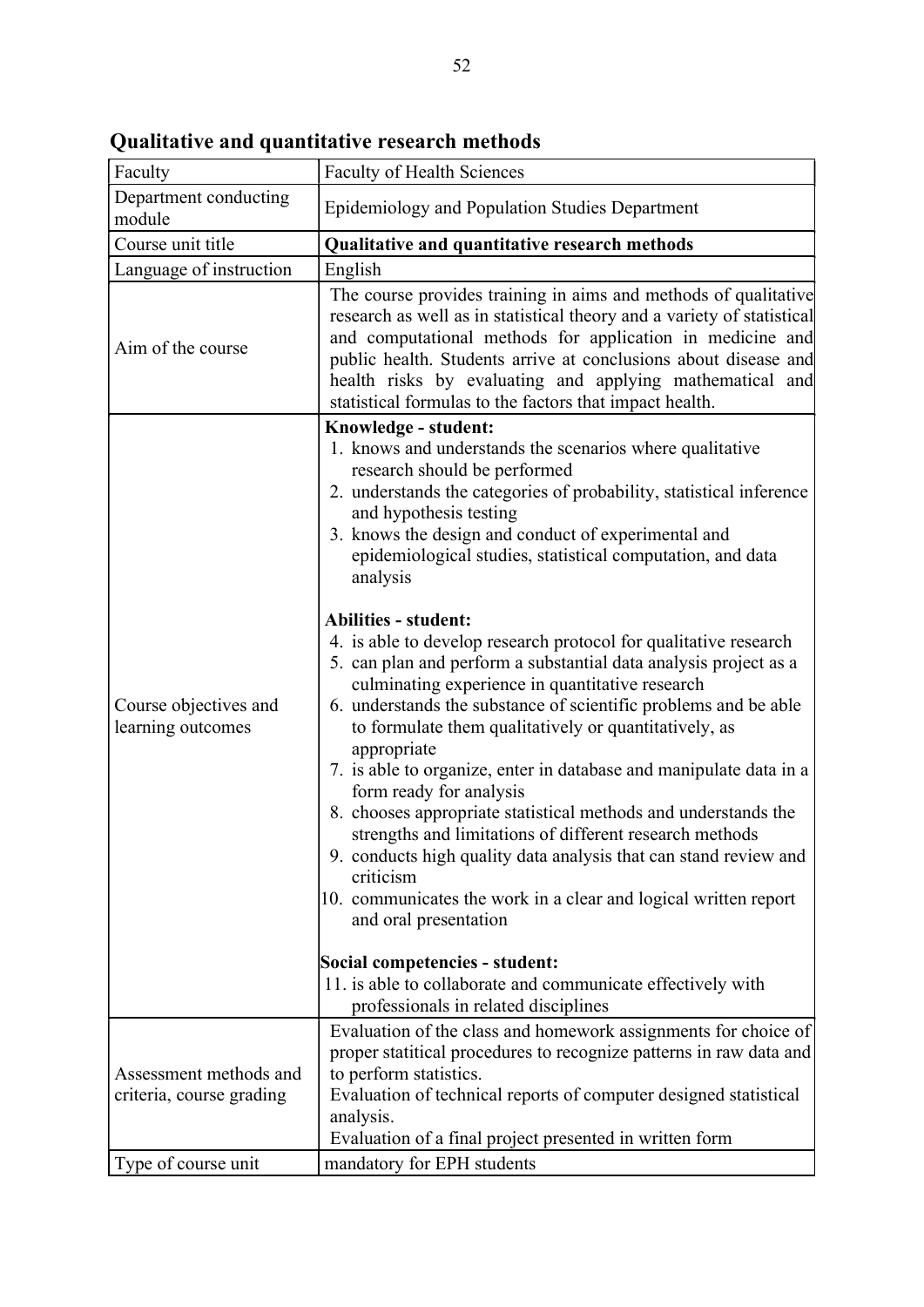## Qualitative and quantitative research methods

| Faculty | Faculty of Health Sciences |
|---|---|
| Department conducting module | Epidemiology and Population Studies Department |
| Course unit title | **Qualitative and quantitative research methods** |
| Language of instruction | English |
| Aim of the course | The course provides training in aims and methods of qualitative research as well as in statistical theory and a variety of statistical and computational methods for application in medicine and public health. Students arrive at conclusions about disease and health risks by evaluating and applying mathematical and statistical formulas to the factors that impact health. |
| Course objectives and learning outcomes | **Knowledge - student:**<br>1. knows and understands the scenarios where qualitative research should be performed<br>2. understands the categories of probability, statistical inference and hypothesis testing<br>3. knows the design and conduct of experimental and epidemiological studies, statistical computation, and data analysis<br><br>**Abilities - student:**<br>4. is able to develop research protocol for qualitative research<br>5. can plan and perform a substantial data analysis project as a culminating experience in quantitative research<br>6. understands the substance of scientific problems and be able to formulate them qualitatively or quantitatively, as appropriate<br>7. is able to organize, enter in database and manipulate data in a form ready for analysis<br>8. chooses appropriate statistical methods and understands the strengths and limitations of different research methods<br>9. conducts high quality data analysis that can stand review and criticism<br>10. communicates the work in a clear and logical written report and oral presentation<br><br>**Social competencies - student:**<br>11. is able to collaborate and communicate effectively with professionals in related disciplines |
| Assessment methods and criteria, course grading | Evaluation of the class and homework assignments for choice of proper statitical procedures to recognize patterns in raw data and to perform statistics.<br>Evaluation of technical reports of computer designed statistical analysis.<br>Evaluation of a final project presented in written form |
| Type of course unit | mandatory for EPH students |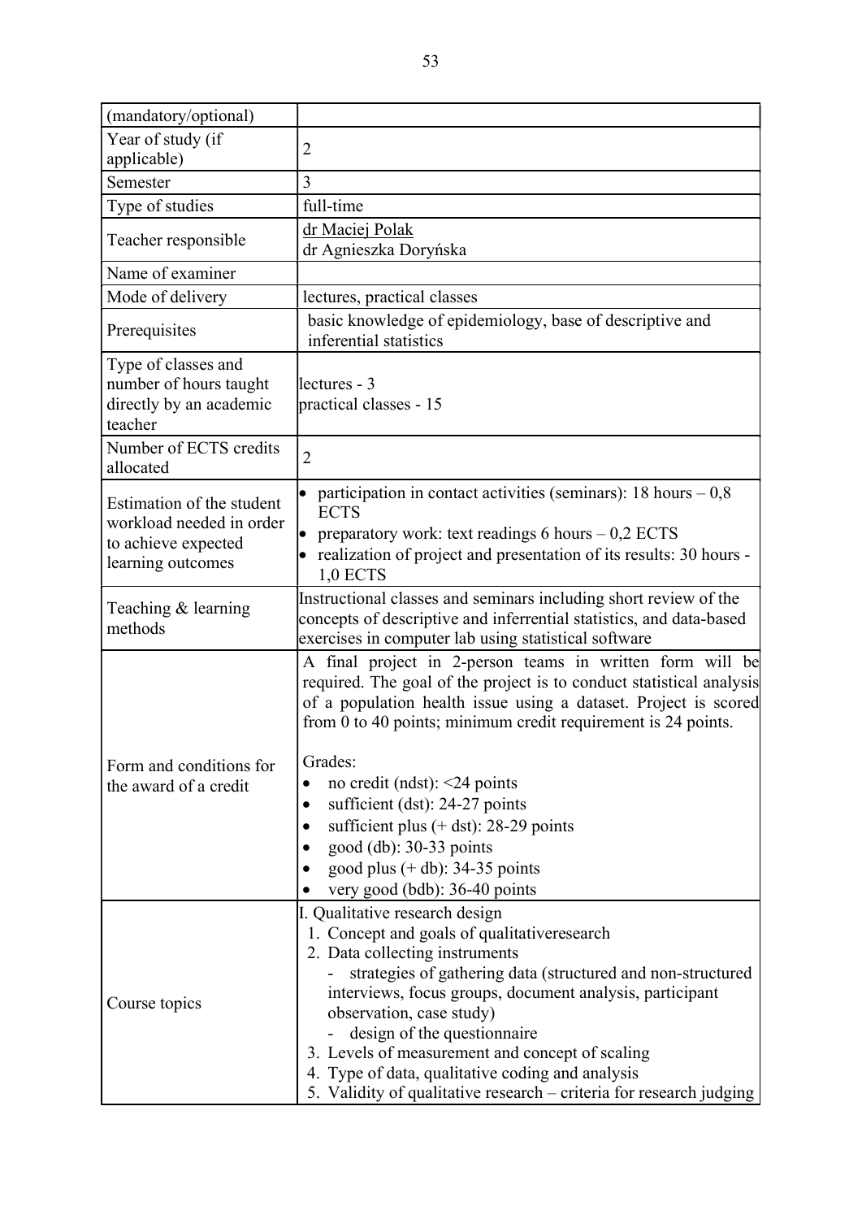| (mandatory/optional) | |
|---|---|
| Year of study (if applicable) | 2 |
| Semester | 3 |
| Type of studies | full-time |
| Teacher responsible | dr Maciej Polak<br>dr Agnieszka Doryńska |
| Name of examiner | |
| Mode of delivery | lectures, practical classes |
| Prerequisites | basic knowledge of epidemiology, base of descriptive and inferential statistics |
| Type of classes and number of hours taught directly by an academic teacher | lectures - 3<br>practical classes - 15 |
| Number of ECTS credits allocated | 2 |
| Estimation of the student workload needed in order to achieve expected learning outcomes | • participation in contact activities (seminars): 18 hours – 0,8 ECTS<br>• preparatory work: text readings 6 hours – 0,2 ECTS<br>• realization of project and presentation of its results: 30 hours - 1,0 ECTS |
| Teaching & learning methods | Instructional classes and seminars including short review of the concepts of descriptive and inferrential statistics, and data-based exercises in computer lab using statistical software |
| Form and conditions for the award of a credit | A final project in 2-person teams in written form will be required. The goal of the project is to conduct statistical analysis of a population health issue using a dataset. Project is scored from 0 to 40 points; minimum credit requirement is 24 points.<br><br>Grades:<br>• no credit (ndst): <24 points<br>• sufficient (dst): 24-27 points<br>• sufficient plus (+ dst): 28-29 points<br>• good (db): 30-33 points<br>• good plus (+ db): 34-35 points<br>• very good (bdb): 36-40 points |
| Course topics | I. Qualitative research design<br>1. Concept and goals of qualitativeresearch<br>2. Data collecting instruments<br>- strategies of gathering data (structured and non-structured interviews, focus groups, document analysis, participant observation, case study)<br>- design of the questionnaire<br>3. Levels of measurement and concept of scaling<br>4. Type of data, qualitative coding and analysis<br>5. Validity of qualitative research – criteria for research judging |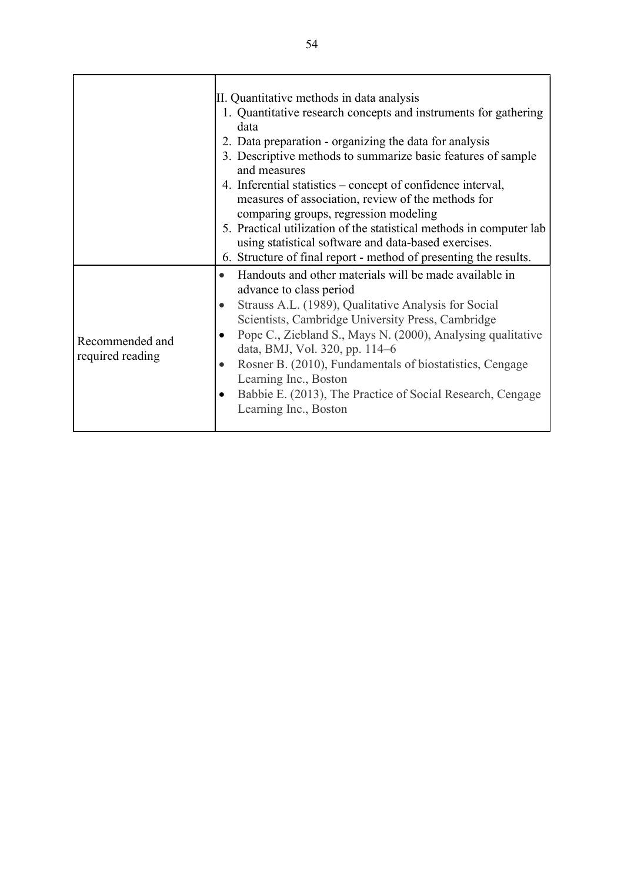| | |
|---|---|
| | II. Quantitative methods in data analysis<br>1. Quantitative research concepts and instruments for gathering data<br>2. Data preparation - organizing the data for analysis<br>3. Descriptive methods to summarize basic features of sample and measures<br>4. Inferential statistics – concept of confidence interval, measures of association, review of the methods for comparing groups, regression modeling<br>5. Practical utilization of the statistical methods in computer lab using statistical software and data-based exercises.<br>6. Structure of final report - method of presenting the results. |
| Recommended and required reading | • Handouts and other materials will be made available in advance to class period<br>• Strauss A.L. (1989), Qualitative Analysis for Social Scientists, Cambridge University Press, Cambridge<br>• Pope C., Ziebland S., Mays N. (2000), Analysing qualitative data, BMJ, Vol. 320, pp. 114–6<br>• Rosner B. (2010), Fundamentals of biostatistics, Cengage Learning Inc., Boston<br>• Babbie E. (2013), The Practice of Social Research, Cengage Learning Inc., Boston |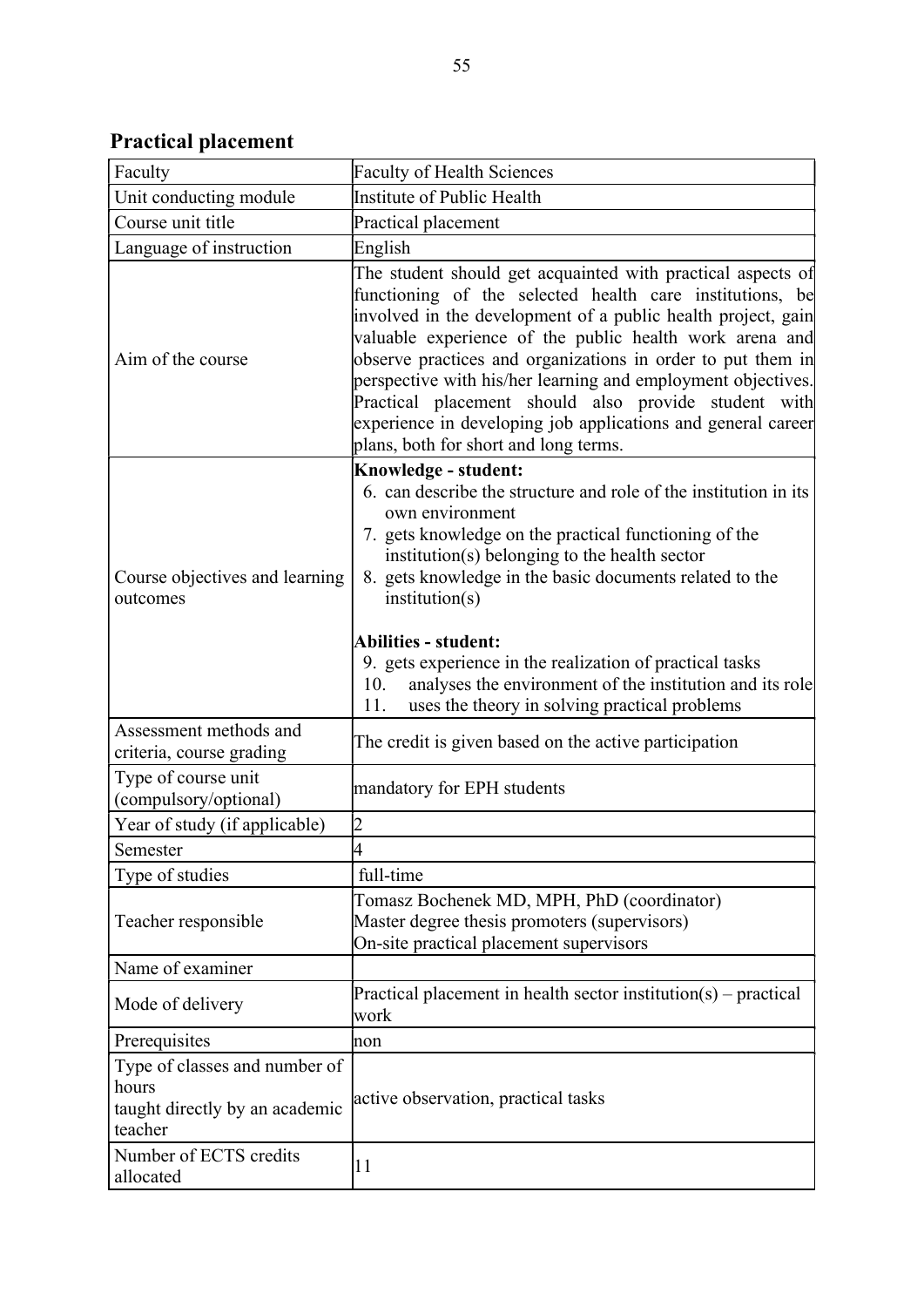## Practical placement

| Faculty | Faculty of Health Sciences |
|---|---|
| Unit conducting module | Institute of Public Health |
| Course unit title | Practical placement |
| Language of instruction | English |
| Aim of the course | The student should get acquainted with practical aspects of functioning of the selected health care institutions, be involved in the development of a public health project, gain valuable experience of the public health work arena and observe practices and organizations in order to put them in perspective with his/her learning and employment objectives. Practical placement should also provide student with experience in developing job applications and general career plans, both for short and long terms. |
| Course objectives and learning outcomes | **Knowledge - student:**<br>6. can describe the structure and role of the institution in its own environment<br>7. gets knowledge on the practical functioning of the institution(s) belonging to the health sector<br>8. gets knowledge in the basic documents related to the institution(s)<br><br>**Abilities - student:**<br>9. gets experience in the realization of practical tasks<br>10. analyses the environment of the institution and its role<br>11. uses the theory in solving practical problems |
| Assessment methods and criteria, course grading | The credit is given based on the active participation |
| Type of course unit (compulsory/optional) | mandatory for EPH students |
| Year of study (if applicable) | 2 |
| Semester | 4 |
| Type of studies | full-time |
| Teacher responsible | Tomasz Bochenek MD, MPH, PhD (coordinator)<br>Master degree thesis promoters (supervisors)<br>On-site practical placement supervisors |
| Name of examiner | |
| Mode of delivery | Practical placement in health sector institution(s) – practical work |
| Prerequisites | non |
| Type of classes and number of hours taught directly by an academic teacher | active observation, practical tasks |
| Number of ECTS credits allocated | 11 |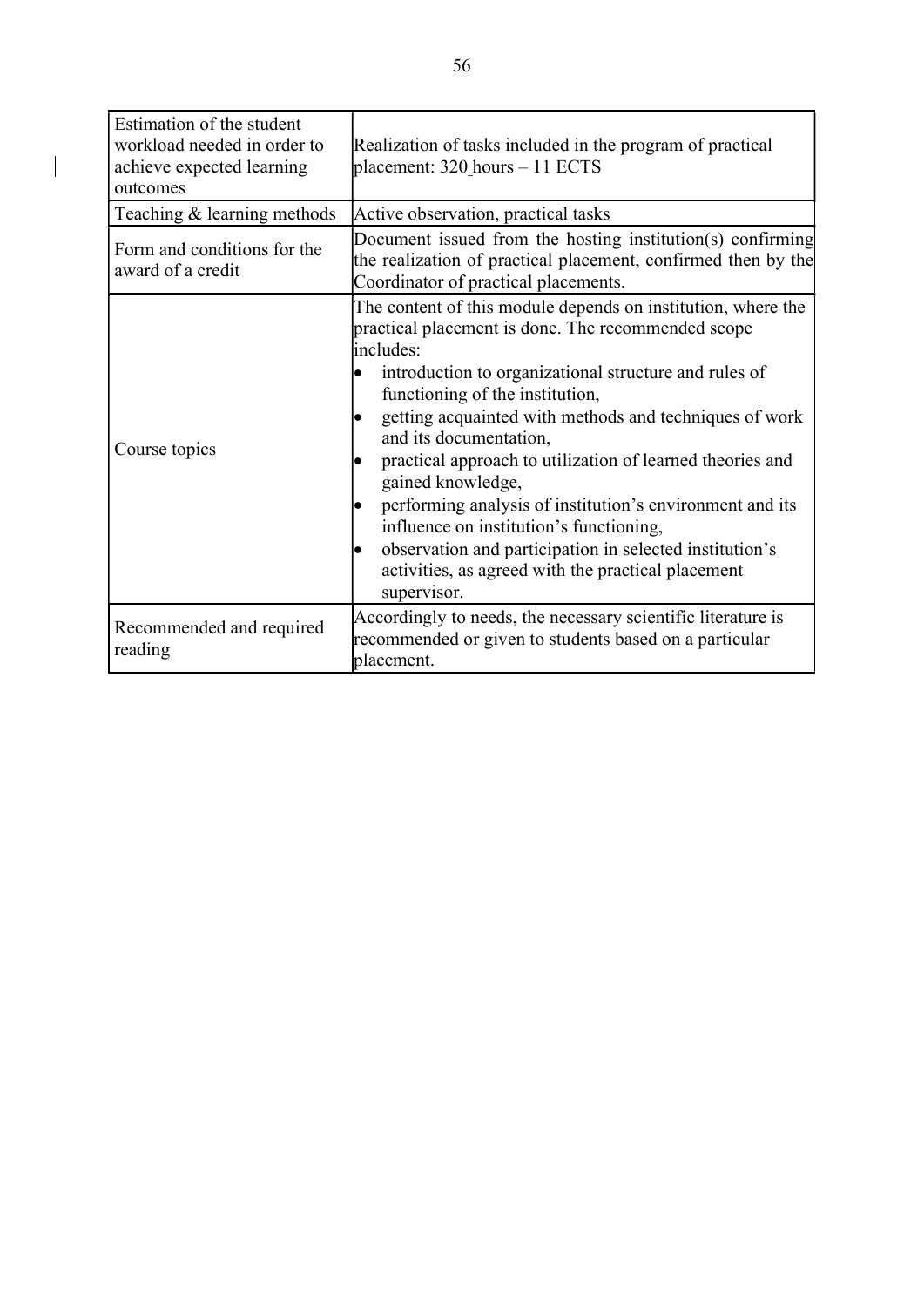| Estimation of the student workload needed in order to achieve expected learning outcomes | Realization of tasks included in the program of practical placement: 320 hours – 11 ECTS |
|---|---|
| Teaching & learning methods | Active observation, practical tasks |
| Form and conditions for the award of a credit | Document issued from the hosting institution(s) confirming the realization of practical placement, confirmed then by the Coordinator of practical placements. |
| Course topics | The content of this module depends on institution, where the practical placement is done. The recommended scope includes:<br>• introduction to organizational structure and rules of functioning of the institution,<br>• getting acquainted with methods and techniques of work and its documentation,<br>• practical approach to utilization of learned theories and gained knowledge,<br>• performing analysis of institution's environment and its influence on institution's functioning,<br>• observation and participation in selected institution's activities, as agreed with the practical placement supervisor. |
| Recommended and required reading | Accordingly to needs, the necessary scientific literature is recommended or given to students based on a particular placement. |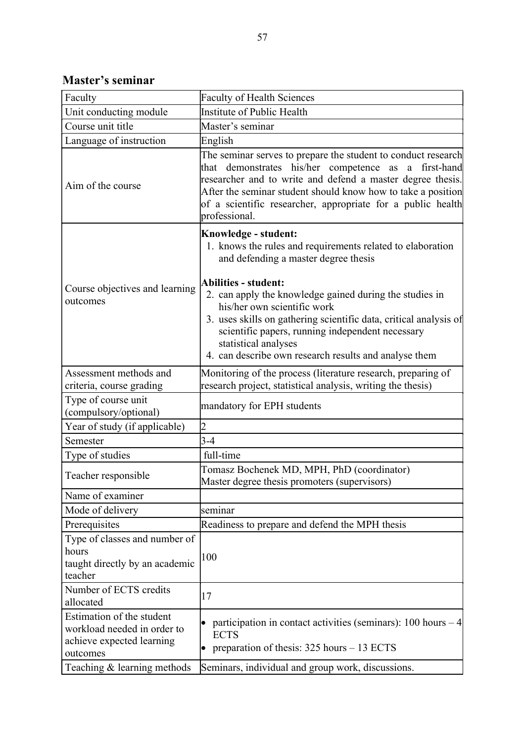## Master's seminar

| Faculty | Faculty of Health Sciences |
|---|---|
| Unit conducting module | Institute of Public Health |
| Course unit title | Master's seminar |
| Language of instruction | English |
| Aim of the course | The seminar serves to prepare the student to conduct research that demonstrates his/her competence as a first-hand researcher and to write and defend a master degree thesis. After the seminar student should know how to take a position of a scientific researcher, appropriate for a public health professional. |
| Course objectives and learning outcomes | **Knowledge - student:**<br>1. knows the rules and requirements related to elaboration and defending a master degree thesis<br><br>**Abilities - student:**<br>2. can apply the knowledge gained during the studies in his/her own scientific work<br>3. uses skills on gathering scientific data, critical analysis of scientific papers, running independent necessary statistical analyses<br>4. can describe own research results and analyse them |
| Assessment methods and criteria, course grading | Monitoring of the process (literature research, preparing of research project, statistical analysis, writing the thesis) |
| Type of course unit (compulsory/optional) | mandatory for EPH students |
| Year of study (if applicable) | 2 |
| Semester | 3-4 |
| Type of studies | full-time |
| Teacher responsible | Tomasz Bochenek MD, MPH, PhD (coordinator)<br>Master degree thesis promoters (supervisors) |
| Name of examiner | |
| Mode of delivery | seminar |
| Prerequisites | Readiness to prepare and defend the MPH thesis |
| Type of classes and number of hours taught directly by an academic teacher | 100 |
| Number of ECTS credits allocated | 17 |
| Estimation of the student workload needed in order to achieve expected learning outcomes | • participation in contact activities (seminars): 100 hours – 4 ECTS<br>• preparation of thesis: 325 hours – 13 ECTS |
| Teaching & learning methods | Seminars, individual and group work, discussions. |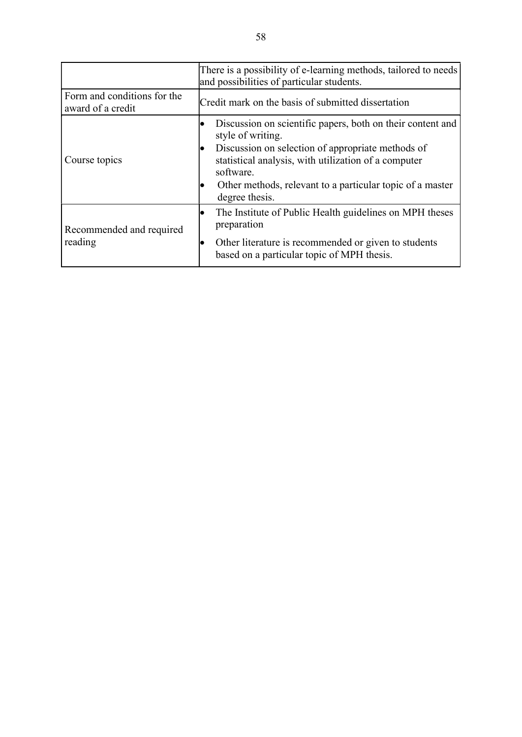| | |
|---|---|
| | There is a possibility of e-learning methods, tailored to needs and possibilities of particular students. |
| Form and conditions for the award of a credit | Credit mark on the basis of submitted dissertation |
| Course topics | • Discussion on scientific papers, both on their content and style of writing.<br>• Discussion on selection of appropriate methods of statistical analysis, with utilization of a computer software.<br>• Other methods, relevant to a particular topic of a master degree thesis. |
| Recommended and required reading | • The Institute of Public Health guidelines on MPH theses preparation<br>• Other literature is recommended or given to students based on a particular topic of MPH thesis. |